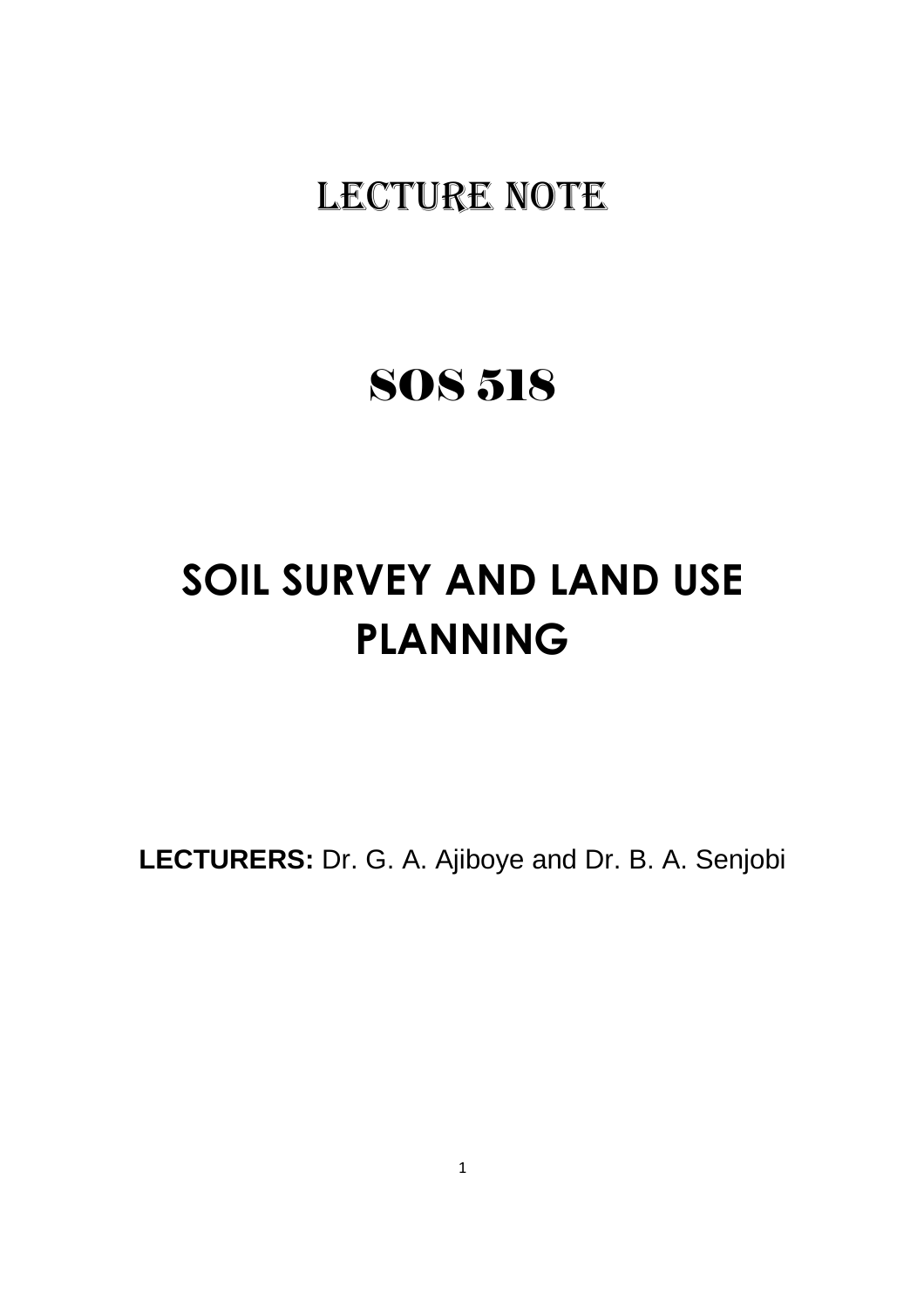# LECTURE NOTE

# SOS 518

# SOIL SURVEY AND LAND USE PLANNING

**LECTURERS:** Dr. G. A. Ajiboye and Dr. B. A. Senjobi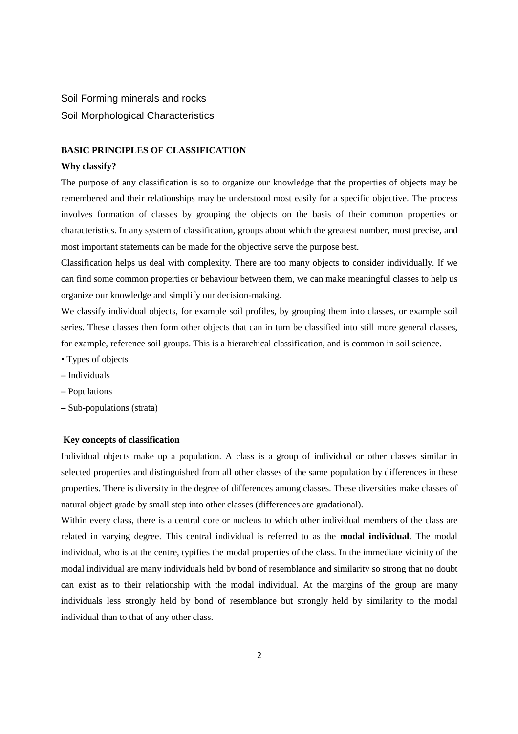Soil Forming minerals and rocks

Soil Morphological Characteristics

## BASIC PRINCIPLES OF CLASSIFICATION

### Why classify?

The purpose of any classification is so to organize our knowledge that the properties of objects may be remembered and their relationships may be understood most easily for a specific objective. The process involves formation of classes by grouping the objects on the basis of their common properties or characteristics. In any system of classification, groups about which the greatest number, most precise, and most important statements can be made for the objective serve the purpose best.

Classification helps us deal with complexity. There are too many objects to consider individually. If we can find some common properties or behaviour between them, we can make meaningful classes to help us organize our knowledge and simplify our decision-making.

We classify individual objects, for example soil profiles, by grouping them into classes, or example soil series. These classes then form other objects that can in turn be classified into still more general classes, for example, reference soil groups. This is a hierarchical classification, and is common in soil science.

- Types of objects
  - Individuals
  - Populations
  - Sub-populations (strata)

### Key concepts of classification

Individual objects make up a population. A class is a group of individual or other classes similar in selected properties and distinguished from all other classes of the same population by differences in these properties. There is diversity in the degree of differences among classes. These diversities make classes of natural object grade by small step into other classes (differences are gradational).

Within every class, there is a central core or nucleus to which other individual members of the class are related in varying degree. This central individual is referred to as the **modal individual**. The modal individual, who is at the centre, typifies the modal properties of the class. In the immediate vicinity of the modal individual are many individuals held by bond of resemblance and similarity so strong that no doubt can exist as to their relationship with the modal individual. At the margins of the group are many individuals less strongly held by bond of resemblance but strongly held by similarity to the modal individual than to that of any other class.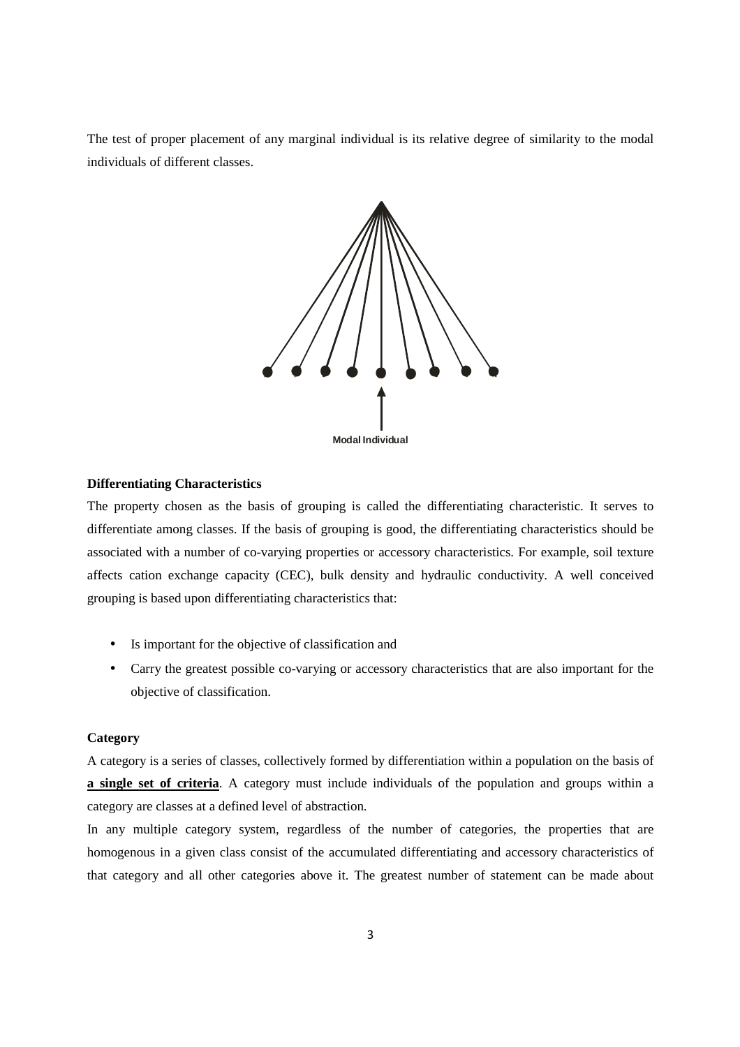The test of proper placement of any marginal individual is its relative degree of similarity to the modal individuals of different classes.

Modal Individual

**Differentiating Characteristics**

The property chosen as the basis of grouping is called the differentiating characteristic. It serves to differentiate among classes. If the basis of grouping is good, the differentiating characteristics should be associated with a number of co-varying properties or accessory characteristics. For example, soil texture affects cation exchange capacity (CEC), bulk density and hydraulic conductivity. A well conceived grouping is based upon differentiating characteristics that:

- Is important for the objective of classification and
- Carry the greatest possible co-varying or accessory characteristics that are also important for the objective of classification.

**Category**

A category is a series of classes, collectively formed by differentiation within a population on the basis of **a single set of criteria**. A category must include individuals of the population and groups within a category are classes at a defined level of abstraction.

In any multiple category system, regardless of the number of categories, the properties that are homogenous in a given class consist of the accumulated differentiating and accessory characteristics of that category and all other categories above it. The greatest number of statement can be made about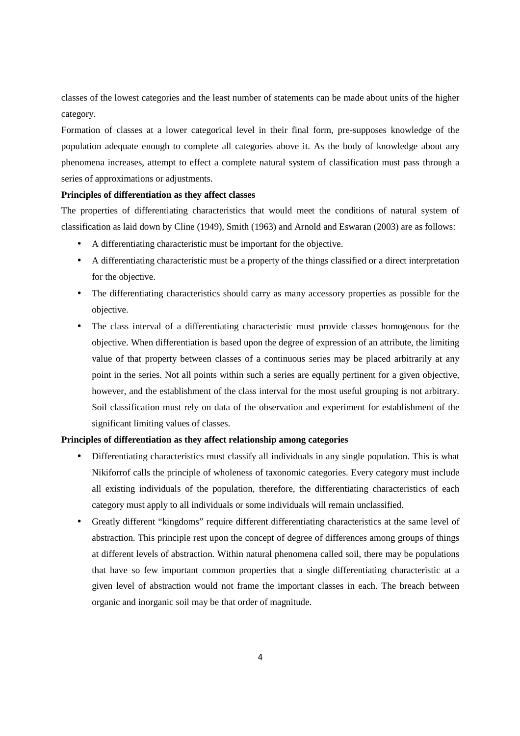classes of the lowest categories and the least number of statements can be made about units of the higher category.

Formation of classes at a lower categorical level in their final form, pre-supposes knowledge of the population adequate enough to complete all categories above it. As the body of knowledge about any phenomena increases, attempt to effect a complete natural system of classification must pass through a series of approximations or adjustments.

**Principles of differentiation as they affect classes**

The properties of differentiating characteristics that would meet the conditions of natural system of classification as laid down by Cline (1949), Smith (1963) and Arnold and Eswaran (2003) are as follows:

- A differentiating characteristic must be important for the objective.
- A differentiating characteristic must be a property of the things classified or a direct interpretation for the objective.
- The differentiating characteristics should carry as many accessory properties as possible for the objective.
- The class interval of a differentiating characteristic must provide classes homogenous for the objective. When differentiation is based upon the degree of expression of an attribute, the limiting value of that property between classes of a continuous series may be placed arbitrarily at any point in the series. Not all points within such a series are equally pertinent for a given objective, however, and the establishment of the class interval for the most useful grouping is not arbitrary. Soil classification must rely on data of the observation and experiment for establishment of the significant limiting values of classes.

**Principles of differentiation as they affect relationship among categories**

- Differentiating characteristics must classify all individuals in any single population. This is what Nikiforrof calls the principle of wholeness of taxonomic categories. Every category must include all existing individuals of the population, therefore, the differentiating characteristics of each category must apply to all individuals or some individuals will remain unclassified.
- Greatly different "kingdoms" require different differentiating characteristics at the same level of abstraction. This principle rest upon the concept of degree of differences among groups of things at different levels of abstraction. Within natural phenomena called soil, there may be populations that have so few important common properties that a single differentiating characteristic at a given level of abstraction would not frame the important classes in each. The breach between organic and inorganic soil may be that order of magnitude.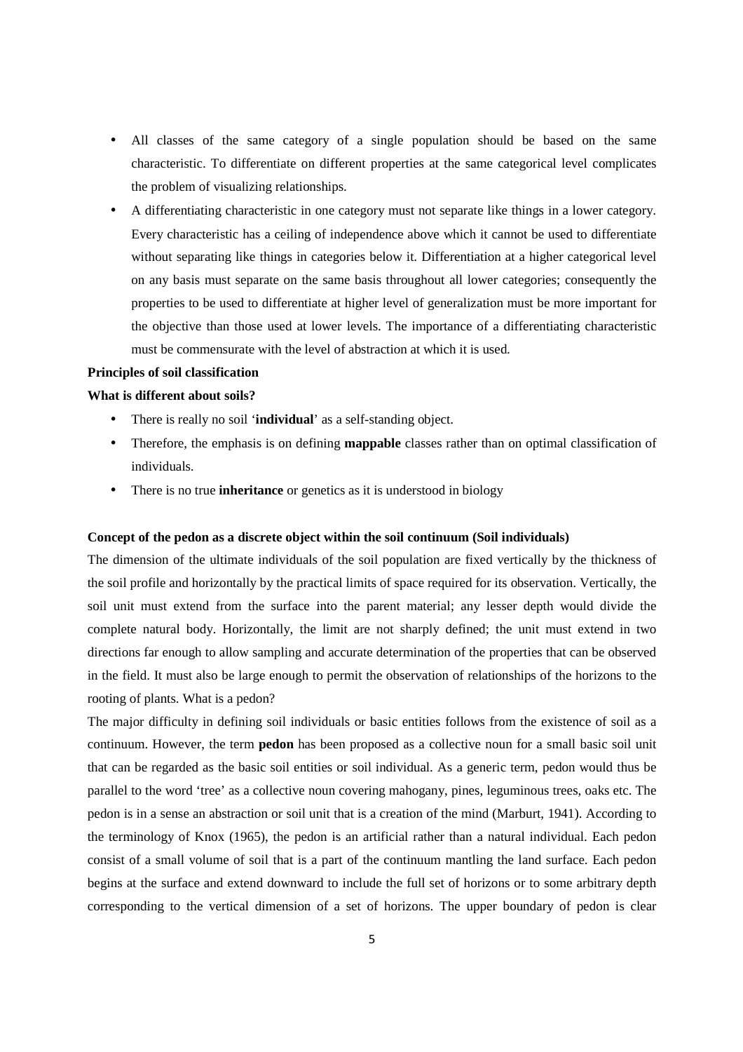- All classes of the same category of a single population should be based on the same characteristic. To differentiate on different properties at the same categorical level complicates the problem of visualizing relationships.
- A differentiating characteristic in one category must not separate like things in a lower category. Every characteristic has a ceiling of independence above which it cannot be used to differentiate without separating like things in categories below it. Differentiation at a higher categorical level on any basis must separate on the same basis throughout all lower categories; consequently the properties to be used to differentiate at higher level of generalization must be more important for the objective than those used at lower levels. The importance of a differentiating characteristic must be commensurate with the level of abstraction at which it is used.

**Principles of soil classification**

**What is different about soils?**

- There is really no soil '**individual**' as a self-standing object.
- Therefore, the emphasis is on defining **mappable** classes rather than on optimal classification of individuals.
- There is no true **inheritance** or genetics as it is understood in biology

**Concept of the pedon as a discrete object within the soil continuum (Soil individuals)**

The dimension of the ultimate individuals of the soil population are fixed vertically by the thickness of the soil profile and horizontally by the practical limits of space required for its observation. Vertically, the soil unit must extend from the surface into the parent material; any lesser depth would divide the complete natural body. Horizontally, the limit are not sharply defined; the unit must extend in two directions far enough to allow sampling and accurate determination of the properties that can be observed in the field. It must also be large enough to permit the observation of relationships of the horizons to the rooting of plants. What is a pedon?

The major difficulty in defining soil individuals or basic entities follows from the existence of soil as a continuum. However, the term **pedon** has been proposed as a collective noun for a small basic soil unit that can be regarded as the basic soil entities or soil individual. As a generic term, pedon would thus be parallel to the word 'tree' as a collective noun covering mahogany, pines, leguminous trees, oaks etc. The pedon is in a sense an abstraction or soil unit that is a creation of the mind (Marburt, 1941). According to the terminology of Knox (1965), the pedon is an artificial rather than a natural individual. Each pedon consist of a small volume of soil that is a part of the continuum mantling the land surface. Each pedon begins at the surface and extend downward to include the full set of horizons or to some arbitrary depth corresponding to the vertical dimension of a set of horizons. The upper boundary of pedon is clear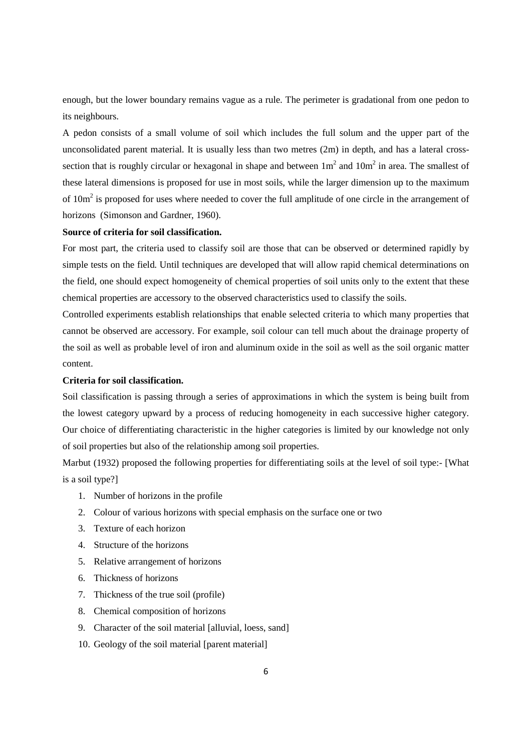enough, but the lower boundary remains vague as a rule. The perimeter is gradational from one pedon to its neighbours.

A pedon consists of a small volume of soil which includes the full solum and the upper part of the unconsolidated parent material. It is usually less than two metres (2m) in depth, and has a lateral cross-section that is roughly circular or hexagonal in shape and between $1m^2$ and $10m^2$ in area. The smallest of these lateral dimensions is proposed for use in most soils, while the larger dimension up to the maximum of $10m^2$ is proposed for uses where needed to cover the full amplitude of one circle in the arrangement of horizons (Simonson and Gardner, 1960).

**Source of criteria for soil classification.**

For most part, the criteria used to classify soil are those that can be observed or determined rapidly by simple tests on the field. Until techniques are developed that will allow rapid chemical determinations on the field, one should expect homogeneity of chemical properties of soil units only to the extent that these chemical properties are accessory to the observed characteristics used to classify the soils.

Controlled experiments establish relationships that enable selected criteria to which many properties that cannot be observed are accessory. For example, soil colour can tell much about the drainage property of the soil as well as probable level of iron and aluminum oxide in the soil as well as the soil organic matter content.

**Criteria for soil classification.**

Soil classification is passing through a series of approximations in which the system is being built from the lowest category upward by a process of reducing homogeneity in each successive higher category. Our choice of differentiating characteristic in the higher categories is limited by our knowledge not only of soil properties but also of the relationship among soil properties.

Marbut (1932) proposed the following properties for differentiating soils at the level of soil type:- [What is a soil type?]

1. Number of horizons in the profile
2. Colour of various horizons with special emphasis on the surface one or two
3. Texture of each horizon
4. Structure of the horizons
5. Relative arrangement of horizons
6. Thickness of horizons
7. Thickness of the true soil (profile)
8. Chemical composition of horizons
9. Character of the soil material [alluvial, loess, sand]
10. Geology of the soil material [parent material]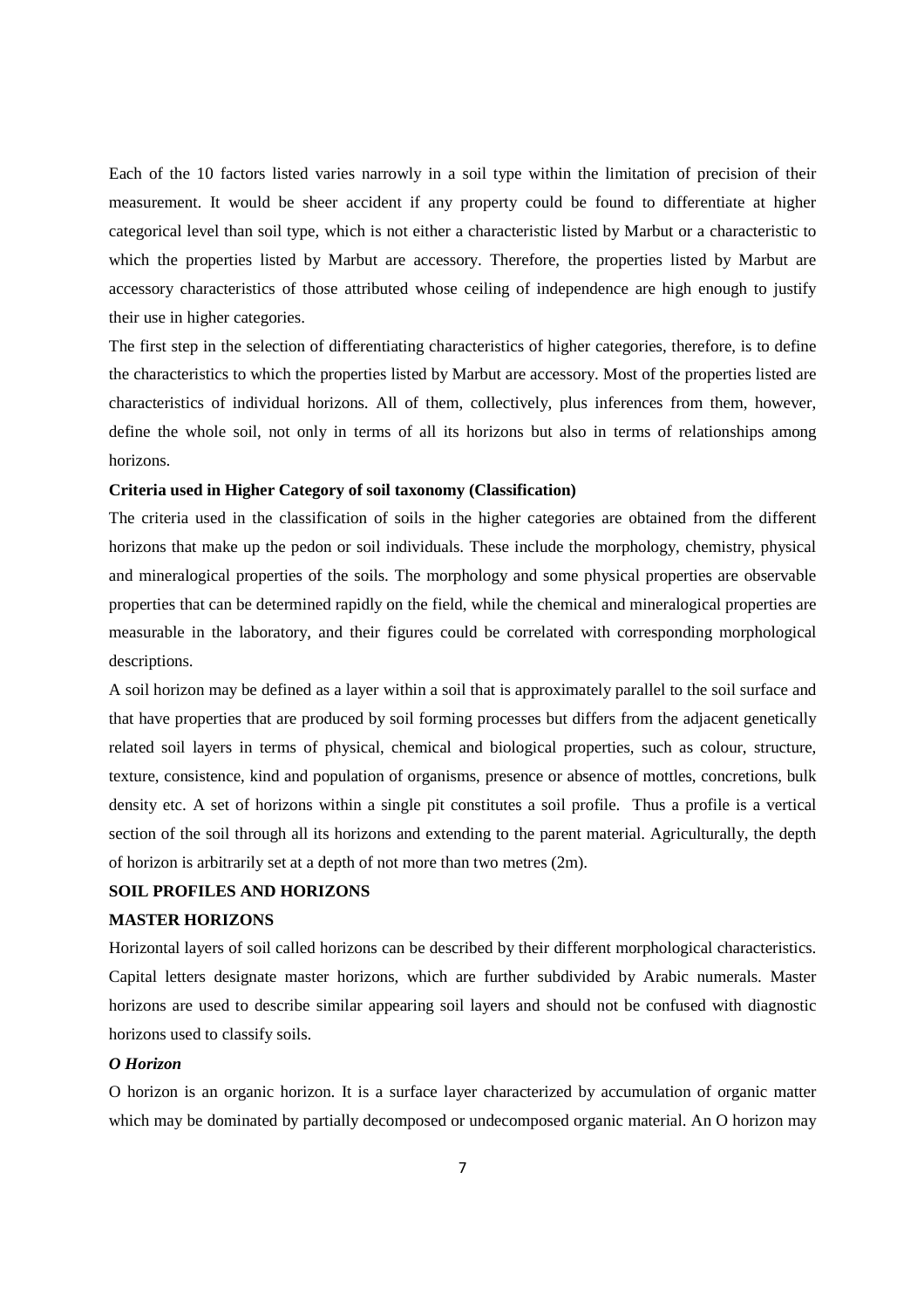Each of the 10 factors listed varies narrowly in a soil type within the limitation of precision of their measurement. It would be sheer accident if any property could be found to differentiate at higher categorical level than soil type, which is not either a characteristic listed by Marbut or a characteristic to which the properties listed by Marbut are accessory. Therefore, the properties listed by Marbut are accessory characteristics of those attributed whose ceiling of independence are high enough to justify their use in higher categories.

The first step in the selection of differentiating characteristics of higher categories, therefore, is to define the characteristics to which the properties listed by Marbut are accessory. Most of the properties listed are characteristics of individual horizons. All of them, collectively, plus inferences from them, however, define the whole soil, not only in terms of all its horizons but also in terms of relationships among horizons.

**Criteria used in Higher Category of soil taxonomy (Classification)**

The criteria used in the classification of soils in the higher categories are obtained from the different horizons that make up the pedon or soil individuals. These include the morphology, chemistry, physical and mineralogical properties of the soils. The morphology and some physical properties are observable properties that can be determined rapidly on the field, while the chemical and mineralogical properties are measurable in the laboratory, and their figures could be correlated with corresponding morphological descriptions.

A soil horizon may be defined as a layer within a soil that is approximately parallel to the soil surface and that have properties that are produced by soil forming processes but differs from the adjacent genetically related soil layers in terms of physical, chemical and biological properties, such as colour, structure, texture, consistence, kind and population of organisms, presence or absence of mottles, concretions, bulk density etc. A set of horizons within a single pit constitutes a soil profile. Thus a profile is a vertical section of the soil through all its horizons and extending to the parent material. Agriculturally, the depth of horizon is arbitrarily set at a depth of not more than two metres (2m).

## SOIL PROFILES AND HORIZONS

## MASTER HORIZONS

Horizontal layers of soil called horizons can be described by their different morphological characteristics. Capital letters designate master horizons, which are further subdivided by Arabic numerals. Master horizons are used to describe similar appearing soil layers and should not be confused with diagnostic horizons used to classify soils.

### *O Horizon*

O horizon is an organic horizon. It is a surface layer characterized by accumulation of organic matter which may be dominated by partially decomposed or undecomposed organic material. An O horizon may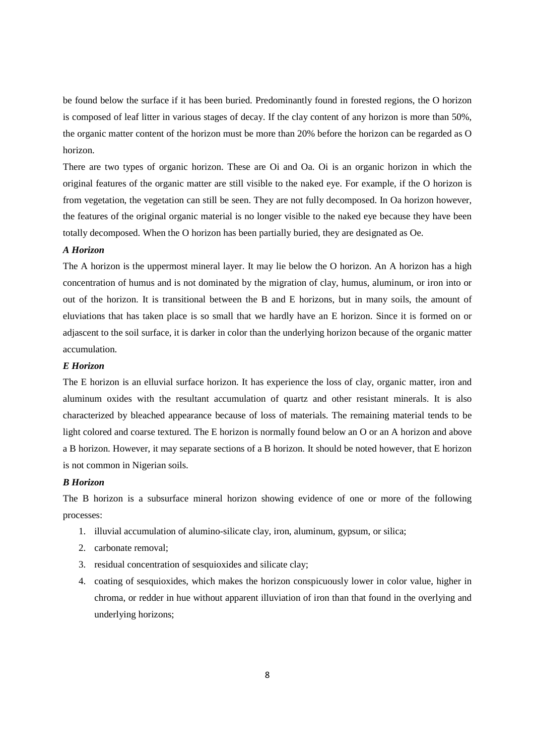be found below the surface if it has been buried. Predominantly found in forested regions, the O horizon is composed of leaf litter in various stages of decay. If the clay content of any horizon is more than 50%, the organic matter content of the horizon must be more than 20% before the horizon can be regarded as O horizon.

There are two types of organic horizon. These are Oi and Oa. Oi is an organic horizon in which the original features of the organic matter are still visible to the naked eye. For example, if the O horizon is from vegetation, the vegetation can still be seen. They are not fully decomposed. In Oa horizon however, the features of the original organic material is no longer visible to the naked eye because they have been totally decomposed. When the O horizon has been partially buried, they are designated as Oe.

### *A Horizon*

The A horizon is the uppermost mineral layer. It may lie below the O horizon. An A horizon has a high concentration of humus and is not dominated by the migration of clay, humus, aluminum, or iron into or out of the horizon. It is transitional between the B and E horizons, but in many soils, the amount of eluviations that has taken place is so small that we hardly have an E horizon. Since it is formed on or adjascent to the soil surface, it is darker in color than the underlying horizon because of the organic matter accumulation.

### *E Horizon*

The E horizon is an elluvial surface horizon. It has experience the loss of clay, organic matter, iron and aluminum oxides with the resultant accumulation of quartz and other resistant minerals. It is also characterized by bleached appearance because of loss of materials. The remaining material tends to be light colored and coarse textured. The E horizon is normally found below an O or an A horizon and above a B horizon. However, it may separate sections of a B horizon. It should be noted however, that E horizon is not common in Nigerian soils.

### *B Horizon*

The B horizon is a subsurface mineral horizon showing evidence of one or more of the following processes:

1. illuvial accumulation of alumino-silicate clay, iron, aluminum, gypsum, or silica;
2. carbonate removal;
3. residual concentration of sesquioxides and silicate clay;
4. coating of sesquioxides, which makes the horizon conspicuously lower in color value, higher in chroma, or redder in hue without apparent illuviation of iron than that found in the overlying and underlying horizons;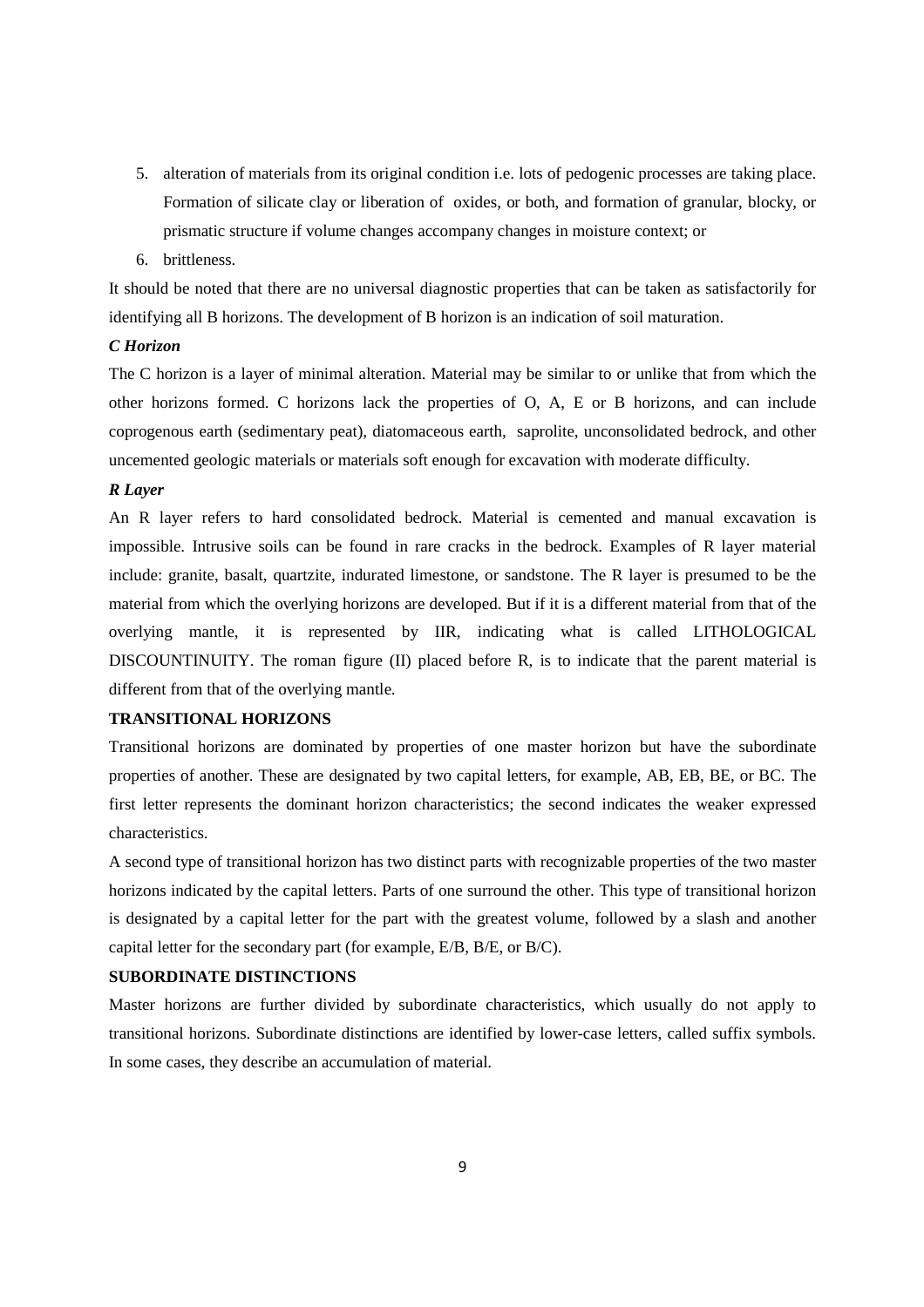5. alteration of materials from its original condition i.e. lots of pedogenic processes are taking place. Formation of silicate clay or liberation of oxides, or both, and formation of granular, blocky, or prismatic structure if volume changes accompany changes in moisture context; or
6. brittleness.

It should be noted that there are no universal diagnostic properties that can be taken as satisfactorily for identifying all B horizons. The development of B horizon is an indication of soil maturation.

***C Horizon***

The C horizon is a layer of minimal alteration. Material may be similar to or unlike that from which the other horizons formed. C horizons lack the properties of O, A, E or B horizons, and can include coprogenous earth (sedimentary peat), diatomaceous earth, saprolite, unconsolidated bedrock, and other uncemented geologic materials or materials soft enough for excavation with moderate difficulty.

***R Layer***

An R layer refers to hard consolidated bedrock. Material is cemented and manual excavation is impossible. Intrusive soils can be found in rare cracks in the bedrock. Examples of R layer material include: granite, basalt, quartzite, indurated limestone, or sandstone. The R layer is presumed to be the material from which the overlying horizons are developed. But if it is a different material from that of the overlying mantle, it is represented by IIR, indicating what is called LITHOLOGICAL DISCOUNTINUITY. The roman figure (II) placed before R, is to indicate that the parent material is different from that of the overlying mantle.

**TRANSITIONAL HORIZONS**

Transitional horizons are dominated by properties of one master horizon but have the subordinate properties of another. These are designated by two capital letters, for example, AB, EB, BE, or BC. The first letter represents the dominant horizon characteristics; the second indicates the weaker expressed characteristics.

A second type of transitional horizon has two distinct parts with recognizable properties of the two master horizons indicated by the capital letters. Parts of one surround the other. This type of transitional horizon is designated by a capital letter for the part with the greatest volume, followed by a slash and another capital letter for the secondary part (for example, E/B, B/E, or B/C).

**SUBORDINATE DISTINCTIONS**

Master horizons are further divided by subordinate characteristics, which usually do not apply to transitional horizons. Subordinate distinctions are identified by lower-case letters, called suffix symbols. In some cases, they describe an accumulation of material.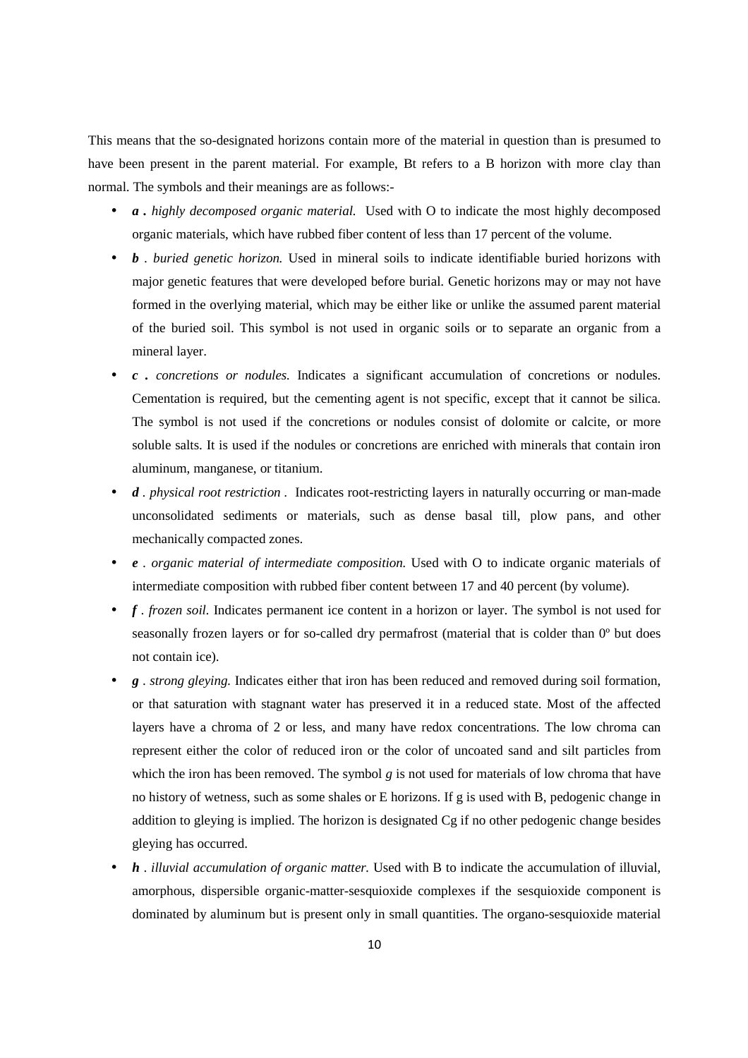This means that the so-designated horizons contain more of the material in question than is presumed to have been present in the parent material. For example, Bt refers to a B horizon with more clay than normal. The symbols and their meanings are as follows:-

- ***a .*** *highly decomposed organic material.* Used with O to indicate the most highly decomposed organic materials, which have rubbed fiber content of less than 17 percent of the volume.
- ***b*** . *buried genetic horizon.* Used in mineral soils to indicate identifiable buried horizons with major genetic features that were developed before burial. Genetic horizons may or may not have formed in the overlying material, which may be either like or unlike the assumed parent material of the buried soil. This symbol is not used in organic soils or to separate an organic from a mineral layer.
- ***c .*** *concretions or nodules.* Indicates a significant accumulation of concretions or nodules. Cementation is required, but the cementing agent is not specific, except that it cannot be silica. The symbol is not used if the concretions or nodules consist of dolomite or calcite, or more soluble salts. It is used if the nodules or concretions are enriched with minerals that contain iron aluminum, manganese, or titanium.
- ***d*** . *physical root restriction* . Indicates root-restricting layers in naturally occurring or man-made unconsolidated sediments or materials, such as dense basal till, plow pans, and other mechanically compacted zones.
- ***e*** . *organic material of intermediate composition.* Used with O to indicate organic materials of intermediate composition with rubbed fiber content between 17 and 40 percent (by volume).
- ***f*** . *frozen soil.* Indicates permanent ice content in a horizon or layer. The symbol is not used for seasonally frozen layers or for so-called dry permafrost (material that is colder than 0º but does not contain ice).
- ***g*** . *strong gleying.* Indicates either that iron has been reduced and removed during soil formation, or that saturation with stagnant water has preserved it in a reduced state. Most of the affected layers have a chroma of 2 or less, and many have redox concentrations. The low chroma can represent either the color of reduced iron or the color of uncoated sand and silt particles from which the iron has been removed. The symbol *g* is not used for materials of low chroma that have no history of wetness, such as some shales or E horizons. If g is used with B, pedogenic change in addition to gleying is implied. The horizon is designated Cg if no other pedogenic change besides gleying has occurred.
- ***h*** . *illuvial accumulation of organic matter.* Used with B to indicate the accumulation of illuvial, amorphous, dispersible organic-matter-sesquioxide complexes if the sesquioxide component is dominated by aluminum but is present only in small quantities. The organo-sesquioxide material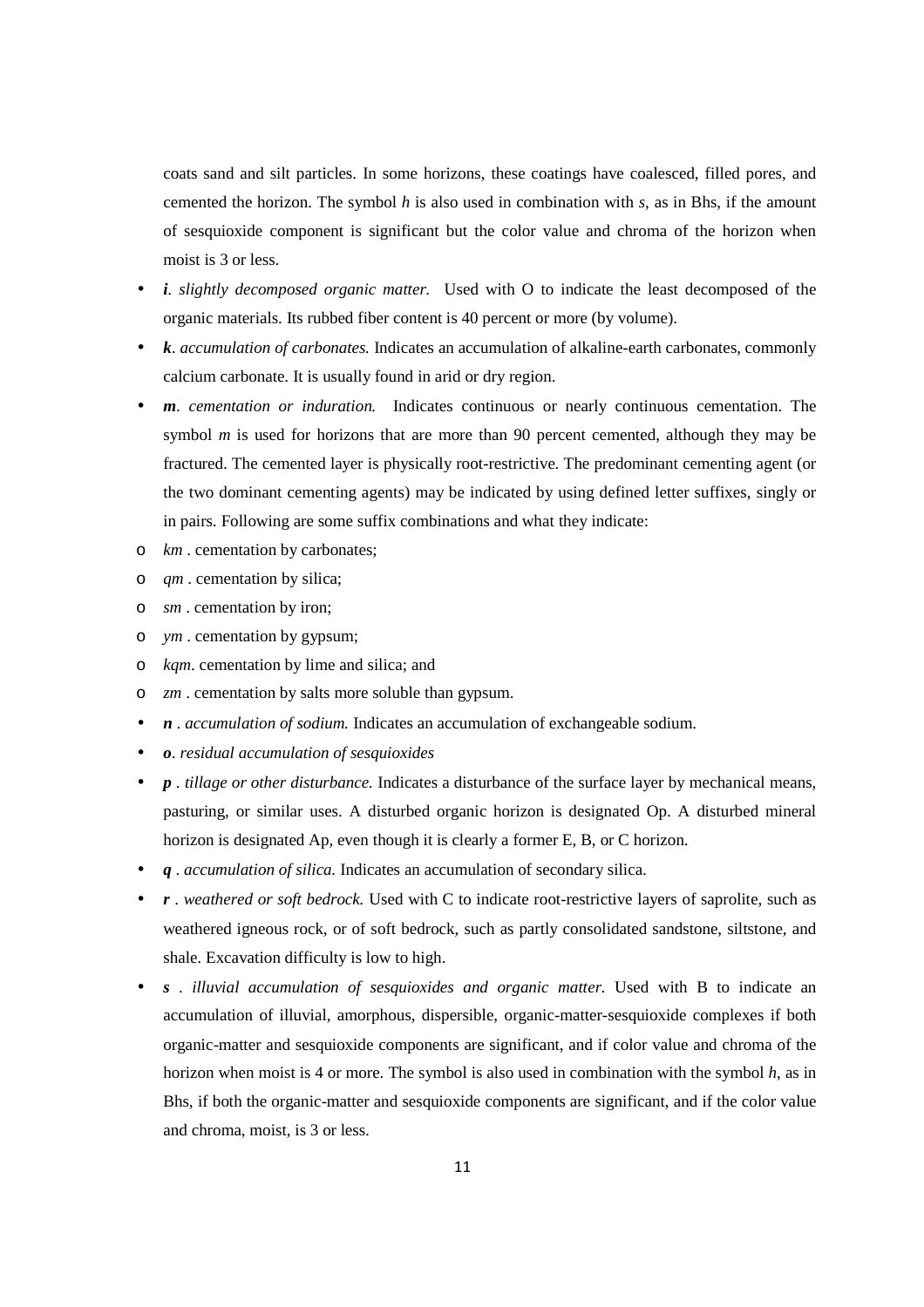coats sand and silt particles. In some horizons, these coatings have coalesced, filled pores, and cemented the horizon. The symbol *h* is also used in combination with *s*, as in Bhs, if the amount of sesquioxide component is significant but the color value and chroma of the horizon when moist is 3 or less.

- ***i**. slightly decomposed organic matter.* Used with O to indicate the least decomposed of the organic materials. Its rubbed fiber content is 40 percent or more (by volume).
- ***k**. accumulation of carbonates.* Indicates an accumulation of alkaline-earth carbonates, commonly calcium carbonate. It is usually found in arid or dry region.
- ***m**. cementation or induration.* Indicates continuous or nearly continuous cementation. The symbol *m* is used for horizons that are more than 90 percent cemented, although they may be fractured. The cemented layer is physically root-restrictive. The predominant cementing agent (or the two dominant cementing agents) may be indicated by using defined letter suffixes, singly or in pairs. Following are some suffix combinations and what they indicate:
    - *km* . cementation by carbonates;
    - *qm* . cementation by silica;
    - *sm* . cementation by iron;
    - *ym* . cementation by gypsum;
    - *kqm*. cementation by lime and silica; and
    - *zm* . cementation by salts more soluble than gypsum.
- ***n** . accumulation of sodium.* Indicates an accumulation of exchangeable sodium.
- ***o**. residual accumulation of sesquioxides*
- ***p** . tillage or other disturbance.* Indicates a disturbance of the surface layer by mechanical means, pasturing, or similar uses. A disturbed organic horizon is designated Op. A disturbed mineral horizon is designated Ap, even though it is clearly a former E, B, or C horizon.
- ***q** . accumulation of silica.* Indicates an accumulation of secondary silica.
- ***r** . weathered or soft bedrock.* Used with C to indicate root-restrictive layers of saprolite, such as weathered igneous rock, or of soft bedrock, such as partly consolidated sandstone, siltstone, and shale. Excavation difficulty is low to high.
- ***s** . illuvial accumulation of sesquioxides and organic matter.* Used with B to indicate an accumulation of illuvial, amorphous, dispersible, organic-matter-sesquioxide complexes if both organic-matter and sesquioxide components are significant, and if color value and chroma of the horizon when moist is 4 or more. The symbol is also used in combination with the symbol *h*, as in Bhs, if both the organic-matter and sesquioxide components are significant, and if the color value and chroma, moist, is 3 or less.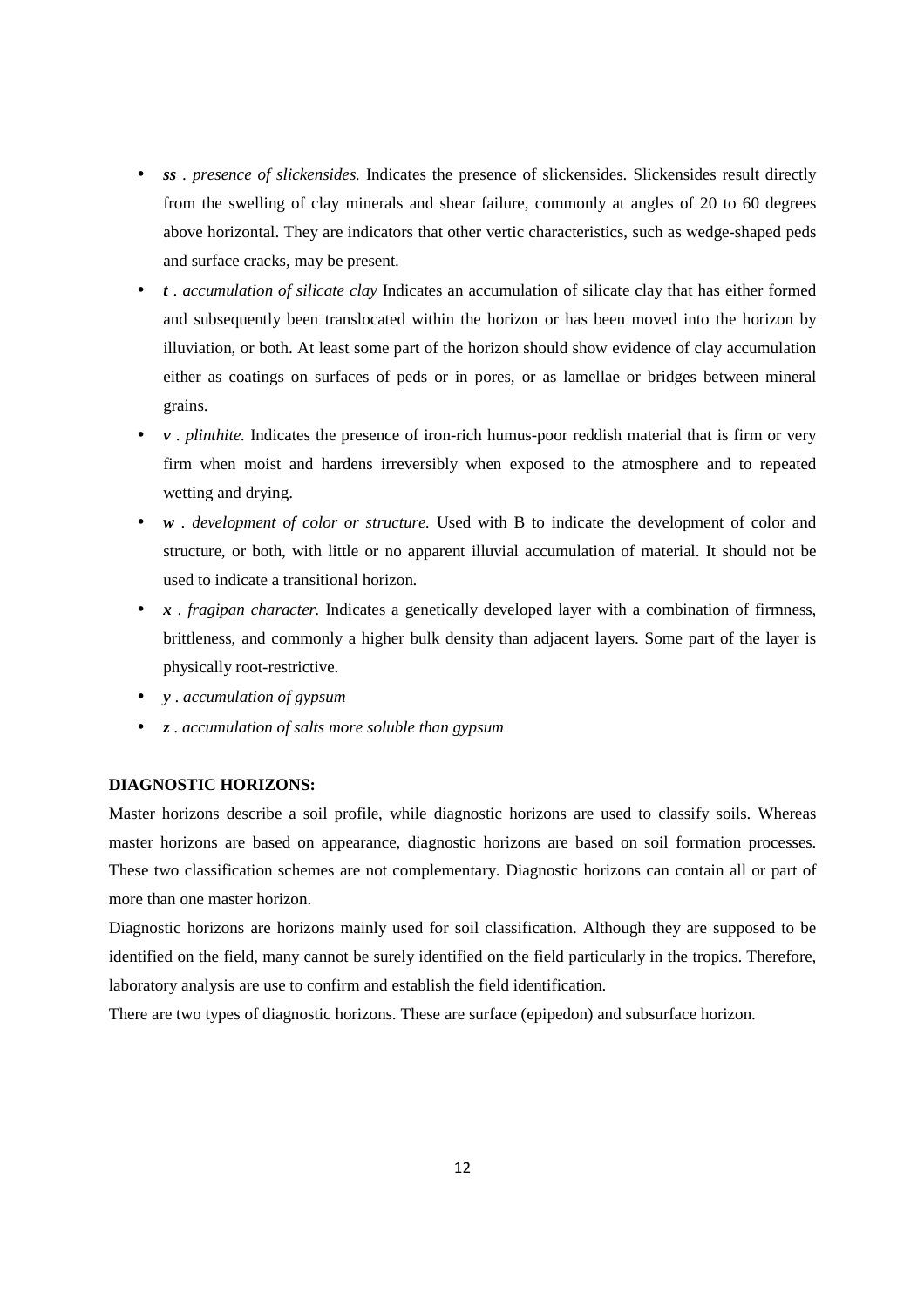- ***ss*** . *presence of slickensides.* Indicates the presence of slickensides. Slickensides result directly from the swelling of clay minerals and shear failure, commonly at angles of 20 to 60 degrees above horizontal. They are indicators that other vertic characteristics, such as wedge-shaped peds and surface cracks, may be present.
- ***t*** . *accumulation of silicate clay* Indicates an accumulation of silicate clay that has either formed and subsequently been translocated within the horizon or has been moved into the horizon by illuviation, or both. At least some part of the horizon should show evidence of clay accumulation either as coatings on surfaces of peds or in pores, or as lamellae or bridges between mineral grains.
- ***v*** . *plinthite.* Indicates the presence of iron-rich humus-poor reddish material that is firm or very firm when moist and hardens irreversibly when exposed to the atmosphere and to repeated wetting and drying.
- ***w*** . *development of color or structure.* Used with B to indicate the development of color and structure, or both, with little or no apparent illuvial accumulation of material. It should not be used to indicate a transitional horizon.
- ***x*** . *fragipan character.* Indicates a genetically developed layer with a combination of firmness, brittleness, and commonly a higher bulk density than adjacent layers. Some part of the layer is physically root-restrictive.
- ***y*** . *accumulation of gypsum*
- ***z*** . *accumulation of salts more soluble than gypsum*

**DIAGNOSTIC HORIZONS:**

Master horizons describe a soil profile, while diagnostic horizons are used to classify soils. Whereas master horizons are based on appearance, diagnostic horizons are based on soil formation processes. These two classification schemes are not complementary. Diagnostic horizons can contain all or part of more than one master horizon.

Diagnostic horizons are horizons mainly used for soil classification. Although they are supposed to be identified on the field, many cannot be surely identified on the field particularly in the tropics. Therefore, laboratory analysis are use to confirm and establish the field identification.

There are two types of diagnostic horizons. These are surface (epipedon) and subsurface horizon.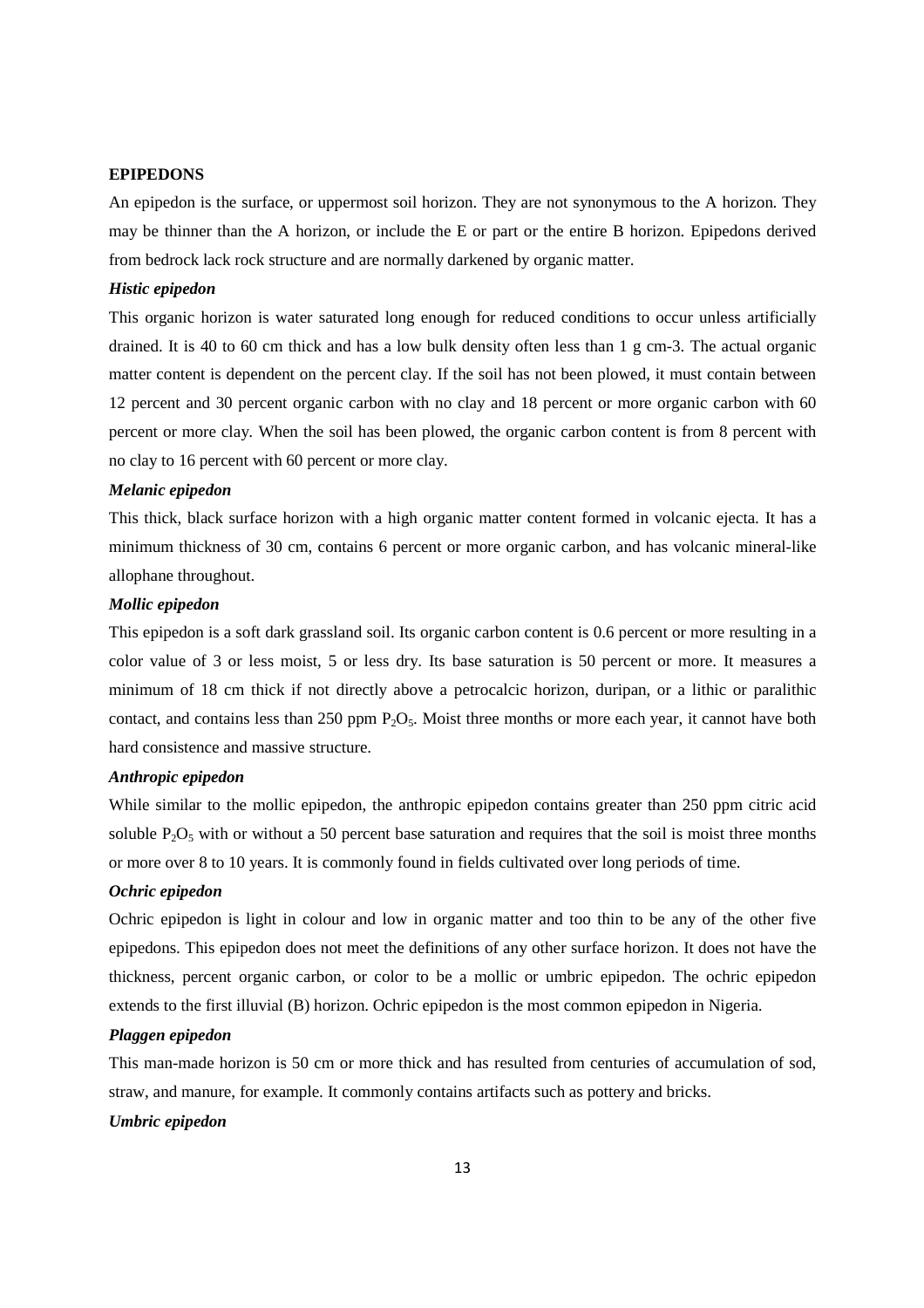## EPIPEDONS

An epipedon is the surface, or uppermost soil horizon. They are not synonymous to the A horizon. They may be thinner than the A horizon, or include the E or part or the entire B horizon. Epipedons derived from bedrock lack rock structure and are normally darkened by organic matter.

### *Histic epipedon*

This organic horizon is water saturated long enough for reduced conditions to occur unless artificially drained. It is 40 to 60 cm thick and has a low bulk density often less than 1 g cm-3. The actual organic matter content is dependent on the percent clay. If the soil has not been plowed, it must contain between 12 percent and 30 percent organic carbon with no clay and 18 percent or more organic carbon with 60 percent or more clay. When the soil has been plowed, the organic carbon content is from 8 percent with no clay to 16 percent with 60 percent or more clay.

### *Melanic epipedon*

This thick, black surface horizon with a high organic matter content formed in volcanic ejecta. It has a minimum thickness of 30 cm, contains 6 percent or more organic carbon, and has volcanic mineral-like allophane throughout.

### *Mollic epipedon*

This epipedon is a soft dark grassland soil. Its organic carbon content is 0.6 percent or more resulting in a color value of 3 or less moist, 5 or less dry. Its base saturation is 50 percent or more. It measures a minimum of 18 cm thick if not directly above a petrocalcic horizon, duripan, or a lithic or paralithic contact, and contains less than 250 ppm $P_2O_5$. Moist three months or more each year, it cannot have both hard consistence and massive structure.

### *Anthropic epipedon*

While similar to the mollic epipedon, the anthropic epipedon contains greater than 250 ppm citric acid soluble $P_2O_5$ with or without a 50 percent base saturation and requires that the soil is moist three months or more over 8 to 10 years. It is commonly found in fields cultivated over long periods of time.

### *Ochric epipedon*

Ochric epipedon is light in colour and low in organic matter and too thin to be any of the other five epipedons. This epipedon does not meet the definitions of any other surface horizon. It does not have the thickness, percent organic carbon, or color to be a mollic or umbric epipedon. The ochric epipedon extends to the first illuvial (B) horizon. Ochric epipedon is the most common epipedon in Nigeria.

### *Plaggen epipedon*

This man-made horizon is 50 cm or more thick and has resulted from centuries of accumulation of sod, straw, and manure, for example. It commonly contains artifacts such as pottery and bricks.

### *Umbric epipedon*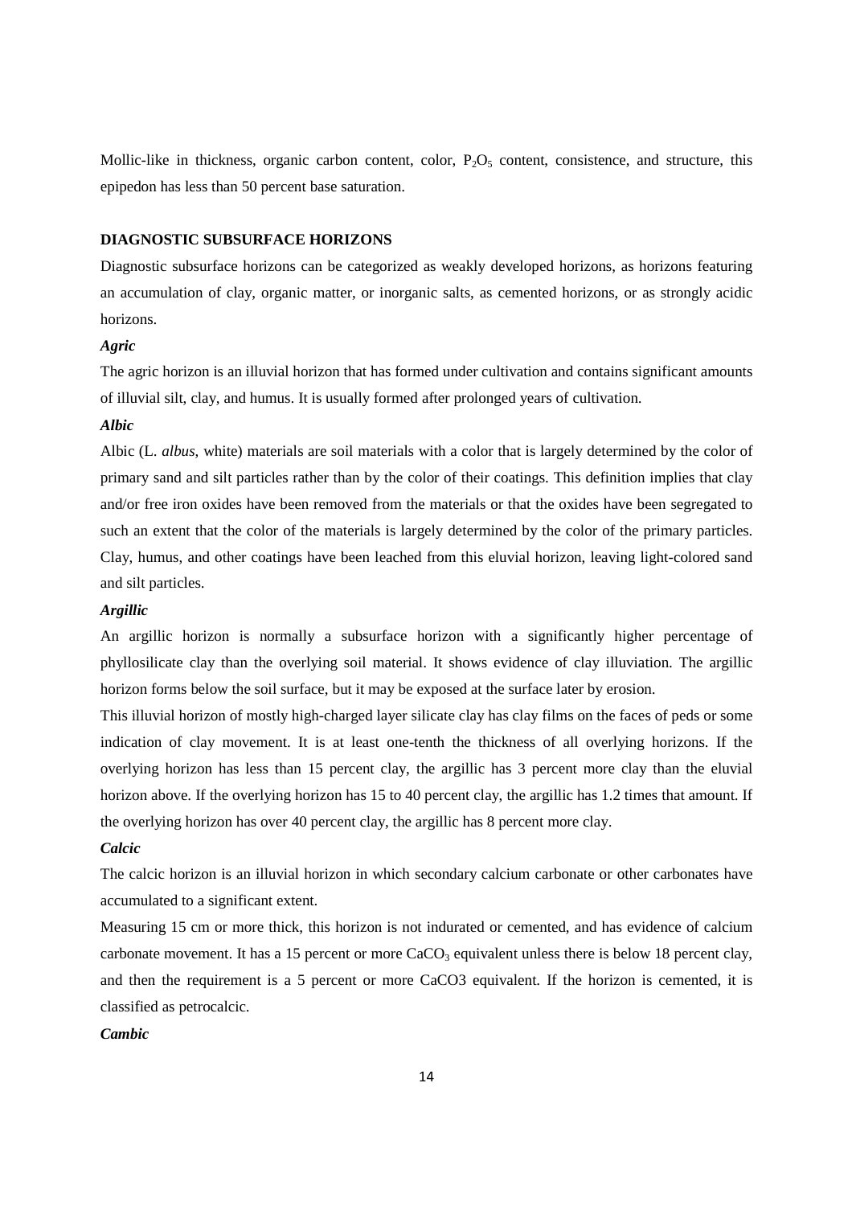Mollic-like in thickness, organic carbon content, color, $P_2O_5$ content, consistence, and structure, this epipedon has less than 50 percent base saturation.

## DIAGNOSTIC SUBSURFACE HORIZONS

Diagnostic subsurface horizons can be categorized as weakly developed horizons, as horizons featuring an accumulation of clay, organic matter, or inorganic salts, as cemented horizons, or as strongly acidic horizons.

### *Agric*

The agric horizon is an illuvial horizon that has formed under cultivation and contains significant amounts of illuvial silt, clay, and humus. It is usually formed after prolonged years of cultivation.

### *Albic*

Albic (L. *albus*, white) materials are soil materials with a color that is largely determined by the color of primary sand and silt particles rather than by the color of their coatings. This definition implies that clay and/or free iron oxides have been removed from the materials or that the oxides have been segregated to such an extent that the color of the materials is largely determined by the color of the primary particles. Clay, humus, and other coatings have been leached from this eluvial horizon, leaving light-colored sand and silt particles.

### *Argillic*

An argillic horizon is normally a subsurface horizon with a significantly higher percentage of phyllosilicate clay than the overlying soil material. It shows evidence of clay illuviation. The argillic horizon forms below the soil surface, but it may be exposed at the surface later by erosion.

This illuvial horizon of mostly high-charged layer silicate clay has clay films on the faces of peds or some indication of clay movement. It is at least one-tenth the thickness of all overlying horizons. If the overlying horizon has less than 15 percent clay, the argillic has 3 percent more clay than the eluvial horizon above. If the overlying horizon has 15 to 40 percent clay, the argillic has 1.2 times that amount. If the overlying horizon has over 40 percent clay, the argillic has 8 percent more clay.

### *Calcic*

The calcic horizon is an illuvial horizon in which secondary calcium carbonate or other carbonates have accumulated to a significant extent.

Measuring 15 cm or more thick, this horizon is not indurated or cemented, and has evidence of calcium carbonate movement. It has a 15 percent or more $CaCO_3$ equivalent unless there is below 18 percent clay, and then the requirement is a 5 percent or more CaCO3 equivalent. If the horizon is cemented, it is classified as petrocalcic.

### *Cambic*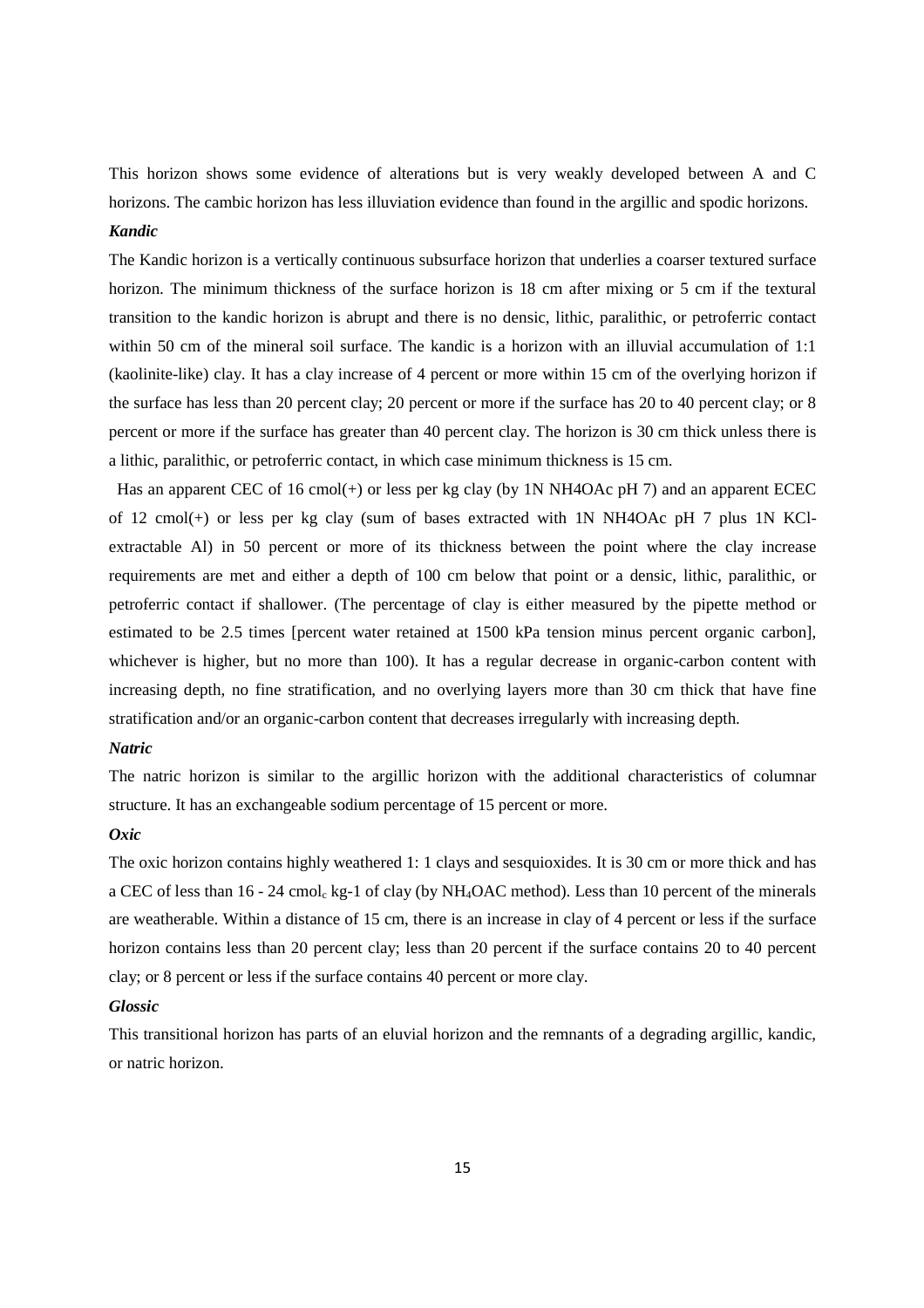This horizon shows some evidence of alterations but is very weakly developed between A and C horizons. The cambic horizon has less illuviation evidence than found in the argillic and spodic horizons.

***Kandic***

The Kandic horizon is a vertically continuous subsurface horizon that underlies a coarser textured surface horizon. The minimum thickness of the surface horizon is 18 cm after mixing or 5 cm if the textural transition to the kandic horizon is abrupt and there is no densic, lithic, paralithic, or petroferric contact within 50 cm of the mineral soil surface. The kandic is a horizon with an illuvial accumulation of 1:1 (kaolinite-like) clay. It has a clay increase of 4 percent or more within 15 cm of the overlying horizon if the surface has less than 20 percent clay; 20 percent or more if the surface has 20 to 40 percent clay; or 8 percent or more if the surface has greater than 40 percent clay. The horizon is 30 cm thick unless there is a lithic, paralithic, or petroferric contact, in which case minimum thickness is 15 cm.

Has an apparent CEC of 16 cmol(+) or less per kg clay (by 1N NH4OAc pH 7) and an apparent ECEC of 12 cmol(+) or less per kg clay (sum of bases extracted with 1N NH4OAc pH 7 plus 1N KCl-extractable Al) in 50 percent or more of its thickness between the point where the clay increase requirements are met and either a depth of 100 cm below that point or a densic, lithic, paralithic, or petroferric contact if shallower. (The percentage of clay is either measured by the pipette method or estimated to be 2.5 times [percent water retained at 1500 kPa tension minus percent organic carbon], whichever is higher, but no more than 100). It has a regular decrease in organic-carbon content with increasing depth, no fine stratification, and no overlying layers more than 30 cm thick that have fine stratification and/or an organic-carbon content that decreases irregularly with increasing depth.

***Natric***

The natric horizon is similar to the argillic horizon with the additional characteristics of columnar structure. It has an exchangeable sodium percentage of 15 percent or more.

***Oxic***

The oxic horizon contains highly weathered 1: 1 clays and sesquioxides. It is 30 cm or more thick and has a CEC of less than 16 - 24 $cmol_c$ kg-1 of clay (by $NH_4OAC$ method). Less than 10 percent of the minerals are weatherable. Within a distance of 15 cm, there is an increase in clay of 4 percent or less if the surface horizon contains less than 20 percent clay; less than 20 percent if the surface contains 20 to 40 percent clay; or 8 percent or less if the surface contains 40 percent or more clay.

***Glossic***

This transitional horizon has parts of an eluvial horizon and the remnants of a degrading argillic, kandic, or natric horizon.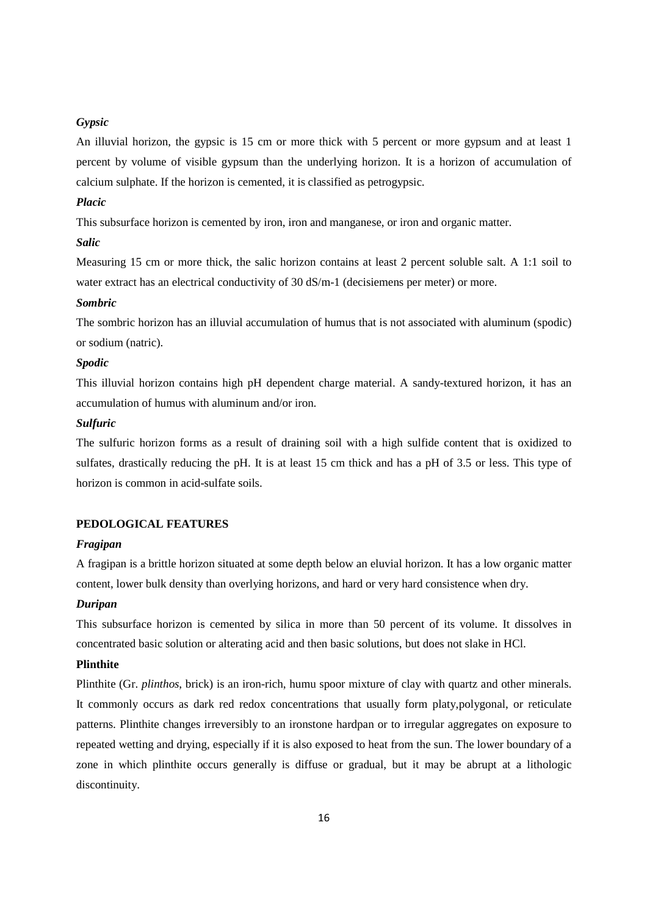***Gypsic***

An illuvial horizon, the gypsic is 15 cm or more thick with 5 percent or more gypsum and at least 1 percent by volume of visible gypsum than the underlying horizon. It is a horizon of accumulation of calcium sulphate. If the horizon is cemented, it is classified as petrogypsic.

***Placic***

This subsurface horizon is cemented by iron, iron and manganese, or iron and organic matter.

***Salic***

Measuring 15 cm or more thick, the salic horizon contains at least 2 percent soluble salt. A 1:1 soil to water extract has an electrical conductivity of 30 dS/m-1 (decisiemens per meter) or more.

***Sombric***

The sombric horizon has an illuvial accumulation of humus that is not associated with aluminum (spodic) or sodium (natric).

***Spodic***

This illuvial horizon contains high pH dependent charge material. A sandy-textured horizon, it has an accumulation of humus with aluminum and/or iron.

***Sulfuric***

The sulfuric horizon forms as a result of draining soil with a high sulfide content that is oxidized to sulfates, drastically reducing the pH. It is at least 15 cm thick and has a pH of 3.5 or less. This type of horizon is common in acid-sulfate soils.

**PEDOLOGICAL FEATURES**

***Fragipan***

A fragipan is a brittle horizon situated at some depth below an eluvial horizon. It has a low organic matter content, lower bulk density than overlying horizons, and hard or very hard consistence when dry.

***Duripan***

This subsurface horizon is cemented by silica in more than 50 percent of its volume. It dissolves in concentrated basic solution or alterating acid and then basic solutions, but does not slake in HCl.

**Plinthite**

Plinthite (Gr. *plinthos*, brick) is an iron-rich, humu spoor mixture of clay with quartz and other minerals. It commonly occurs as dark red redox concentrations that usually form platy,polygonal, or reticulate patterns. Plinthite changes irreversibly to an ironstone hardpan or to irregular aggregates on exposure to repeated wetting and drying, especially if it is also exposed to heat from the sun. The lower boundary of a zone in which plinthite occurs generally is diffuse or gradual, but it may be abrupt at a lithologic discontinuity.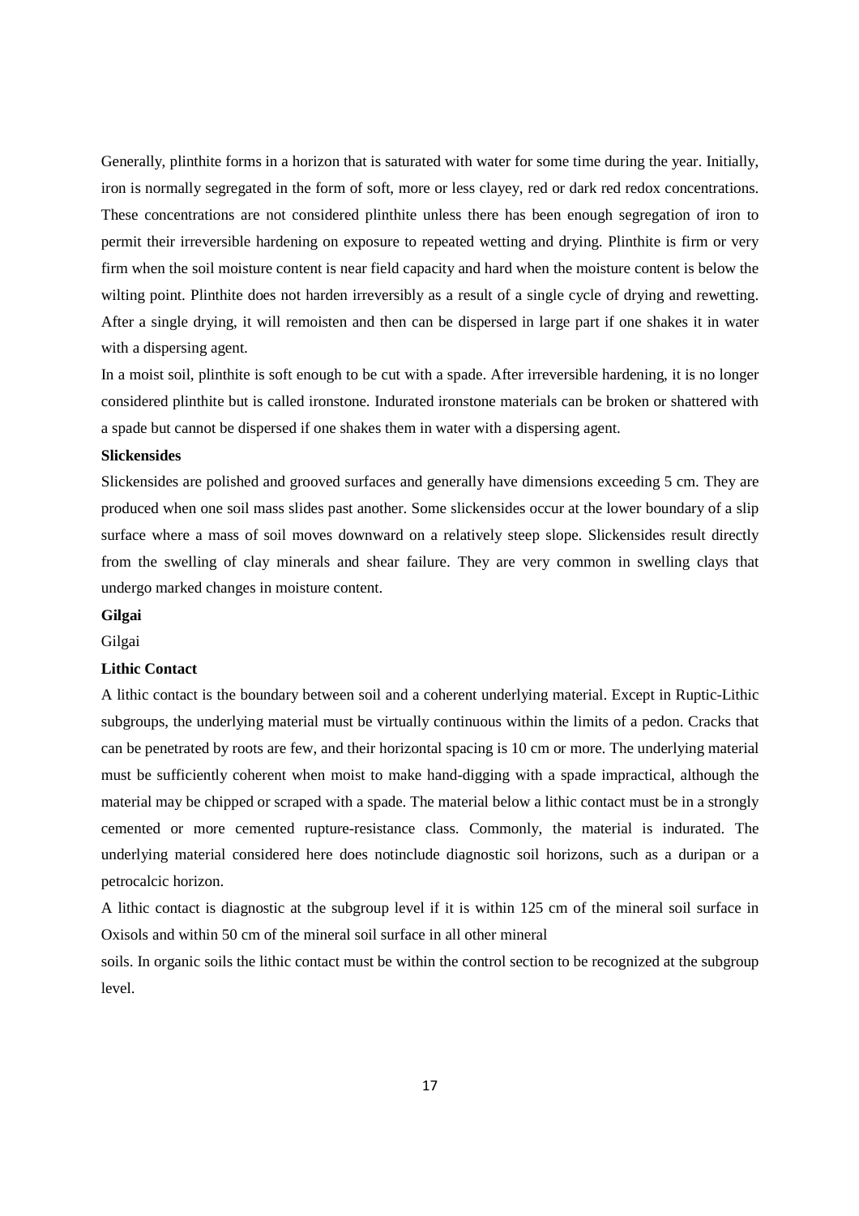Generally, plinthite forms in a horizon that is saturated with water for some time during the year. Initially, iron is normally segregated in the form of soft, more or less clayey, red or dark red redox concentrations. These concentrations are not considered plinthite unless there has been enough segregation of iron to permit their irreversible hardening on exposure to repeated wetting and drying. Plinthite is firm or very firm when the soil moisture content is near field capacity and hard when the moisture content is below the wilting point. Plinthite does not harden irreversibly as a result of a single cycle of drying and rewetting. After a single drying, it will remoisten and then can be dispersed in large part if one shakes it in water with a dispersing agent.

In a moist soil, plinthite is soft enough to be cut with a spade. After irreversible hardening, it is no longer considered plinthite but is called ironstone. Indurated ironstone materials can be broken or shattered with a spade but cannot be dispersed if one shakes them in water with a dispersing agent.

**Slickensides**

Slickensides are polished and grooved surfaces and generally have dimensions exceeding 5 cm. They are produced when one soil mass slides past another. Some slickensides occur at the lower boundary of a slip surface where a mass of soil moves downward on a relatively steep slope. Slickensides result directly from the swelling of clay minerals and shear failure. They are very common in swelling clays that undergo marked changes in moisture content.

**Gilgai**

Gilgai

**Lithic Contact**

A lithic contact is the boundary between soil and a coherent underlying material. Except in Ruptic-Lithic subgroups, the underlying material must be virtually continuous within the limits of a pedon. Cracks that can be penetrated by roots are few, and their horizontal spacing is 10 cm or more. The underlying material must be sufficiently coherent when moist to make hand-digging with a spade impractical, although the material may be chipped or scraped with a spade. The material below a lithic contact must be in a strongly cemented or more cemented rupture-resistance class. Commonly, the material is indurated. The underlying material considered here does notinclude diagnostic soil horizons, such as a duripan or a petrocalcic horizon.

A lithic contact is diagnostic at the subgroup level if it is within 125 cm of the mineral soil surface in Oxisols and within 50 cm of the mineral soil surface in all other mineral

soils. In organic soils the lithic contact must be within the control section to be recognized at the subgroup level.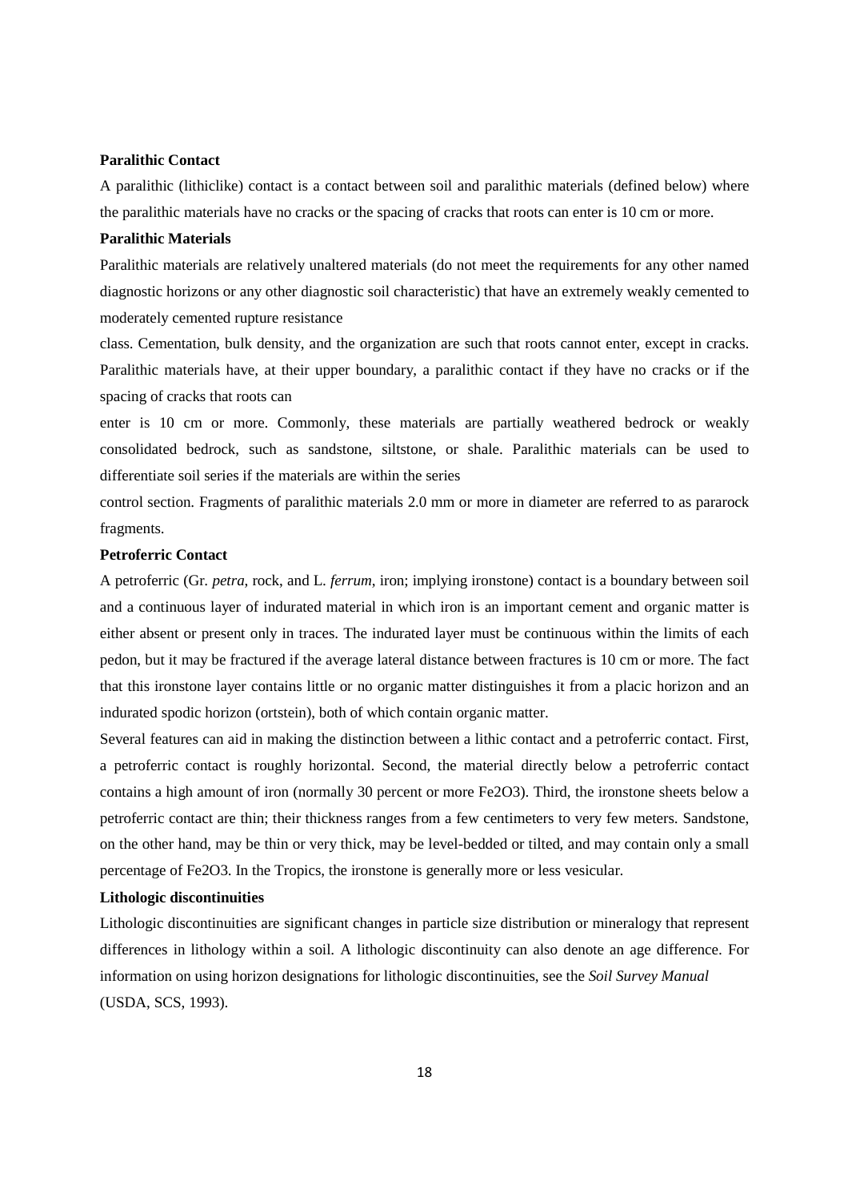**Paralithic Contact**

A paralithic (lithiclike) contact is a contact between soil and paralithic materials (defined below) where the paralithic materials have no cracks or the spacing of cracks that roots can enter is 10 cm or more.

**Paralithic Materials**

Paralithic materials are relatively unaltered materials (do not meet the requirements for any other named diagnostic horizons or any other diagnostic soil characteristic) that have an extremely weakly cemented to moderately cemented rupture resistance class. Cementation, bulk density, and the organization are such that roots cannot enter, except in cracks. Paralithic materials have, at their upper boundary, a paralithic contact if they have no cracks or if the spacing of cracks that roots can enter is 10 cm or more. Commonly, these materials are partially weathered bedrock or weakly consolidated bedrock, such as sandstone, siltstone, or shale. Paralithic materials can be used to differentiate soil series if the materials are within the series control section. Fragments of paralithic materials 2.0 mm or more in diameter are referred to as pararock fragments.

**Petroferric Contact**

A petroferric (Gr. *petra*, rock, and L. *ferrum*, iron; implying ironstone) contact is a boundary between soil and a continuous layer of indurated material in which iron is an important cement and organic matter is either absent or present only in traces. The indurated layer must be continuous within the limits of each pedon, but it may be fractured if the average lateral distance between fractures is 10 cm or more. The fact that this ironstone layer contains little or no organic matter distinguishes it from a placic horizon and an indurated spodic horizon (ortstein), both of which contain organic matter.

Several features can aid in making the distinction between a lithic contact and a petroferric contact. First, a petroferric contact is roughly horizontal. Second, the material directly below a petroferric contact contains a high amount of iron (normally 30 percent or more $Fe_2O_3$). Third, the ironstone sheets below a petroferric contact are thin; their thickness ranges from a few centimeters to very few meters. Sandstone, on the other hand, may be thin or very thick, may be level-bedded or tilted, and may contain only a small percentage of $Fe_2O_3$. In the Tropics, the ironstone is generally more or less vesicular.

**Lithologic discontinuities**

Lithologic discontinuities are significant changes in particle size distribution or mineralogy that represent differences in lithology within a soil. A lithologic discontinuity can also denote an age difference. For information on using horizon designations for lithologic discontinuities, see the *Soil Survey Manual* (USDA, SCS, 1993).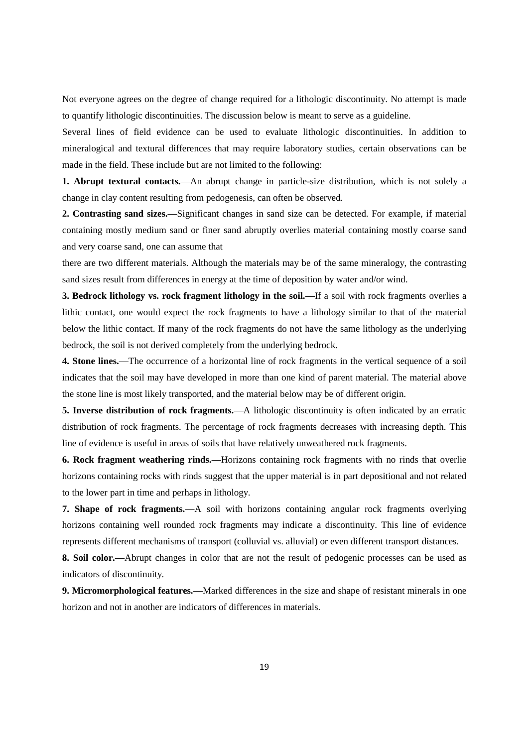Not everyone agrees on the degree of change required for a lithologic discontinuity. No attempt is made to quantify lithologic discontinuities. The discussion below is meant to serve as a guideline.

Several lines of field evidence can be used to evaluate lithologic discontinuities. In addition to mineralogical and textural differences that may require laboratory studies, certain observations can be made in the field. These include but are not limited to the following:

**1. Abrupt textural contacts.**—An abrupt change in particle-size distribution, which is not solely a change in clay content resulting from pedogenesis, can often be observed.

**2. Contrasting sand sizes.**—Significant changes in sand size can be detected. For example, if material containing mostly medium sand or finer sand abruptly overlies material containing mostly coarse sand and very coarse sand, one can assume that there are two different materials. Although the materials may be of the same mineralogy, the contrasting sand sizes result from differences in energy at the time of deposition by water and/or wind.

**3. Bedrock lithology vs. rock fragment lithology in the soil.**—If a soil with rock fragments overlies a lithic contact, one would expect the rock fragments to have a lithology similar to that of the material below the lithic contact. If many of the rock fragments do not have the same lithology as the underlying bedrock, the soil is not derived completely from the underlying bedrock.

**4. Stone lines.**—The occurrence of a horizontal line of rock fragments in the vertical sequence of a soil indicates that the soil may have developed in more than one kind of parent material. The material above the stone line is most likely transported, and the material below may be of different origin.

**5. Inverse distribution of rock fragments.**—A lithologic discontinuity is often indicated by an erratic distribution of rock fragments. The percentage of rock fragments decreases with increasing depth. This line of evidence is useful in areas of soils that have relatively unweathered rock fragments.

**6. Rock fragment weathering rinds.**—Horizons containing rock fragments with no rinds that overlie horizons containing rocks with rinds suggest that the upper material is in part depositional and not related to the lower part in time and perhaps in lithology.

**7. Shape of rock fragments.**—A soil with horizons containing angular rock fragments overlying horizons containing well rounded rock fragments may indicate a discontinuity. This line of evidence represents different mechanisms of transport (colluvial vs. alluvial) or even different transport distances.

**8. Soil color.**—Abrupt changes in color that are not the result of pedogenic processes can be used as indicators of discontinuity.

**9. Micromorphological features.**—Marked differences in the size and shape of resistant minerals in one horizon and not in another are indicators of differences in materials.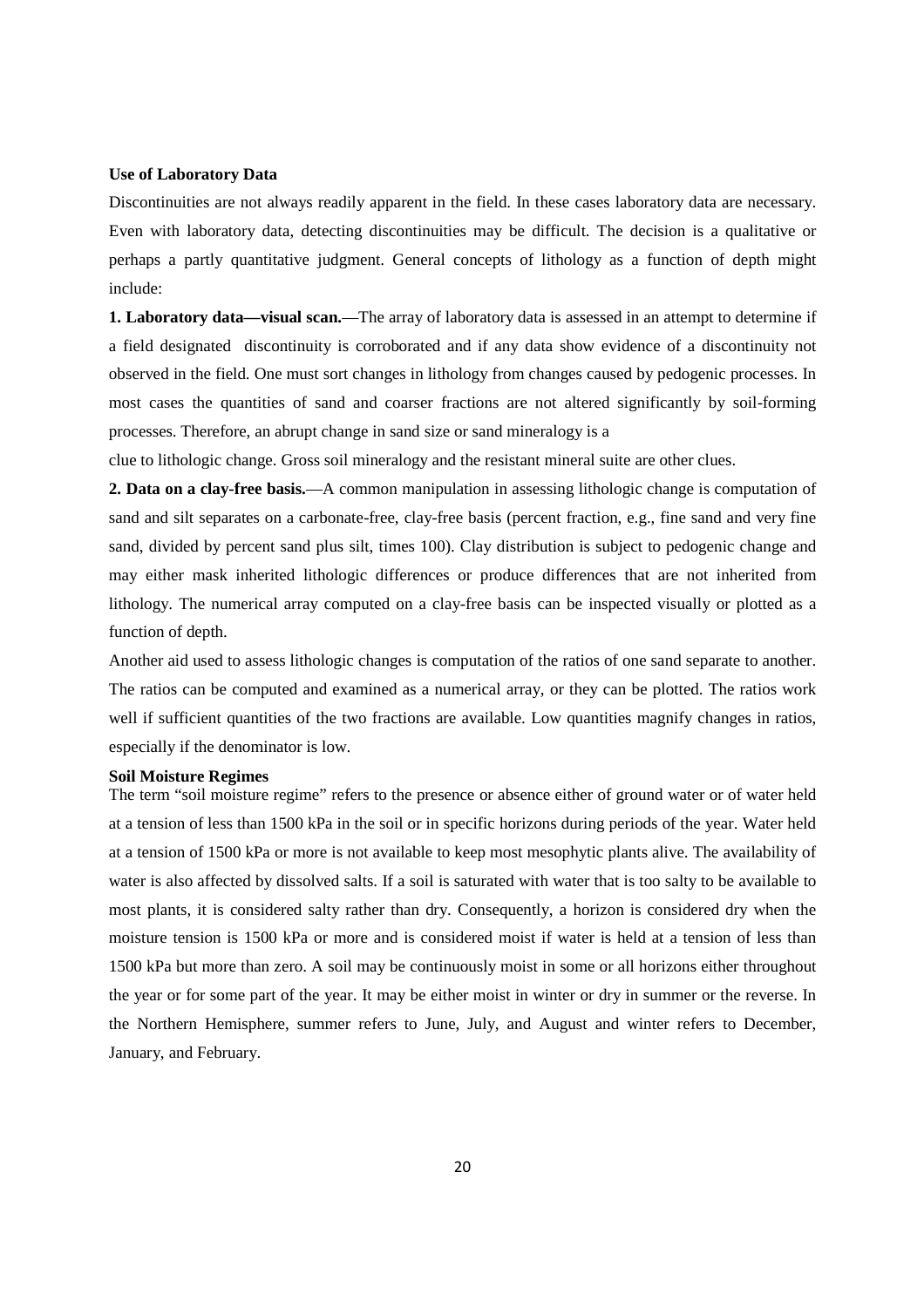**Use of Laboratory Data**

Discontinuities are not always readily apparent in the field. In these cases laboratory data are necessary. Even with laboratory data, detecting discontinuities may be difficult. The decision is a qualitative or perhaps a partly quantitative judgment. General concepts of lithology as a function of depth might include:

**1. Laboratory data—visual scan.**—The array of laboratory data is assessed in an attempt to determine if a field designated discontinuity is corroborated and if any data show evidence of a discontinuity not observed in the field. One must sort changes in lithology from changes caused by pedogenic processes. In most cases the quantities of sand and coarser fractions are not altered significantly by soil-forming processes. Therefore, an abrupt change in sand size or sand mineralogy is a

clue to lithologic change. Gross soil mineralogy and the resistant mineral suite are other clues.

**2. Data on a clay-free basis.**—A common manipulation in assessing lithologic change is computation of sand and silt separates on a carbonate-free, clay-free basis (percent fraction, e.g., fine sand and very fine sand, divided by percent sand plus silt, times 100). Clay distribution is subject to pedogenic change and may either mask inherited lithologic differences or produce differences that are not inherited from lithology. The numerical array computed on a clay-free basis can be inspected visually or plotted as a function of depth.

Another aid used to assess lithologic changes is computation of the ratios of one sand separate to another. The ratios can be computed and examined as a numerical array, or they can be plotted. The ratios work well if sufficient quantities of the two fractions are available. Low quantities magnify changes in ratios, especially if the denominator is low.

**Soil Moisture Regimes**

The term "soil moisture regime" refers to the presence or absence either of ground water or of water held at a tension of less than 1500 kPa in the soil or in specific horizons during periods of the year. Water held at a tension of 1500 kPa or more is not available to keep most mesophytic plants alive. The availability of water is also affected by dissolved salts. If a soil is saturated with water that is too salty to be available to most plants, it is considered salty rather than dry. Consequently, a horizon is considered dry when the moisture tension is 1500 kPa or more and is considered moist if water is held at a tension of less than 1500 kPa but more than zero. A soil may be continuously moist in some or all horizons either throughout the year or for some part of the year. It may be either moist in winter or dry in summer or the reverse. In the Northern Hemisphere, summer refers to June, July, and August and winter refers to December, January, and February.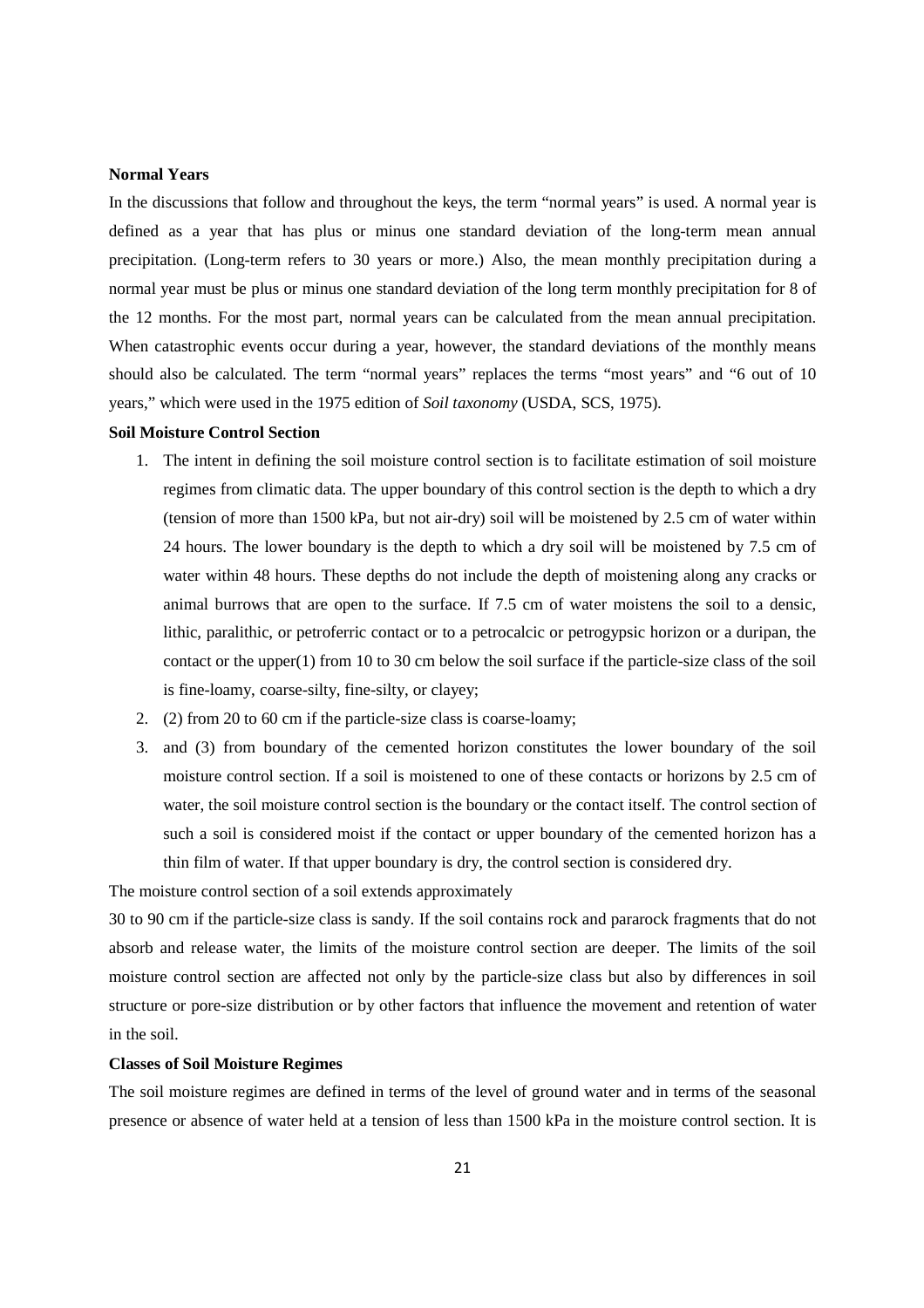**Normal Years**

In the discussions that follow and throughout the keys, the term "normal years" is used. A normal year is defined as a year that has plus or minus one standard deviation of the long-term mean annual precipitation. (Long-term refers to 30 years or more.) Also, the mean monthly precipitation during a normal year must be plus or minus one standard deviation of the long term monthly precipitation for 8 of the 12 months. For the most part, normal years can be calculated from the mean annual precipitation. When catastrophic events occur during a year, however, the standard deviations of the monthly means should also be calculated. The term "normal years" replaces the terms "most years" and "6 out of 10 years," which were used in the 1975 edition of *Soil taxonomy* (USDA, SCS, 1975).

**Soil Moisture Control Section**

1. The intent in defining the soil moisture control section is to facilitate estimation of soil moisture regimes from climatic data. The upper boundary of this control section is the depth to which a dry (tension of more than 1500 kPa, but not air-dry) soil will be moistened by 2.5 cm of water within 24 hours. The lower boundary is the depth to which a dry soil will be moistened by 7.5 cm of water within 48 hours. These depths do not include the depth of moistening along any cracks or animal burrows that are open to the surface. If 7.5 cm of water moistens the soil to a densic, lithic, paralithic, or petroferric contact or to a petrocalcic or petrogypsic horizon or a duripan, the contact or the upper(1) from 10 to 30 cm below the soil surface if the particle-size class of the soil is fine-loamy, coarse-silty, fine-silty, or clayey;
2. (2) from 20 to 60 cm if the particle-size class is coarse-loamy;
3. and (3) from boundary of the cemented horizon constitutes the lower boundary of the soil moisture control section. If a soil is moistened to one of these contacts or horizons by 2.5 cm of water, the soil moisture control section is the boundary or the contact itself. The control section of such a soil is considered moist if the contact or upper boundary of the cemented horizon has a thin film of water. If that upper boundary is dry, the control section is considered dry.

The moisture control section of a soil extends approximately

30 to 90 cm if the particle-size class is sandy. If the soil contains rock and pararock fragments that do not absorb and release water, the limits of the moisture control section are deeper. The limits of the soil moisture control section are affected not only by the particle-size class but also by differences in soil structure or pore-size distribution or by other factors that influence the movement and retention of water in the soil.

**Classes of Soil Moisture Regimes**

The soil moisture regimes are defined in terms of the level of ground water and in terms of the seasonal presence or absence of water held at a tension of less than 1500 kPa in the moisture control section. It is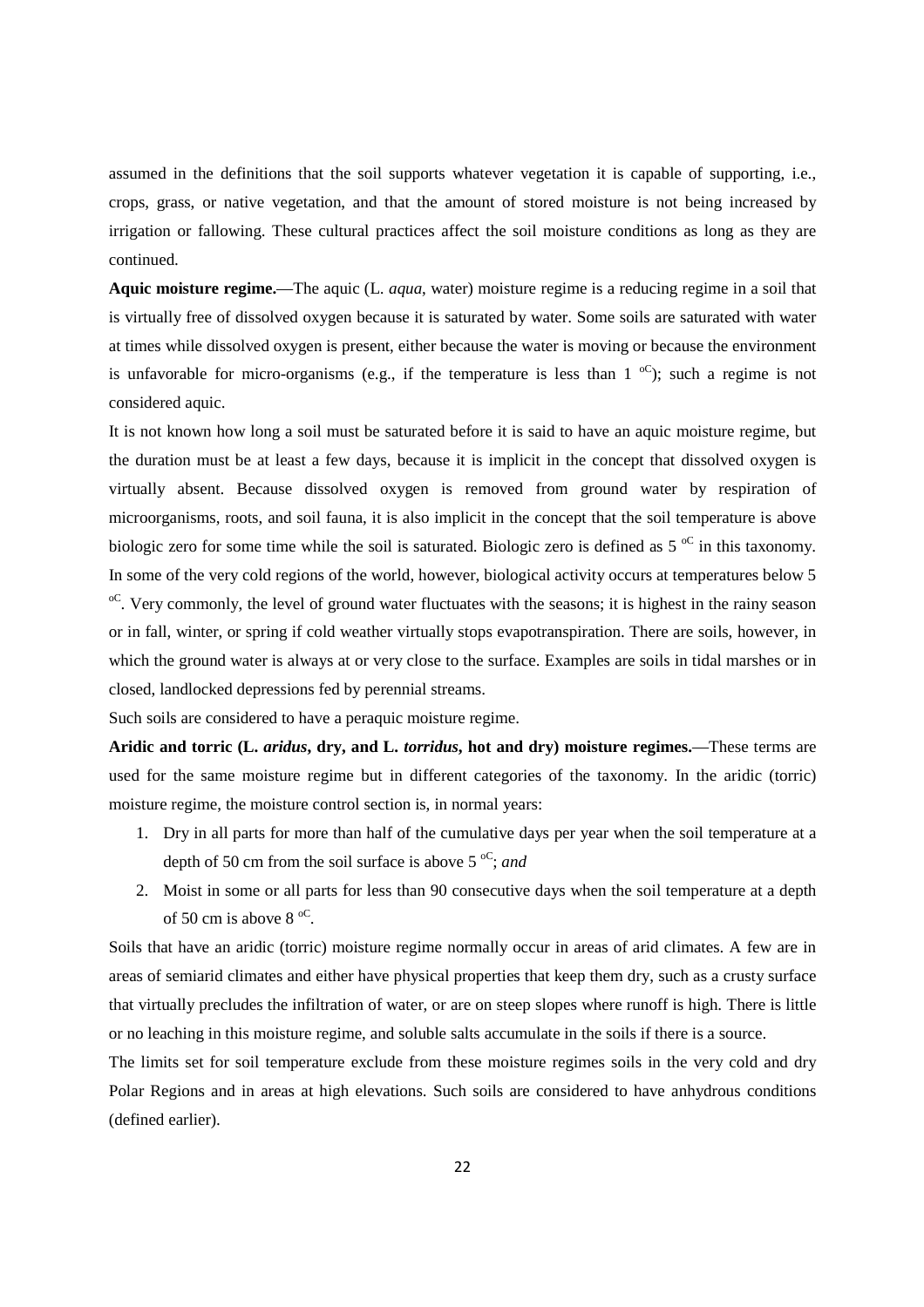assumed in the definitions that the soil supports whatever vegetation it is capable of supporting, i.e., crops, grass, or native vegetation, and that the amount of stored moisture is not being increased by irrigation or fallowing. These cultural practices affect the soil moisture conditions as long as they are continued.

**Aquic moisture regime.**—The aquic (L. *aqua*, water) moisture regime is a reducing regime in a soil that is virtually free of dissolved oxygen because it is saturated by water. Some soils are saturated with water at times while dissolved oxygen is present, either because the water is moving or because the environment is unfavorable for micro-organisms (e.g., if the temperature is less than 1 $^{oC}$); such a regime is not considered aquic.

It is not known how long a soil must be saturated before it is said to have an aquic moisture regime, but the duration must be at least a few days, because it is implicit in the concept that dissolved oxygen is virtually absent. Because dissolved oxygen is removed from ground water by respiration of microorganisms, roots, and soil fauna, it is also implicit in the concept that the soil temperature is above biologic zero for some time while the soil is saturated. Biologic zero is defined as 5 $^{oC}$ in this taxonomy. In some of the very cold regions of the world, however, biological activity occurs at temperatures below 5 $^{oC}$. Very commonly, the level of ground water fluctuates with the seasons; it is highest in the rainy season or in fall, winter, or spring if cold weather virtually stops evapotranspiration. There are soils, however, in which the ground water is always at or very close to the surface. Examples are soils in tidal marshes or in closed, landlocked depressions fed by perennial streams.

Such soils are considered to have a peraquic moisture regime.

**Aridic and torric (L. *aridus*, dry, and L. *torridus*, hot and dry) moisture regimes.**—These terms are used for the same moisture regime but in different categories of the taxonomy. In the aridic (torric) moisture regime, the moisture control section is, in normal years:

1. Dry in all parts for more than half of the cumulative days per year when the soil temperature at a depth of 50 cm from the soil surface is above 5 $^{oC}$; *and*
2. Moist in some or all parts for less than 90 consecutive days when the soil temperature at a depth of 50 cm is above 8 $^{oC}$.

Soils that have an aridic (torric) moisture regime normally occur in areas of arid climates. A few are in areas of semiarid climates and either have physical properties that keep them dry, such as a crusty surface that virtually precludes the infiltration of water, or are on steep slopes where runoff is high. There is little or no leaching in this moisture regime, and soluble salts accumulate in the soils if there is a source.

The limits set for soil temperature exclude from these moisture regimes soils in the very cold and dry Polar Regions and in areas at high elevations. Such soils are considered to have anhydrous conditions (defined earlier).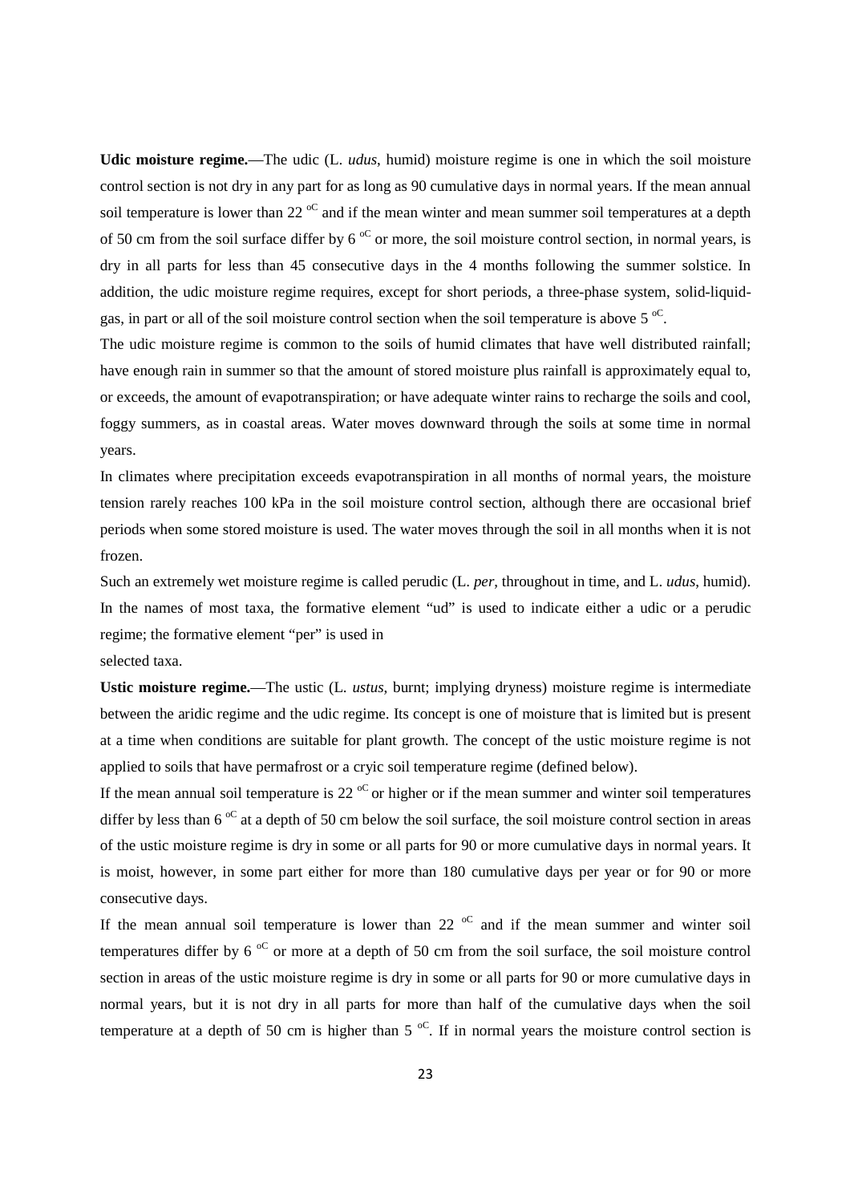**Udic moisture regime.**—The udic (L. *udus*, humid) moisture regime is one in which the soil moisture control section is not dry in any part for as long as 90 cumulative days in normal years. If the mean annual soil temperature is lower than 22 $^{oC}$ and if the mean winter and mean summer soil temperatures at a depth of 50 cm from the soil surface differ by 6 $^{oC}$ or more, the soil moisture control section, in normal years, is dry in all parts for less than 45 consecutive days in the 4 months following the summer solstice. In addition, the udic moisture regime requires, except for short periods, a three-phase system, solid-liquid-gas, in part or all of the soil moisture control section when the soil temperature is above 5 $^{oC}$.

The udic moisture regime is common to the soils of humid climates that have well distributed rainfall; have enough rain in summer so that the amount of stored moisture plus rainfall is approximately equal to, or exceeds, the amount of evapotranspiration; or have adequate winter rains to recharge the soils and cool, foggy summers, as in coastal areas. Water moves downward through the soils at some time in normal years.

In climates where precipitation exceeds evapotranspiration in all months of normal years, the moisture tension rarely reaches 100 kPa in the soil moisture control section, although there are occasional brief periods when some stored moisture is used. The water moves through the soil in all months when it is not frozen.

Such an extremely wet moisture regime is called perudic (L. *per*, throughout in time, and L. *udus*, humid). In the names of most taxa, the formative element "ud" is used to indicate either a udic or a perudic regime; the formative element "per" is used in

selected taxa.

**Ustic moisture regime.**—The ustic (L. *ustus*, burnt; implying dryness) moisture regime is intermediate between the aridic regime and the udic regime. Its concept is one of moisture that is limited but is present at a time when conditions are suitable for plant growth. The concept of the ustic moisture regime is not applied to soils that have permafrost or a cryic soil temperature regime (defined below).

If the mean annual soil temperature is 22 $^{oC}$ or higher or if the mean summer and winter soil temperatures differ by less than 6 $^{oC}$ at a depth of 50 cm below the soil surface, the soil moisture control section in areas of the ustic moisture regime is dry in some or all parts for 90 or more cumulative days in normal years. It is moist, however, in some part either for more than 180 cumulative days per year or for 90 or more consecutive days.

If the mean annual soil temperature is lower than 22 $^{oC}$ and if the mean summer and winter soil temperatures differ by 6 $^{oC}$ or more at a depth of 50 cm from the soil surface, the soil moisture control section in areas of the ustic moisture regime is dry in some or all parts for 90 or more cumulative days in normal years, but it is not dry in all parts for more than half of the cumulative days when the soil temperature at a depth of 50 cm is higher than 5 $^{oC}$. If in normal years the moisture control section is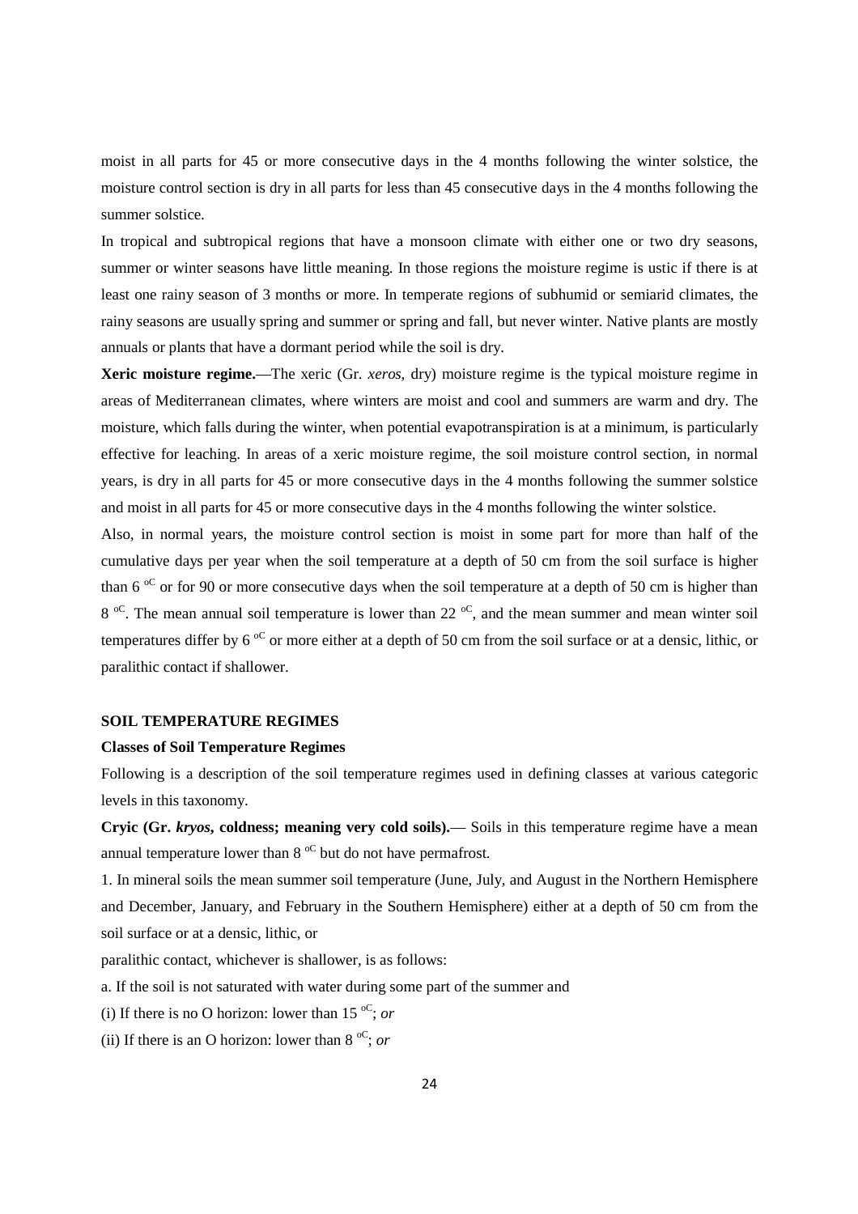moist in all parts for 45 or more consecutive days in the 4 months following the winter solstice, the moisture control section is dry in all parts for less than 45 consecutive days in the 4 months following the summer solstice.

In tropical and subtropical regions that have a monsoon climate with either one or two dry seasons, summer or winter seasons have little meaning. In those regions the moisture regime is ustic if there is at least one rainy season of 3 months or more. In temperate regions of subhumid or semiarid climates, the rainy seasons are usually spring and summer or spring and fall, but never winter. Native plants are mostly annuals or plants that have a dormant period while the soil is dry.

**Xeric moisture regime.**—The xeric (Gr. *xeros*, dry) moisture regime is the typical moisture regime in areas of Mediterranean climates, where winters are moist and cool and summers are warm and dry. The moisture, which falls during the winter, when potential evapotranspiration is at a minimum, is particularly effective for leaching. In areas of a xeric moisture regime, the soil moisture control section, in normal years, is dry in all parts for 45 or more consecutive days in the 4 months following the summer solstice and moist in all parts for 45 or more consecutive days in the 4 months following the winter solstice.

Also, in normal years, the moisture control section is moist in some part for more than half of the cumulative days per year when the soil temperature at a depth of 50 cm from the soil surface is higher than 6 $^{oC}$ or for 90 or more consecutive days when the soil temperature at a depth of 50 cm is higher than 8 $^{oC}$. The mean annual soil temperature is lower than 22 $^{oC}$, and the mean summer and mean winter soil temperatures differ by 6 $^{oC}$ or more either at a depth of 50 cm from the soil surface or at a densic, lithic, or paralithic contact if shallower.

## SOIL TEMPERATURE REGIMES

### Classes of Soil Temperature Regimes

Following is a description of the soil temperature regimes used in defining classes at various categoric levels in this taxonomy.

**Cryic (Gr. *kryos*, coldness; meaning very cold soils).**— Soils in this temperature regime have a mean annual temperature lower than 8 $^{oC}$ but do not have permafrost.

1. In mineral soils the mean summer soil temperature (June, July, and August in the Northern Hemisphere and December, January, and February in the Southern Hemisphere) either at a depth of 50 cm from the soil surface or at a densic, lithic, or

paralithic contact, whichever is shallower, is as follows:

a. If the soil is not saturated with water during some part of the summer and

(i) If there is no O horizon: lower than 15 $^{oC}$; *or*

(ii) If there is an O horizon: lower than 8 $^{oC}$; *or*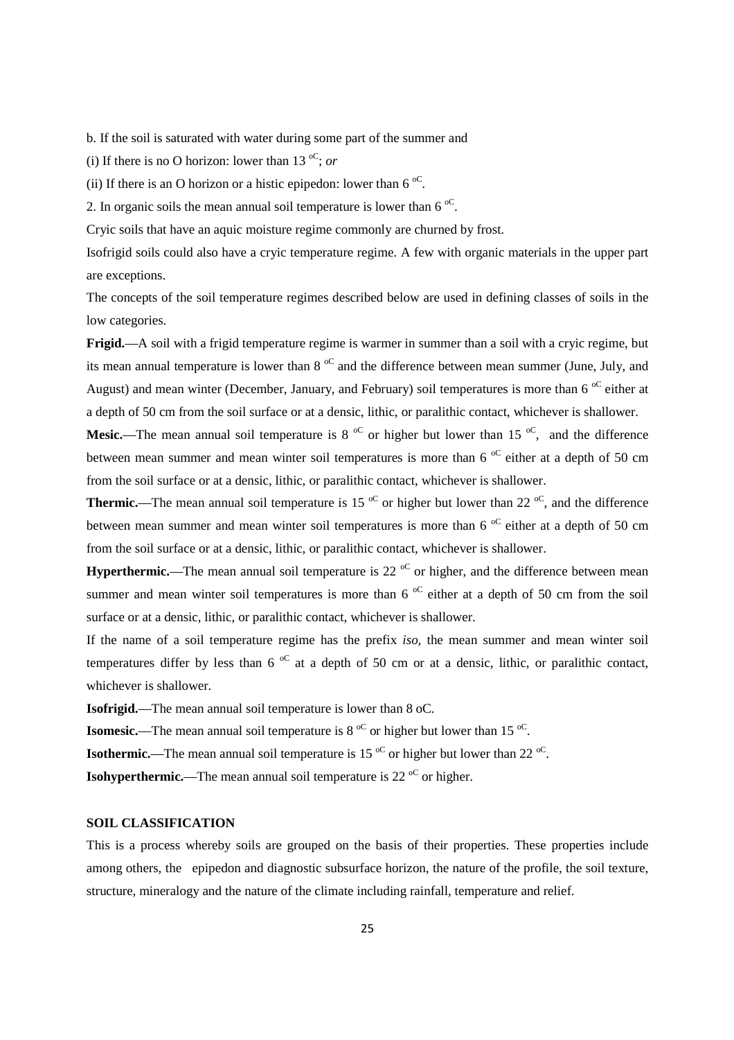b. If the soil is saturated with water during some part of the summer and

(i) If there is no O horizon: lower than 13 $^{oC}$; *or*

(ii) If there is an O horizon or a histic epipedon: lower than 6 $^{oC}$.

2. In organic soils the mean annual soil temperature is lower than 6 $^{oC}$.

Cryic soils that have an aquic moisture regime commonly are churned by frost.

Isofrigid soils could also have a cryic temperature regime. A few with organic materials in the upper part are exceptions.

The concepts of the soil temperature regimes described below are used in defining classes of soils in the low categories.

**Frigid.**—A soil with a frigid temperature regime is warmer in summer than a soil with a cryic regime, but its mean annual temperature is lower than 8 $^{oC}$ and the difference between mean summer (June, July, and August) and mean winter (December, January, and February) soil temperatures is more than 6 $^{oC}$ either at a depth of 50 cm from the soil surface or at a densic, lithic, or paralithic contact, whichever is shallower.

**Mesic.**—The mean annual soil temperature is 8 $^{oC}$ or higher but lower than 15 $^{oC}$, and the difference between mean summer and mean winter soil temperatures is more than 6 $^{oC}$ either at a depth of 50 cm from the soil surface or at a densic, lithic, or paralithic contact, whichever is shallower.

**Thermic.**—The mean annual soil temperature is 15 $^{oC}$ or higher but lower than 22 $^{oC}$, and the difference between mean summer and mean winter soil temperatures is more than 6 $^{oC}$ either at a depth of 50 cm from the soil surface or at a densic, lithic, or paralithic contact, whichever is shallower.

**Hyperthermic.**—The mean annual soil temperature is 22 $^{oC}$ or higher, and the difference between mean summer and mean winter soil temperatures is more than 6 $^{oC}$ either at a depth of 50 cm from the soil surface or at a densic, lithic, or paralithic contact, whichever is shallower.

If the name of a soil temperature regime has the prefix *iso*, the mean summer and mean winter soil temperatures differ by less than 6 $^{oC}$ at a depth of 50 cm or at a densic, lithic, or paralithic contact, whichever is shallower.

**Isofrigid.**—The mean annual soil temperature is lower than 8 oC.

**Isomesic.**—The mean annual soil temperature is 8 $^{oC}$ or higher but lower than 15 $^{oC}$.

**Isothermic.**—The mean annual soil temperature is 15 $^{oC}$ or higher but lower than 22 $^{oC}$.

**Isohyperthermic.**—The mean annual soil temperature is 22 $^{oC}$ or higher.

## SOIL CLASSIFICATION

This is a process whereby soils are grouped on the basis of their properties. These properties include among others, the epipedon and diagnostic subsurface horizon, the nature of the profile, the soil texture, structure, mineralogy and the nature of the climate including rainfall, temperature and relief.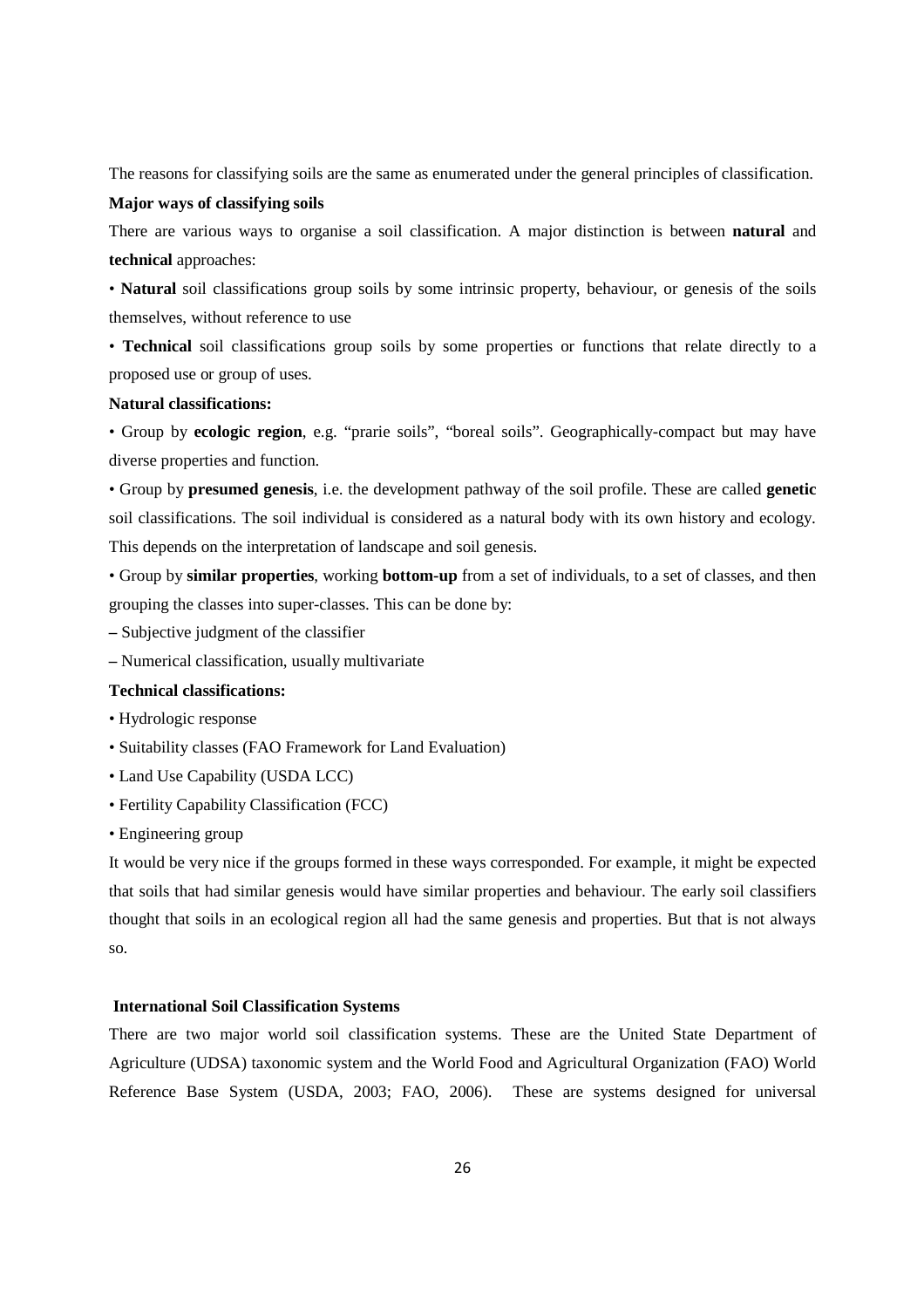The reasons for classifying soils are the same as enumerated under the general principles of classification.

**Major ways of classifying soils**

There are various ways to organise a soil classification. A major distinction is between **natural** and **technical** approaches:

- **Natural** soil classifications group soils by some intrinsic property, behaviour, or genesis of the soils themselves, without reference to use
- **Technical** soil classifications group soils by some properties or functions that relate directly to a proposed use or group of uses.

**Natural classifications:**

- Group by **ecologic region**, e.g. "prarie soils", "boreal soils". Geographically-compact but may have diverse properties and function.
- Group by **presumed genesis**, i.e. the development pathway of the soil profile. These are called **genetic** soil classifications. The soil individual is considered as a natural body with its own history and ecology. This depends on the interpretation of landscape and soil genesis.
- Group by **similar properties**, working **bottom-up** from a set of individuals, to a set of classes, and then grouping the classes into super-classes. This can be done by:
  - Subjective judgment of the classifier
  - Numerical classification, usually multivariate

**Technical classifications:**

- Hydrologic response
- Suitability classes (FAO Framework for Land Evaluation)
- Land Use Capability (USDA LCC)
- Fertility Capability Classification (FCC)
- Engineering group

It would be very nice if the groups formed in these ways corresponded. For example, it might be expected that soils that had similar genesis would have similar properties and behaviour. The early soil classifiers thought that soils in an ecological region all had the same genesis and properties. But that is not always so.

**International Soil Classification Systems**

There are two major world soil classification systems. These are the United State Department of Agriculture (UDSA) taxonomic system and the World Food and Agricultural Organization (FAO) World Reference Base System (USDA, 2003; FAO, 2006). These are systems designed for universal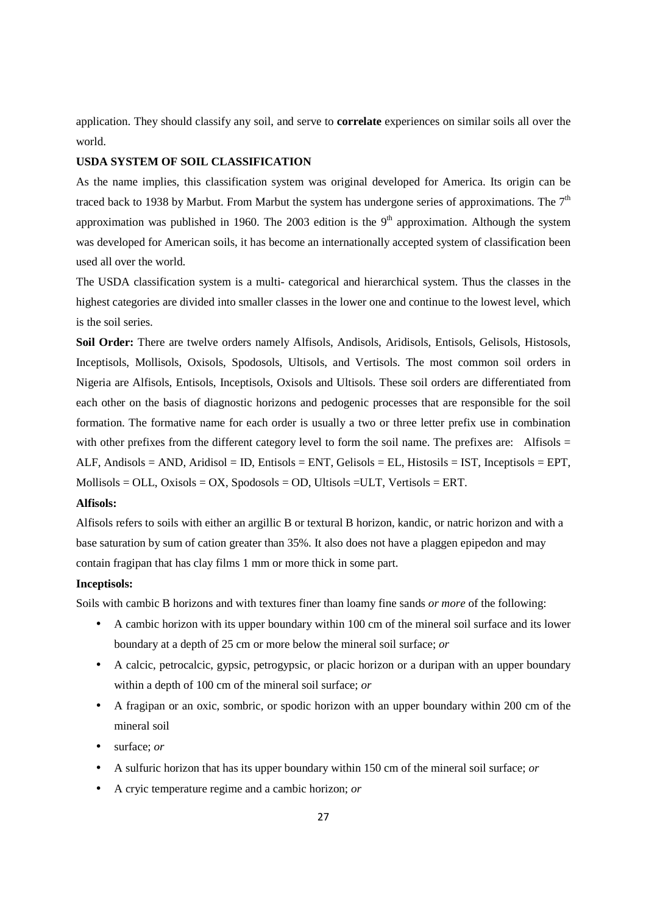application. They should classify any soil, and serve to **correlate** experiences on similar soils all over the world.

**USDA SYSTEM OF SOIL CLASSIFICATION**

As the name implies, this classification system was original developed for America. Its origin can be traced back to 1938 by Marbut. From Marbut the system has undergone series of approximations. The $7^{th}$ approximation was published in 1960. The 2003 edition is the $9^{th}$ approximation. Although the system was developed for American soils, it has become an internationally accepted system of classification been used all over the world.

The USDA classification system is a multi- categorical and hierarchical system. Thus the classes in the highest categories are divided into smaller classes in the lower one and continue to the lowest level, which is the soil series.

**Soil Order:** There are twelve orders namely Alfisols, Andisols, Aridisols, Entisols, Gelisols, Histosols, Inceptisols, Mollisols, Oxisols, Spodosols, Ultisols, and Vertisols. The most common soil orders in Nigeria are Alfisols, Entisols, Inceptisols, Oxisols and Ultisols. These soil orders are differentiated from each other on the basis of diagnostic horizons and pedogenic processes that are responsible for the soil formation. The formative name for each order is usually a two or three letter prefix use in combination with other prefixes from the different category level to form the soil name. The prefixes are: Alfisols = ALF, Andisols = AND, Aridisol = ID, Entisols = ENT, Gelisols = EL, Histosils = IST, Inceptisols = EPT, Mollisols = OLL, Oxisols = OX, Spodosols = OD, Ultisols =ULT, Vertisols = ERT.

**Alfisols:**

Alfisols refers to soils with either an argillic B or textural B horizon, kandic, or natric horizon and with a base saturation by sum of cation greater than 35%. It also does not have a plaggen epipedon and may contain fragipan that has clay films 1 mm or more thick in some part.

**Inceptisols:**

Soils with cambic B horizons and with textures finer than loamy fine sands *or more* of the following:

- A cambic horizon with its upper boundary within 100 cm of the mineral soil surface and its lower boundary at a depth of 25 cm or more below the mineral soil surface; *or*
- A calcic, petrocalcic, gypsic, petrogypsic, or placic horizon or a duripan with an upper boundary within a depth of 100 cm of the mineral soil surface; *or*
- A fragipan or an oxic, sombric, or spodic horizon with an upper boundary within 200 cm of the mineral soil
- surface; *or*
- A sulfuric horizon that has its upper boundary within 150 cm of the mineral soil surface; *or*
- A cryic temperature regime and a cambic horizon; *or*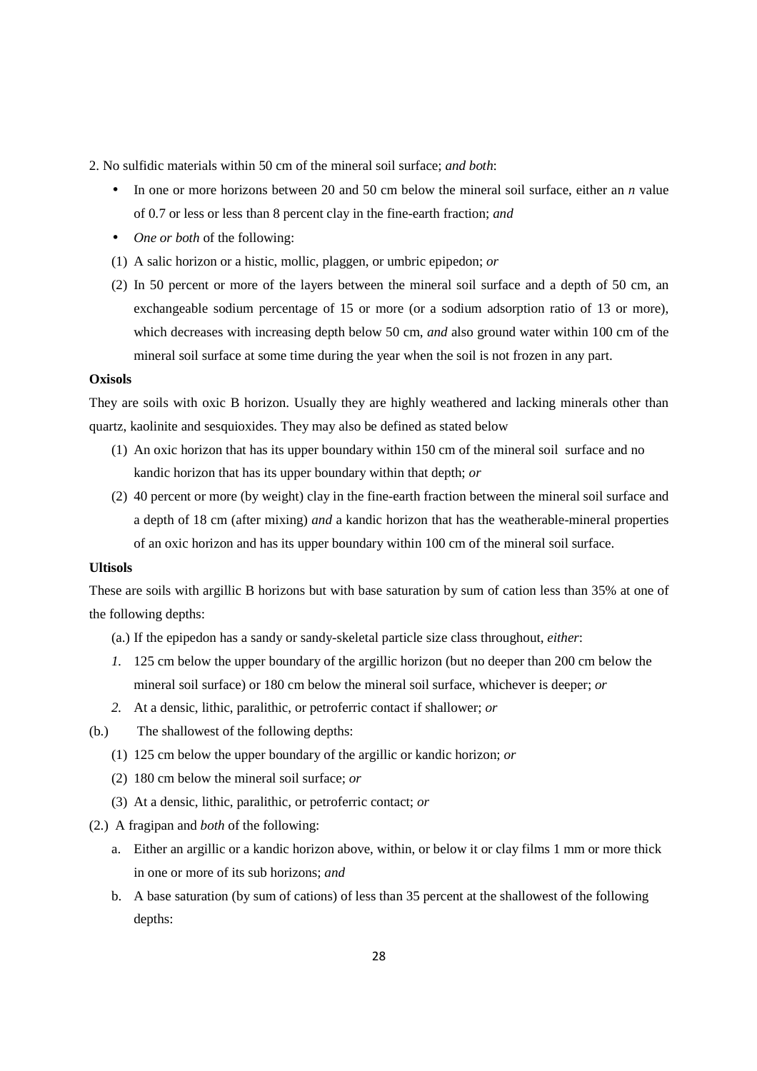2. No sulfidic materials within 50 cm of the mineral soil surface; *and both*:

- In one or more horizons between 20 and 50 cm below the mineral soil surface, either an *n* value of 0.7 or less or less than 8 percent clay in the fine-earth fraction; *and*
- *One or both* of the following:

(1) A salic horizon or a histic, mollic, plaggen, or umbric epipedon; *or*

(2) In 50 percent or more of the layers between the mineral soil surface and a depth of 50 cm, an exchangeable sodium percentage of 15 or more (or a sodium adsorption ratio of 13 or more), which decreases with increasing depth below 50 cm, *and* also ground water within 100 cm of the mineral soil surface at some time during the year when the soil is not frozen in any part.

**Oxisols**

They are soils with oxic B horizon. Usually they are highly weathered and lacking minerals other than quartz, kaolinite and sesquioxides. They may also be defined as stated below

(1) An oxic horizon that has its upper boundary within 150 cm of the mineral soil surface and no kandic horizon that has its upper boundary within that depth; *or*

(2) 40 percent or more (by weight) clay in the fine-earth fraction between the mineral soil surface and a depth of 18 cm (after mixing) *and* a kandic horizon that has the weatherable-mineral properties of an oxic horizon and has its upper boundary within 100 cm of the mineral soil surface.

**Ultisols**

These are soils with argillic B horizons but with base saturation by sum of cation less than 35% at one of the following depths:

(a.) If the epipedon has a sandy or sandy-skeletal particle size class throughout, *either*:

*1.* 125 cm below the upper boundary of the argillic horizon (but no deeper than 200 cm below the mineral soil surface) or 180 cm below the mineral soil surface, whichever is deeper; *or*

*2.* At a densic, lithic, paralithic, or petroferric contact if shallower; *or*

(b.) The shallowest of the following depths:

(1) 125 cm below the upper boundary of the argillic or kandic horizon; *or*

(2) 180 cm below the mineral soil surface; *or*

(3) At a densic, lithic, paralithic, or petroferric contact; *or*

(2.) A fragipan and *both* of the following:

a. Either an argillic or a kandic horizon above, within, or below it or clay films 1 mm or more thick in one or more of its sub horizons; *and*

b. A base saturation (by sum of cations) of less than 35 percent at the shallowest of the following depths: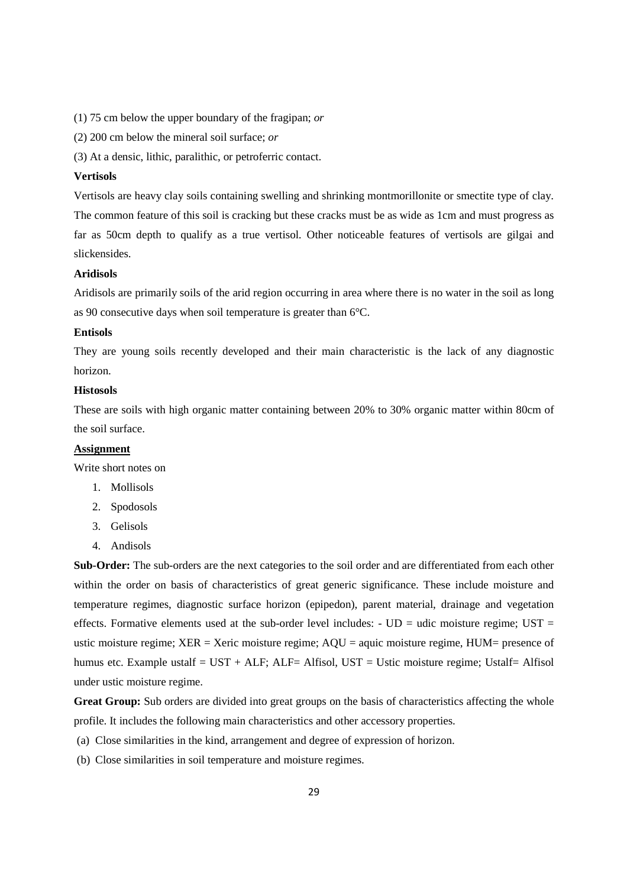(1) 75 cm below the upper boundary of the fragipan; *or*

(2) 200 cm below the mineral soil surface; *or*

(3) At a densic, lithic, paralithic, or petroferric contact.

**Vertisols**

Vertisols are heavy clay soils containing swelling and shrinking montmorillonite or smectite type of clay. The common feature of this soil is cracking but these cracks must be as wide as 1cm and must progress as far as 50cm depth to qualify as a true vertisol. Other noticeable features of vertisols are gilgai and slickensides.

**Aridisols**

Aridisols are primarily soils of the arid region occurring in area where there is no water in the soil as long as 90 consecutive days when soil temperature is greater than 6°C.

**Entisols**

They are young soils recently developed and their main characteristic is the lack of any diagnostic horizon.

**Histosols**

These are soils with high organic matter containing between 20% to 30% organic matter within 80cm of the soil surface.

<u>**Assignment**</u>

Write short notes on

1. Mollisols
2. Spodosols
3. Gelisols
4. Andisols

**Sub-Order:** The sub-orders are the next categories to the soil order and are differentiated from each other within the order on basis of characteristics of great generic significance. These include moisture and temperature regimes, diagnostic surface horizon (epipedon), parent material, drainage and vegetation effects. Formative elements used at the sub-order level includes: - UD = udic moisture regime; UST = ustic moisture regime; XER = Xeric moisture regime; AQU = aquic moisture regime, HUM= presence of humus etc. Example ustalf = UST + ALF; ALF= Alfisol, UST = Ustic moisture regime; Ustalf= Alfisol under ustic moisture regime.

**Great Group:** Sub orders are divided into great groups on the basis of characteristics affecting the whole profile. It includes the following main characteristics and other accessory properties.

(a) Close similarities in the kind, arrangement and degree of expression of horizon.

(b) Close similarities in soil temperature and moisture regimes.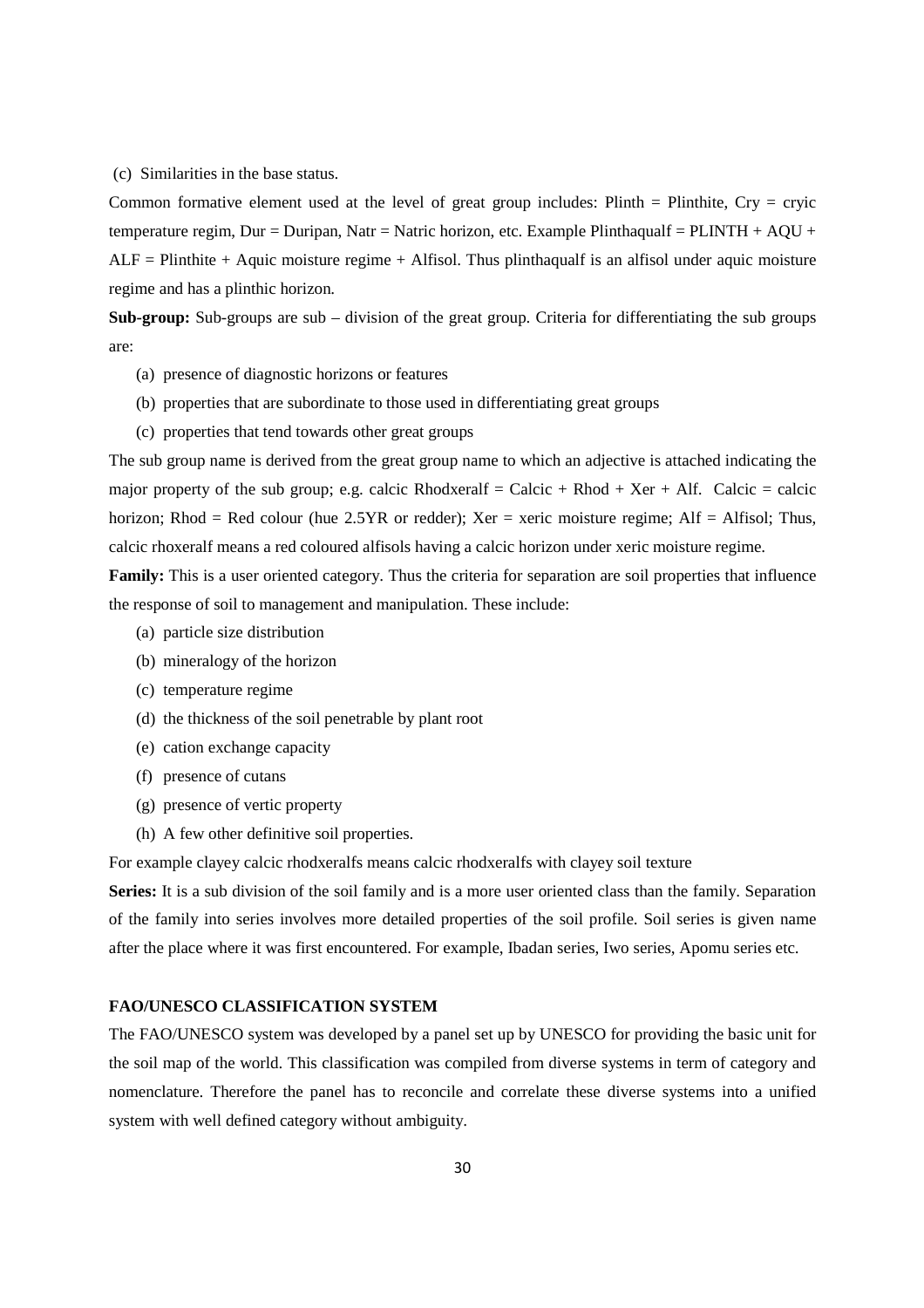(c) Similarities in the base status.

Common formative element used at the level of great group includes: Plinth = Plinthite, Cry = cryic temperature regim, Dur = Duripan, Natr = Natric horizon, etc. Example Plinthaqualf = PLINTH + AQU + ALF = Plinthite + Aquic moisture regime + Alfisol. Thus plinthaqualf is an alfisol under aquic moisture regime and has a plinthic horizon.

**Sub-group:** Sub-groups are sub – division of the great group. Criteria for differentiating the sub groups are:

(a) presence of diagnostic horizons or features
(b) properties that are subordinate to those used in differentiating great groups
(c) properties that tend towards other great groups

The sub group name is derived from the great group name to which an adjective is attached indicating the major property of the sub group; e.g. calcic Rhodxeralf = Calcic + Rhod + Xer + Alf. Calcic = calcic horizon; Rhod = Red colour (hue 2.5YR or redder); Xer = xeric moisture regime; Alf = Alfisol; Thus, calcic rhoxeralf means a red coloured alfisols having a calcic horizon under xeric moisture regime.

**Family:** This is a user oriented category. Thus the criteria for separation are soil properties that influence the response of soil to management and manipulation. These include:

(a) particle size distribution
(b) mineralogy of the horizon
(c) temperature regime
(d) the thickness of the soil penetrable by plant root
(e) cation exchange capacity
(f) presence of cutans
(g) presence of vertic property
(h) A few other definitive soil properties.

For example clayey calcic rhodxeralfs means calcic rhodxeralfs with clayey soil texture

**Series:** It is a sub division of the soil family and is a more user oriented class than the family. Separation of the family into series involves more detailed properties of the soil profile. Soil series is given name after the place where it was first encountered. For example, Ibadan series, Iwo series, Apomu series etc.

## FAO/UNESCO CLASSIFICATION SYSTEM

The FAO/UNESCO system was developed by a panel set up by UNESCO for providing the basic unit for the soil map of the world. This classification was compiled from diverse systems in term of category and nomenclature. Therefore the panel has to reconcile and correlate these diverse systems into a unified system with well defined category without ambiguity.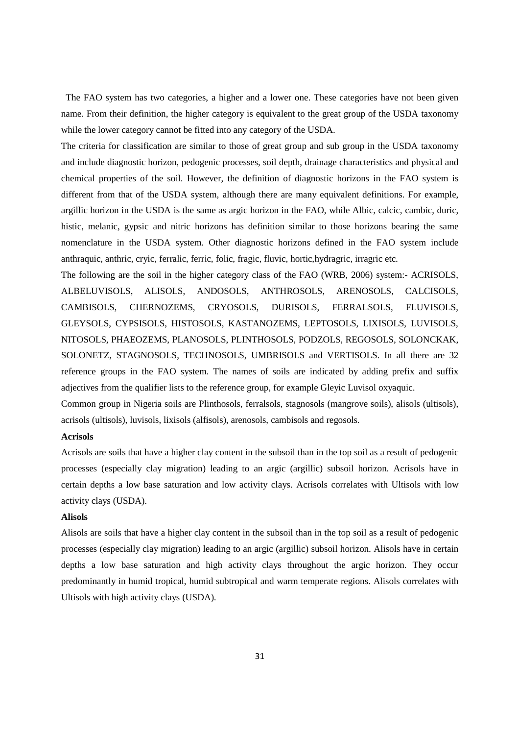The FAO system has two categories, a higher and a lower one. These categories have not been given name. From their definition, the higher category is equivalent to the great group of the USDA taxonomy while the lower category cannot be fitted into any category of the USDA.

The criteria for classification are similar to those of great group and sub group in the USDA taxonomy and include diagnostic horizon, pedogenic processes, soil depth, drainage characteristics and physical and chemical properties of the soil. However, the definition of diagnostic horizons in the FAO system is different from that of the USDA system, although there are many equivalent definitions. For example, argillic horizon in the USDA is the same as argic horizon in the FAO, while Albic, calcic, cambic, duric, histic, melanic, gypsic and nitric horizons has definition similar to those horizons bearing the same nomenclature in the USDA system. Other diagnostic horizons defined in the FAO system include anthraquic, anthric, cryic, ferralic, ferric, folic, fragic, fluvic, hortic,hydragric, irragric etc.

The following are the soil in the higher category class of the FAO (WRB, 2006) system:- ACRISOLS, ALBELUVISOLS, ALISOLS, ANDOSOLS, ANTHROSOLS, ARENOSOLS, CALCISOLS, CAMBISOLS, CHERNOZEMS, CRYOSOLS, DURISOLS, FERRALSOLS, FLUVISOLS, GLEYSOLS, CYPSISOLS, HISTOSOLS, KASTANOZEMS, LEPTOSOLS, LIXISOLS, LUVISOLS, NITOSOLS, PHAEOZEMS, PLANOSOLS, PLINTHOSOLS, PODZOLS, REGOSOLS, SOLONCKAK, SOLONETZ, STAGNOSOLS, TECHNOSOLS, UMBRISOLS and VERTISOLS. In all there are 32 reference groups in the FAO system. The names of soils are indicated by adding prefix and suffix adjectives from the qualifier lists to the reference group, for example Gleyic Luvisol oxyaquic.

Common group in Nigeria soils are Plinthosols, ferralsols, stagnosols (mangrove soils), alisols (ultisols), acrisols (ultisols), luvisols, lixisols (alfisols), arenosols, cambisols and regosols.

**Acrisols**

Acrisols are soils that have a higher clay content in the subsoil than in the top soil as a result of pedogenic processes (especially clay migration) leading to an argic (argillic) subsoil horizon. Acrisols have in certain depths a low base saturation and low activity clays. Acrisols correlates with Ultisols with low activity clays (USDA).

**Alisols**

Alisols are soils that have a higher clay content in the subsoil than in the top soil as a result of pedogenic processes (especially clay migration) leading to an argic (argillic) subsoil horizon. Alisols have in certain depths a low base saturation and high activity clays throughout the argic horizon. They occur predominantly in humid tropical, humid subtropical and warm temperate regions. Alisols correlates with Ultisols with high activity clays (USDA).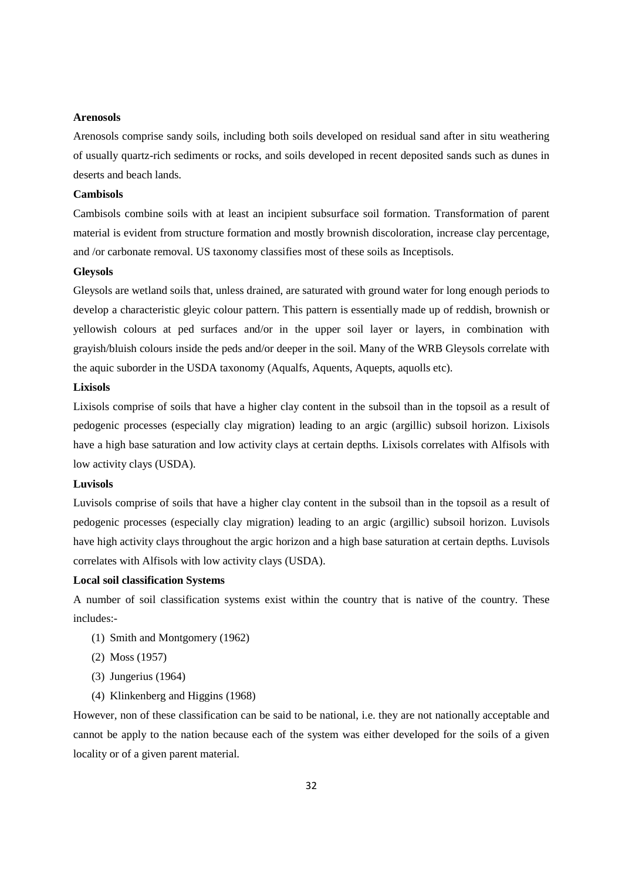**Arenosols**

Arenosols comprise sandy soils, including both soils developed on residual sand after in situ weathering of usually quartz-rich sediments or rocks, and soils developed in recent deposited sands such as dunes in deserts and beach lands.

**Cambisols**

Cambisols combine soils with at least an incipient subsurface soil formation. Transformation of parent material is evident from structure formation and mostly brownish discoloration, increase clay percentage, and /or carbonate removal. US taxonomy classifies most of these soils as Inceptisols.

**Gleysols**

Gleysols are wetland soils that, unless drained, are saturated with ground water for long enough periods to develop a characteristic gleyic colour pattern. This pattern is essentially made up of reddish, brownish or yellowish colours at ped surfaces and/or in the upper soil layer or layers, in combination with grayish/bluish colours inside the peds and/or deeper in the soil. Many of the WRB Gleysols correlate with the aquic suborder in the USDA taxonomy (Aqualfs, Aquents, Aquepts, aquolls etc).

**Lixisols**

Lixisols comprise of soils that have a higher clay content in the subsoil than in the topsoil as a result of pedogenic processes (especially clay migration) leading to an argic (argillic) subsoil horizon. Lixisols have a high base saturation and low activity clays at certain depths. Lixisols correlates with Alfisols with low activity clays (USDA).

**Luvisols**

Luvisols comprise of soils that have a higher clay content in the subsoil than in the topsoil as a result of pedogenic processes (especially clay migration) leading to an argic (argillic) subsoil horizon. Luvisols have high activity clays throughout the argic horizon and a high base saturation at certain depths. Luvisols correlates with Alfisols with low activity clays (USDA).

**Local soil classification Systems**

A number of soil classification systems exist within the country that is native of the country. These includes:-

(1) Smith and Montgomery (1962)

(2) Moss (1957)

(3) Jungerius (1964)

(4) Klinkenberg and Higgins (1968)

However, non of these classification can be said to be national, i.e. they are not nationally acceptable and cannot be apply to the nation because each of the system was either developed for the soils of a given locality or of a given parent material.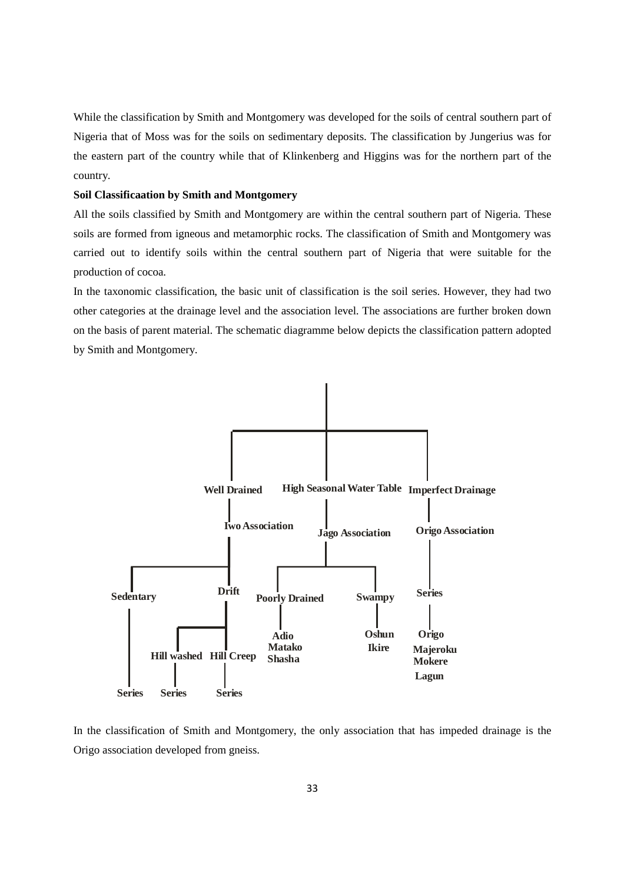While the classification by Smith and Montgomery was developed for the soils of central southern part of Nigeria that of Moss was for the soils on sedimentary deposits. The classification by Jungerius was for the eastern part of the country while that of Klinkenberg and Higgins was for the northern part of the country.

**Soil Classificaation by Smith and Montgomery**

All the soils classified by Smith and Montgomery are within the central southern part of Nigeria. These soils are formed from igneous and metamorphic rocks. The classification of Smith and Montgomery was carried out to identify soils within the central southern part of Nigeria that were suitable for the production of cocoa.

In the taxonomic classification, the basic unit of classification is the soil series. However, they had two other categories at the drainage level and the association level. The associations are further broken down on the basis of parent material. The schematic diagramme below depicts the classification pattern adopted by Smith and Montgomery.

- **Well Drained**
  - **Iwo Association**
    - **Sedentary**
      - **Series**
    - **Drift**
      - **Hill washed**
        - **Series**
      - **Hill Creep**
        - **Series**
- **High Seasonal Water Table**
  - **Jago Association**
    - **Poorly Drained**
      - **Adio**
      - **Matako**
      - **Shasha**
    - **Swampy**
      - **Oshun**
      - **Ikire**
- **Imperfect Drainage**
  - **Origo Association**
    - **Series**
      - **Origo**
      - **Majeroku**
      - **Mokere**
      - **Lagun**

In the classification of Smith and Montgomery, the only association that has impeded drainage is the Origo association developed from gneiss.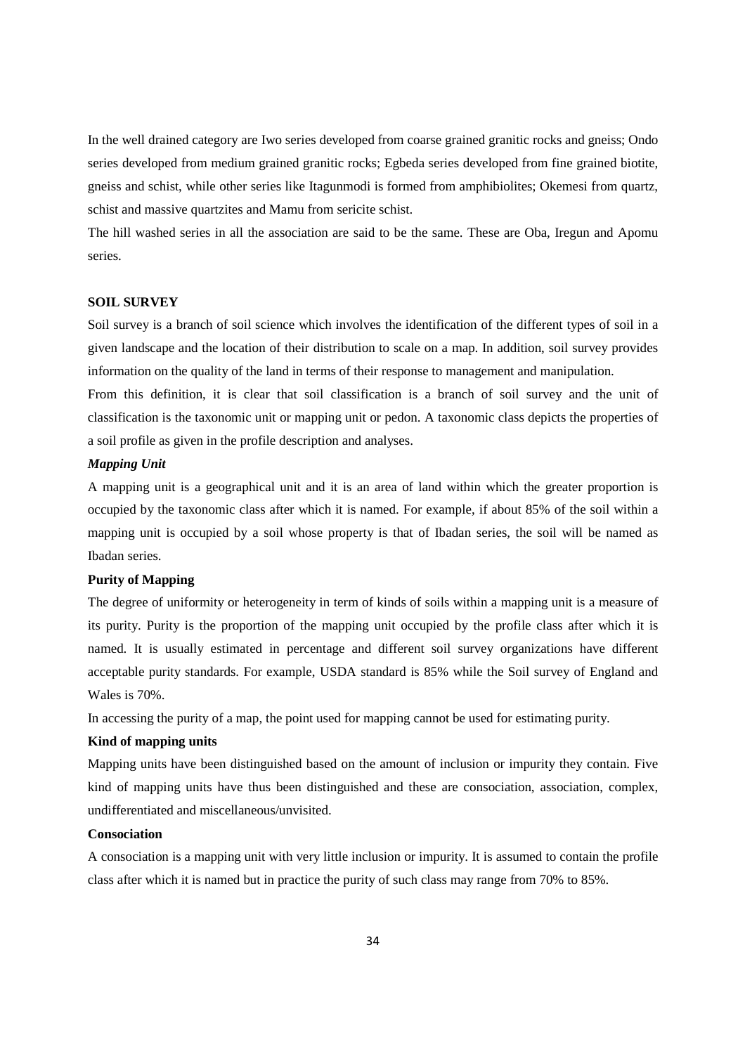In the well drained category are Iwo series developed from coarse grained granitic rocks and gneiss; Ondo series developed from medium grained granitic rocks; Egbeda series developed from fine grained biotite, gneiss and schist, while other series like Itagunmodi is formed from amphibiolites; Okemesi from quartz, schist and massive quartzites and Mamu from sericite schist.

The hill washed series in all the association are said to be the same. These are Oba, Iregun and Apomu series.

## SOIL SURVEY

Soil survey is a branch of soil science which involves the identification of the different types of soil in a given landscape and the location of their distribution to scale on a map. In addition, soil survey provides information on the quality of the land in terms of their response to management and manipulation.

From this definition, it is clear that soil classification is a branch of soil survey and the unit of classification is the taxonomic unit or mapping unit or pedon. A taxonomic class depicts the properties of a soil profile as given in the profile description and analyses.

### *Mapping Unit*

A mapping unit is a geographical unit and it is an area of land within which the greater proportion is occupied by the taxonomic class after which it is named. For example, if about 85% of the soil within a mapping unit is occupied by a soil whose property is that of Ibadan series, the soil will be named as Ibadan series.

### Purity of Mapping

The degree of uniformity or heterogeneity in term of kinds of soils within a mapping unit is a measure of its purity. Purity is the proportion of the mapping unit occupied by the profile class after which it is named. It is usually estimated in percentage and different soil survey organizations have different acceptable purity standards. For example, USDA standard is 85% while the Soil survey of England and Wales is 70%.

In accessing the purity of a map, the point used for mapping cannot be used for estimating purity.

### Kind of mapping units

Mapping units have been distinguished based on the amount of inclusion or impurity they contain. Five kind of mapping units have thus been distinguished and these are consociation, association, complex, undifferentiated and miscellaneous/unvisited.

### Consociation

A consociation is a mapping unit with very little inclusion or impurity. It is assumed to contain the profile class after which it is named but in practice the purity of such class may range from 70% to 85%.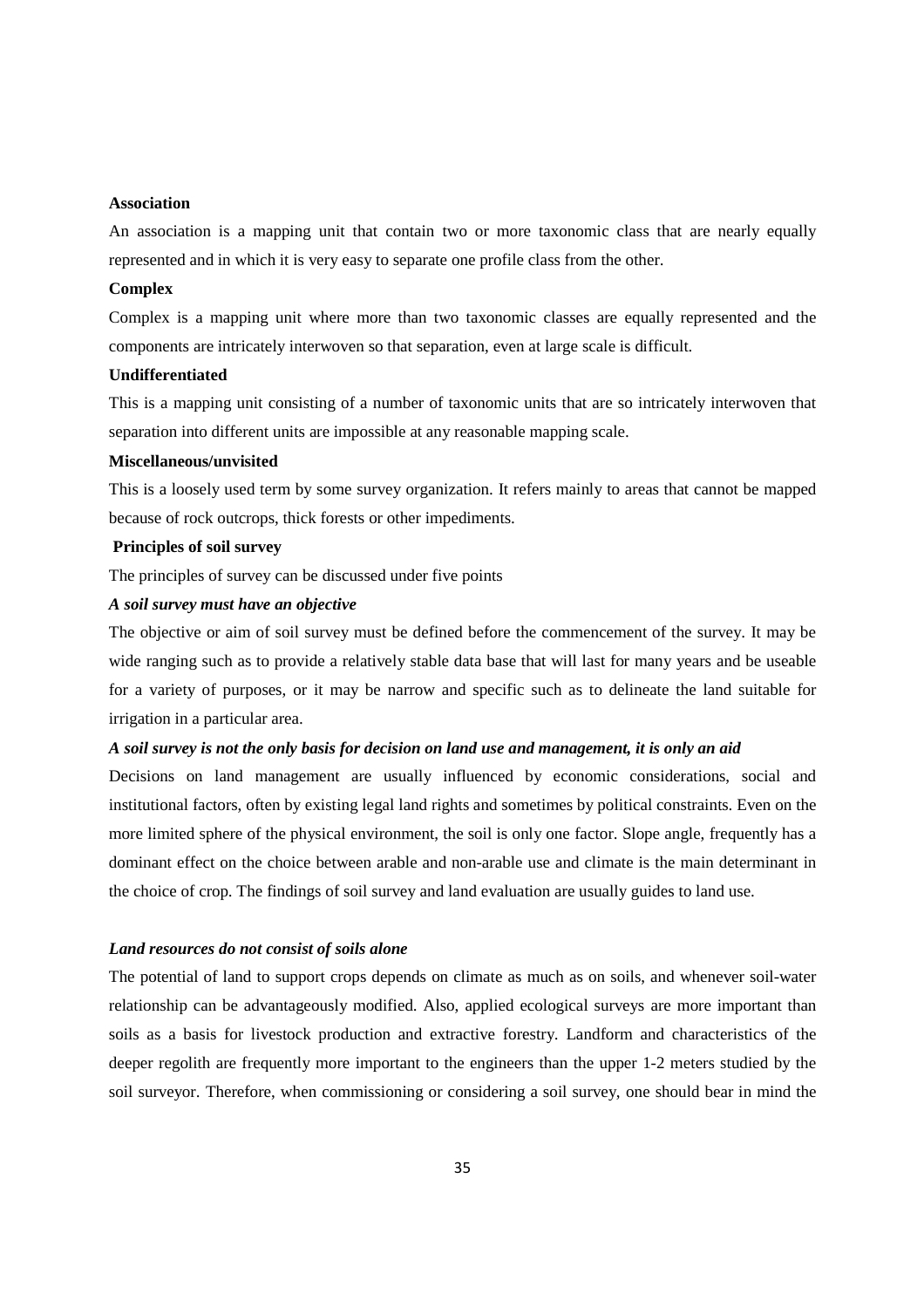**Association**

An association is a mapping unit that contain two or more taxonomic class that are nearly equally represented and in which it is very easy to separate one profile class from the other.

**Complex**

Complex is a mapping unit where more than two taxonomic classes are equally represented and the components are intricately interwoven so that separation, even at large scale is difficult.

**Undifferentiated**

This is a mapping unit consisting of a number of taxonomic units that are so intricately interwoven that separation into different units are impossible at any reasonable mapping scale.

**Miscellaneous/unvisited**

This is a loosely used term by some survey organization. It refers mainly to areas that cannot be mapped because of rock outcrops, thick forests or other impediments.

**Principles of soil survey**

The principles of survey can be discussed under five points

***A soil survey must have an objective***

The objective or aim of soil survey must be defined before the commencement of the survey. It may be wide ranging such as to provide a relatively stable data base that will last for many years and be useable for a variety of purposes, or it may be narrow and specific such as to delineate the land suitable for irrigation in a particular area.

***A soil survey is not the only basis for decision on land use and management, it is only an aid***

Decisions on land management are usually influenced by economic considerations, social and institutional factors, often by existing legal land rights and sometimes by political constraints. Even on the more limited sphere of the physical environment, the soil is only one factor. Slope angle, frequently has a dominant effect on the choice between arable and non-arable use and climate is the main determinant in the choice of crop. The findings of soil survey and land evaluation are usually guides to land use.

***Land resources do not consist of soils alone***

The potential of land to support crops depends on climate as much as on soils, and whenever soil-water relationship can be advantageously modified. Also, applied ecological surveys are more important than soils as a basis for livestock production and extractive forestry. Landform and characteristics of the deeper regolith are frequently more important to the engineers than the upper 1-2 meters studied by the soil surveyor. Therefore, when commissioning or considering a soil survey, one should bear in mind the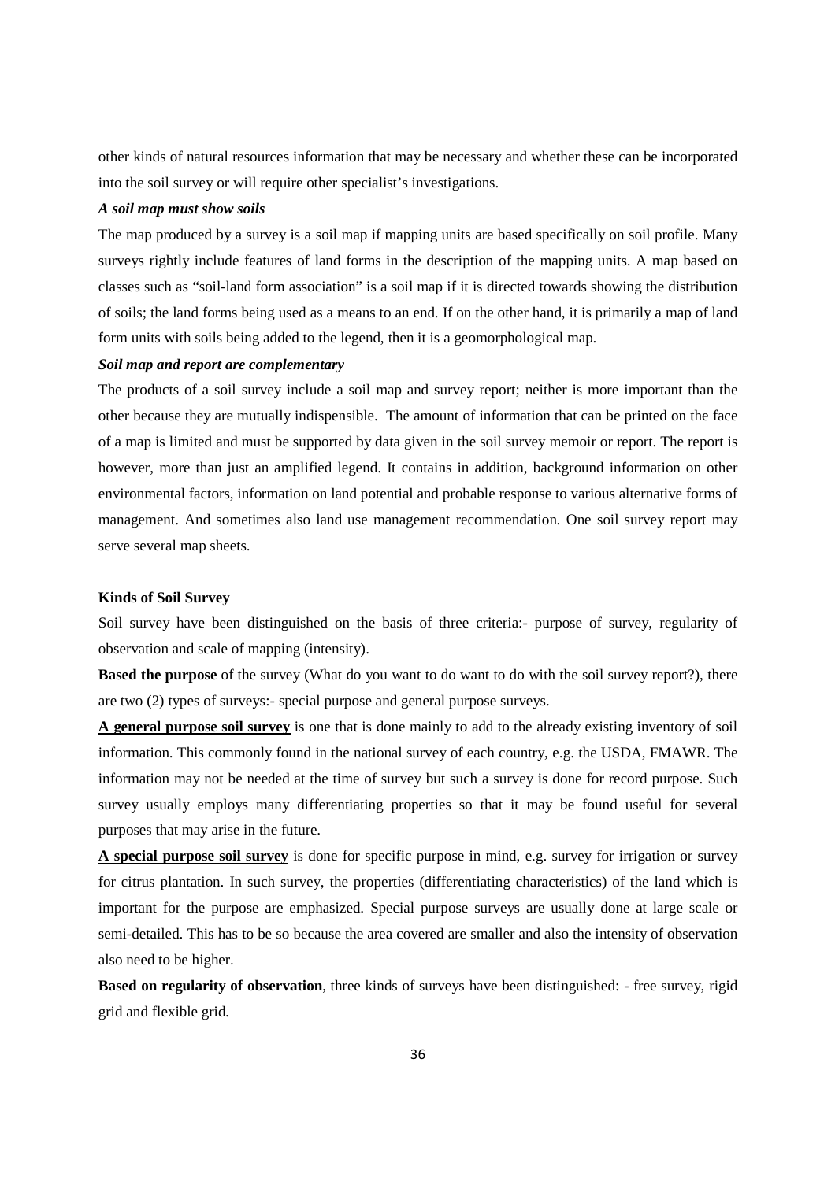other kinds of natural resources information that may be necessary and whether these can be incorporated into the soil survey or will require other specialist's investigations.

***A soil map must show soils***

The map produced by a survey is a soil map if mapping units are based specifically on soil profile. Many surveys rightly include features of land forms in the description of the mapping units. A map based on classes such as "soil-land form association" is a soil map if it is directed towards showing the distribution of soils; the land forms being used as a means to an end. If on the other hand, it is primarily a map of land form units with soils being added to the legend, then it is a geomorphological map.

***Soil map and report are complementary***

The products of a soil survey include a soil map and survey report; neither is more important than the other because they are mutually indispensible. The amount of information that can be printed on the face of a map is limited and must be supported by data given in the soil survey memoir or report. The report is however, more than just an amplified legend. It contains in addition, background information on other environmental factors, information on land potential and probable response to various alternative forms of management. And sometimes also land use management recommendation. One soil survey report may serve several map sheets.

**Kinds of Soil Survey**

Soil survey have been distinguished on the basis of three criteria:- purpose of survey, regularity of observation and scale of mapping (intensity).

**Based the purpose** of the survey (What do you want to do want to do with the soil survey report?), there are two (2) types of surveys:- special purpose and general purpose surveys.

<u>**A general purpose soil survey**</u> is one that is done mainly to add to the already existing inventory of soil information. This commonly found in the national survey of each country, e.g. the USDA, FMAWR. The information may not be needed at the time of survey but such a survey is done for record purpose. Such survey usually employs many differentiating properties so that it may be found useful for several purposes that may arise in the future.

<u>**A special purpose soil survey**</u> is done for specific purpose in mind, e.g. survey for irrigation or survey for citrus plantation. In such survey, the properties (differentiating characteristics) of the land which is important for the purpose are emphasized. Special purpose surveys are usually done at large scale or semi-detailed. This has to be so because the area covered are smaller and also the intensity of observation also need to be higher.

**Based on regularity of observation**, three kinds of surveys have been distinguished: - free survey, rigid grid and flexible grid.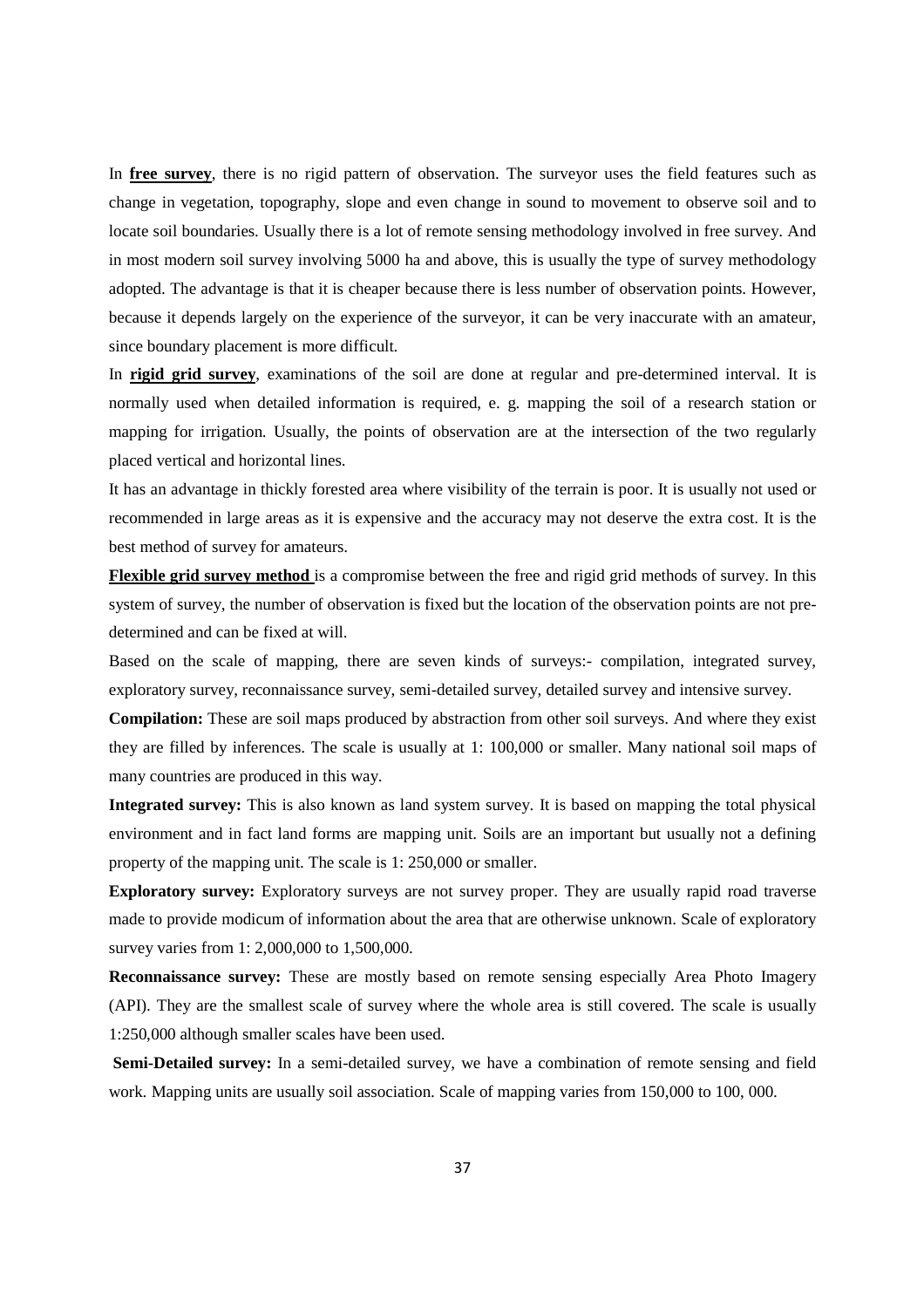In **free survey**, there is no rigid pattern of observation. The surveyor uses the field features such as change in vegetation, topography, slope and even change in sound to movement to observe soil and to locate soil boundaries. Usually there is a lot of remote sensing methodology involved in free survey. And in most modern soil survey involving 5000 ha and above, this is usually the type of survey methodology adopted. The advantage is that it is cheaper because there is less number of observation points. However, because it depends largely on the experience of the surveyor, it can be very inaccurate with an amateur, since boundary placement is more difficult.

In **rigid grid survey**, examinations of the soil are done at regular and pre-determined interval. It is normally used when detailed information is required, e. g. mapping the soil of a research station or mapping for irrigation. Usually, the points of observation are at the intersection of the two regularly placed vertical and horizontal lines.

It has an advantage in thickly forested area where visibility of the terrain is poor. It is usually not used or recommended in large areas as it is expensive and the accuracy may not deserve the extra cost. It is the best method of survey for amateurs.

**Flexible grid survey method** is a compromise between the free and rigid grid methods of survey. In this system of survey, the number of observation is fixed but the location of the observation points are not pre-determined and can be fixed at will.

Based on the scale of mapping, there are seven kinds of surveys:- compilation, integrated survey, exploratory survey, reconnaissance survey, semi-detailed survey, detailed survey and intensive survey.

**Compilation:** These are soil maps produced by abstraction from other soil surveys. And where they exist they are filled by inferences. The scale is usually at 1: 100,000 or smaller. Many national soil maps of many countries are produced in this way.

**Integrated survey:** This is also known as land system survey. It is based on mapping the total physical environment and in fact land forms are mapping unit. Soils are an important but usually not a defining property of the mapping unit. The scale is 1: 250,000 or smaller.

**Exploratory survey:** Exploratory surveys are not survey proper. They are usually rapid road traverse made to provide modicum of information about the area that are otherwise unknown. Scale of exploratory survey varies from 1: 2,000,000 to 1,500,000.

**Reconnaissance survey:** These are mostly based on remote sensing especially Area Photo Imagery (API). They are the smallest scale of survey where the whole area is still covered. The scale is usually 1:250,000 although smaller scales have been used.

**Semi-Detailed survey:** In a semi-detailed survey, we have a combination of remote sensing and field work. Mapping units are usually soil association. Scale of mapping varies from 150,000 to 100, 000.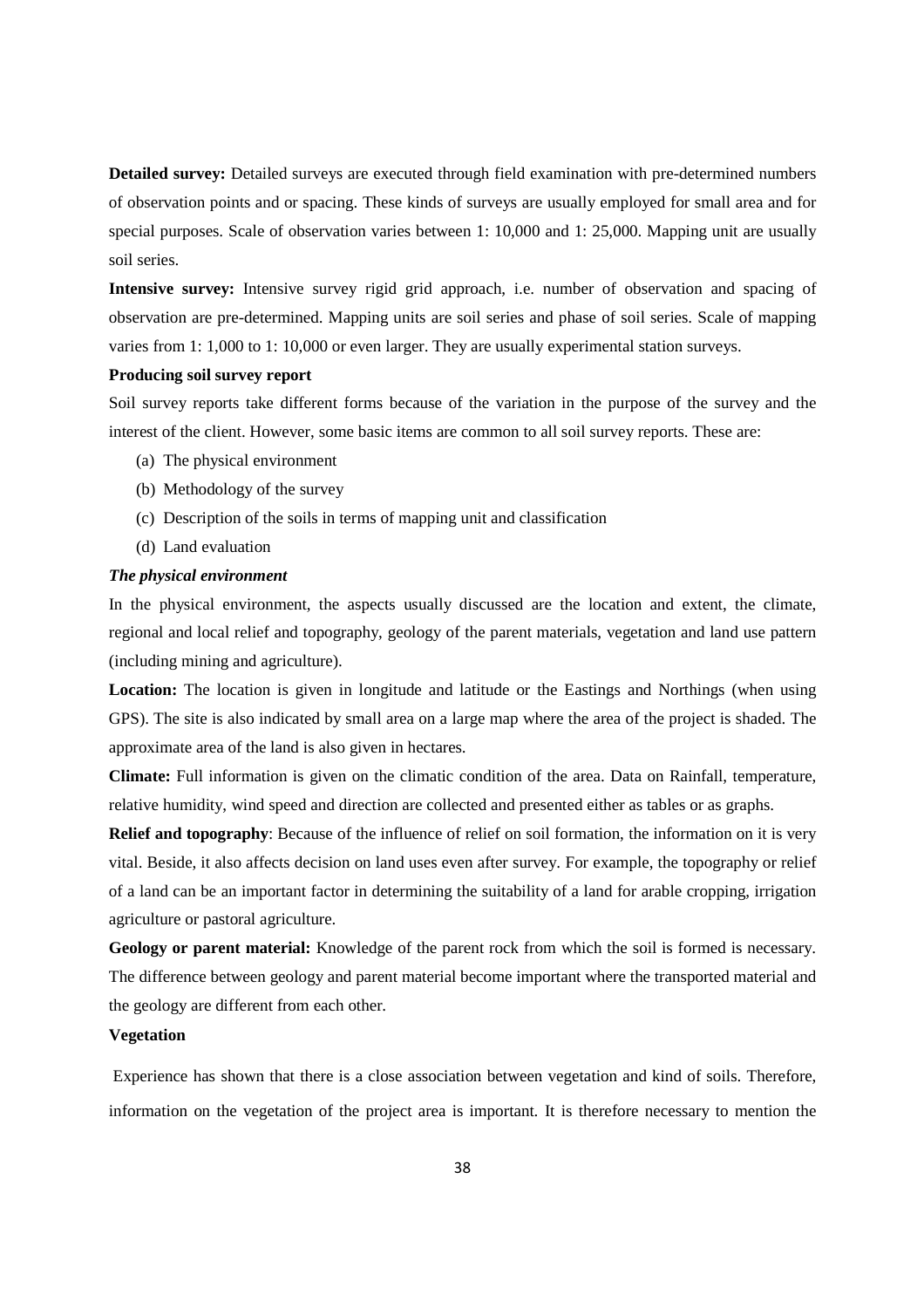**Detailed survey:** Detailed surveys are executed through field examination with pre-determined numbers of observation points and or spacing. These kinds of surveys are usually employed for small area and for special purposes. Scale of observation varies between 1: 10,000 and 1: 25,000. Mapping unit are usually soil series.

**Intensive survey:** Intensive survey rigid grid approach, i.e. number of observation and spacing of observation are pre-determined. Mapping units are soil series and phase of soil series. Scale of mapping varies from 1: 1,000 to 1: 10,000 or even larger. They are usually experimental station surveys.

**Producing soil survey report**

Soil survey reports take different forms because of the variation in the purpose of the survey and the interest of the client. However, some basic items are common to all soil survey reports. These are:

(a) The physical environment
(b) Methodology of the survey
(c) Description of the soils in terms of mapping unit and classification
(d) Land evaluation

***The physical environment***

In the physical environment, the aspects usually discussed are the location and extent, the climate, regional and local relief and topography, geology of the parent materials, vegetation and land use pattern (including mining and agriculture).

**Location:** The location is given in longitude and latitude or the Eastings and Northings (when using GPS). The site is also indicated by small area on a large map where the area of the project is shaded. The approximate area of the land is also given in hectares.

**Climate:** Full information is given on the climatic condition of the area. Data on Rainfall, temperature, relative humidity, wind speed and direction are collected and presented either as tables or as graphs.

**Relief and topography**: Because of the influence of relief on soil formation, the information on it is very vital. Beside, it also affects decision on land uses even after survey. For example, the topography or relief of a land can be an important factor in determining the suitability of a land for arable cropping, irrigation agriculture or pastoral agriculture.

**Geology or parent material:** Knowledge of the parent rock from which the soil is formed is necessary. The difference between geology and parent material become important where the transported material and the geology are different from each other.

**Vegetation**

Experience has shown that there is a close association between vegetation and kind of soils. Therefore, information on the vegetation of the project area is important. It is therefore necessary to mention the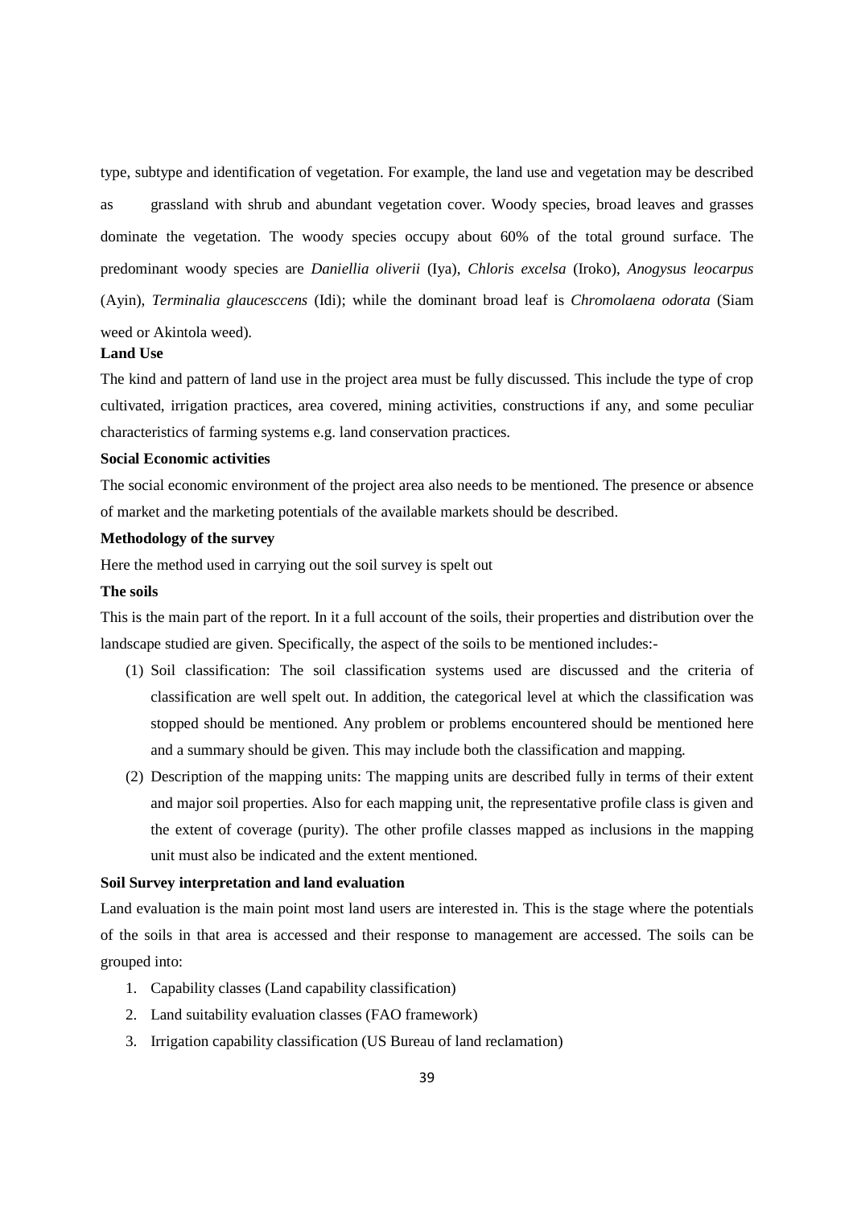type, subtype and identification of vegetation. For example, the land use and vegetation may be described as grassland with shrub and abundant vegetation cover. Woody species, broad leaves and grasses dominate the vegetation. The woody species occupy about 60% of the total ground surface. The predominant woody species are *Daniellia oliverii* (Iya), *Chloris excelsa* (Iroko), *Anogysus leocarpus* (Ayin), *Terminalia glaucesccens* (Idi); while the dominant broad leaf is *Chromolaena odorata* (Siam weed or Akintola weed).

**Land Use**

The kind and pattern of land use in the project area must be fully discussed. This include the type of crop cultivated, irrigation practices, area covered, mining activities, constructions if any, and some peculiar characteristics of farming systems e.g. land conservation practices.

**Social Economic activities**

The social economic environment of the project area also needs to be mentioned. The presence or absence of market and the marketing potentials of the available markets should be described.

**Methodology of the survey**

Here the method used in carrying out the soil survey is spelt out

**The soils**

This is the main part of the report. In it a full account of the soils, their properties and distribution over the landscape studied are given. Specifically, the aspect of the soils to be mentioned includes:-

(1) Soil classification: The soil classification systems used are discussed and the criteria of classification are well spelt out. In addition, the categorical level at which the classification was stopped should be mentioned. Any problem or problems encountered should be mentioned here and a summary should be given. This may include both the classification and mapping.

(2) Description of the mapping units: The mapping units are described fully in terms of their extent and major soil properties. Also for each mapping unit, the representative profile class is given and the extent of coverage (purity). The other profile classes mapped as inclusions in the mapping unit must also be indicated and the extent mentioned.

**Soil Survey interpretation and land evaluation**

Land evaluation is the main point most land users are interested in. This is the stage where the potentials of the soils in that area is accessed and their response to management are accessed. The soils can be grouped into:

1. Capability classes (Land capability classification)
2. Land suitability evaluation classes (FAO framework)
3. Irrigation capability classification (US Bureau of land reclamation)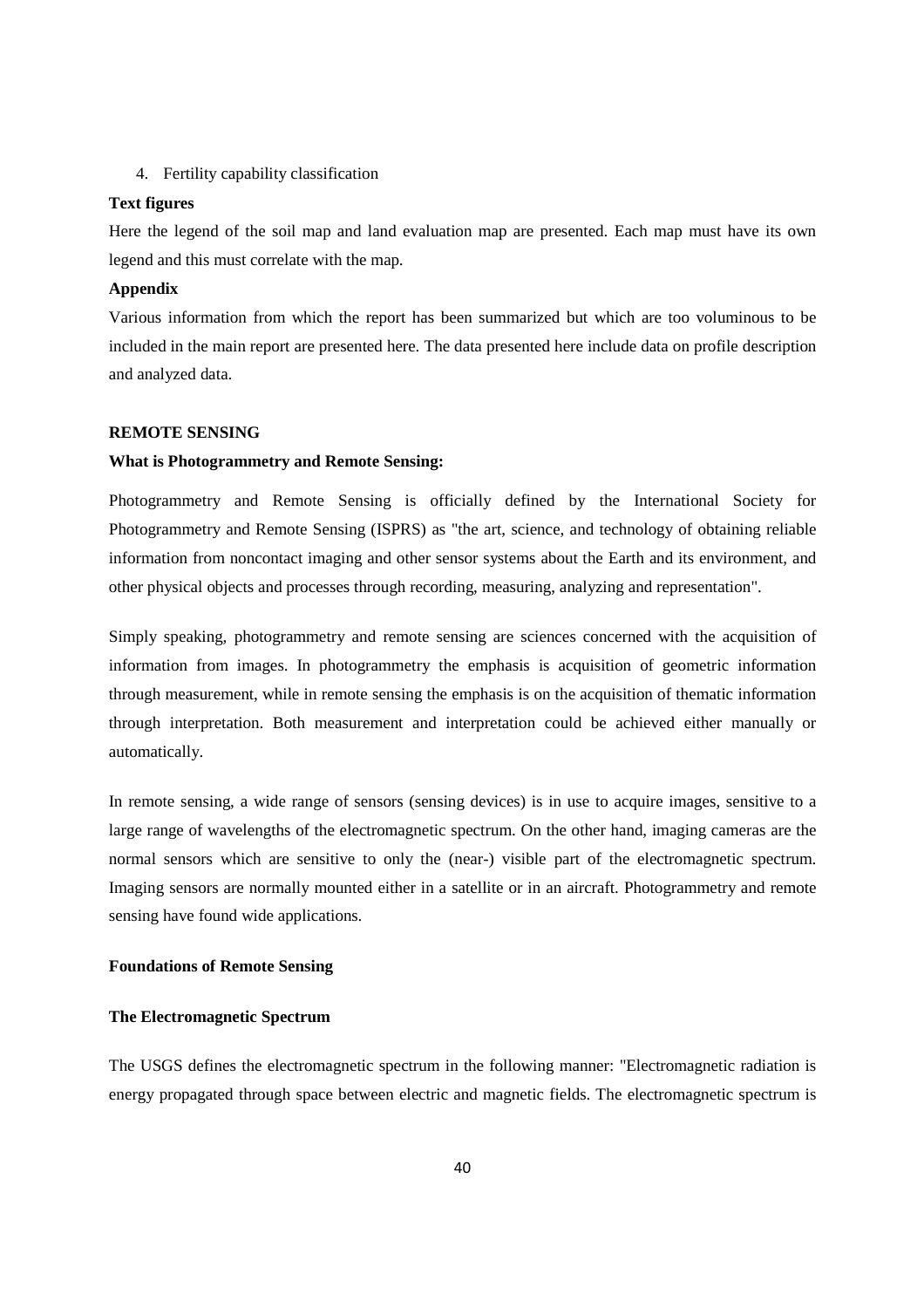4. Fertility capability classification

**Text figures**

Here the legend of the soil map and land evaluation map are presented. Each map must have its own legend and this must correlate with the map.

**Appendix**

Various information from which the report has been summarized but which are too voluminous to be included in the main report are presented here. The data presented here include data on profile description and analyzed data.

## REMOTE SENSING

### What is Photogrammetry and Remote Sensing:

Photogrammetry and Remote Sensing is officially defined by the International Society for Photogrammetry and Remote Sensing (ISPRS) as "the art, science, and technology of obtaining reliable information from noncontact imaging and other sensor systems about the Earth and its environment, and other physical objects and processes through recording, measuring, analyzing and representation".

Simply speaking, photogrammetry and remote sensing are sciences concerned with the acquisition of information from images. In photogrammetry the emphasis is acquisition of geometric information through measurement, while in remote sensing the emphasis is on the acquisition of thematic information through interpretation. Both measurement and interpretation could be achieved either manually or automatically.

In remote sensing, a wide range of sensors (sensing devices) is in use to acquire images, sensitive to a large range of wavelengths of the electromagnetic spectrum. On the other hand, imaging cameras are the normal sensors which are sensitive to only the (near-) visible part of the electromagnetic spectrum. Imaging sensors are normally mounted either in a satellite or in an aircraft. Photogrammetry and remote sensing have found wide applications.

### Foundations of Remote Sensing

### The Electromagnetic Spectrum

The USGS defines the electromagnetic spectrum in the following manner: "Electromagnetic radiation is energy propagated through space between electric and magnetic fields. The electromagnetic spectrum is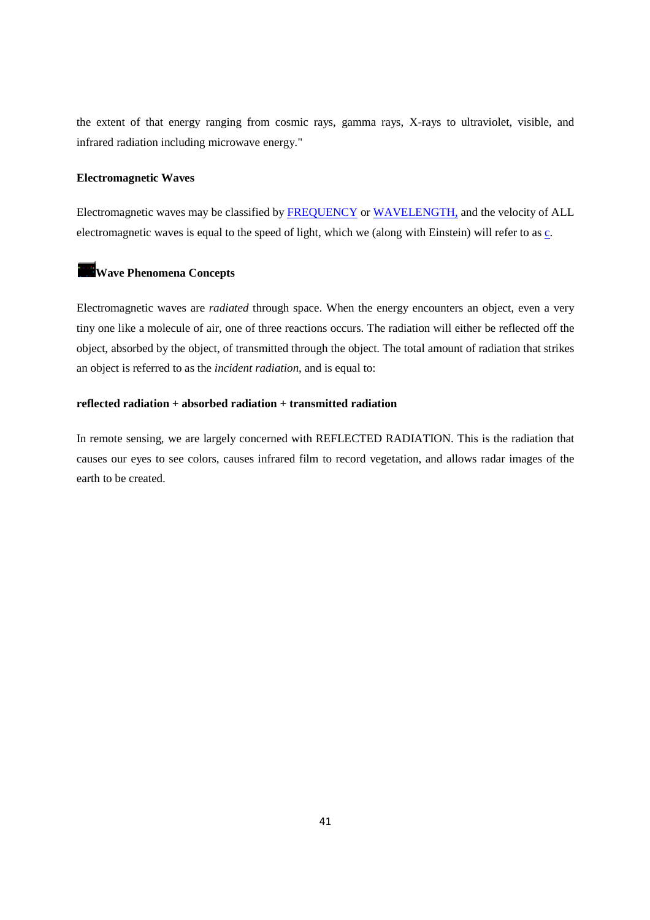the extent of that energy ranging from cosmic rays, gamma rays, X-rays to ultraviolet, visible, and infrared radiation including microwave energy."

**Electromagnetic Waves**

Electromagnetic waves may be classified by FREQUENCY or WAVELENGTH, and the velocity of ALL electromagnetic waves is equal to the speed of light, which we (along with Einstein) will refer to as c.

**Wave Phenomena Concepts**

Electromagnetic waves are *radiated* through space. When the energy encounters an object, even a very tiny one like a molecule of air, one of three reactions occurs. The radiation will either be reflected off the object, absorbed by the object, of transmitted through the object. The total amount of radiation that strikes an object is referred to as the *incident radiation*, and is equal to:

**reflected radiation + absorbed radiation + transmitted radiation**

In remote sensing, we are largely concerned with REFLECTED RADIATION. This is the radiation that causes our eyes to see colors, causes infrared film to record vegetation, and allows radar images of the earth to be created.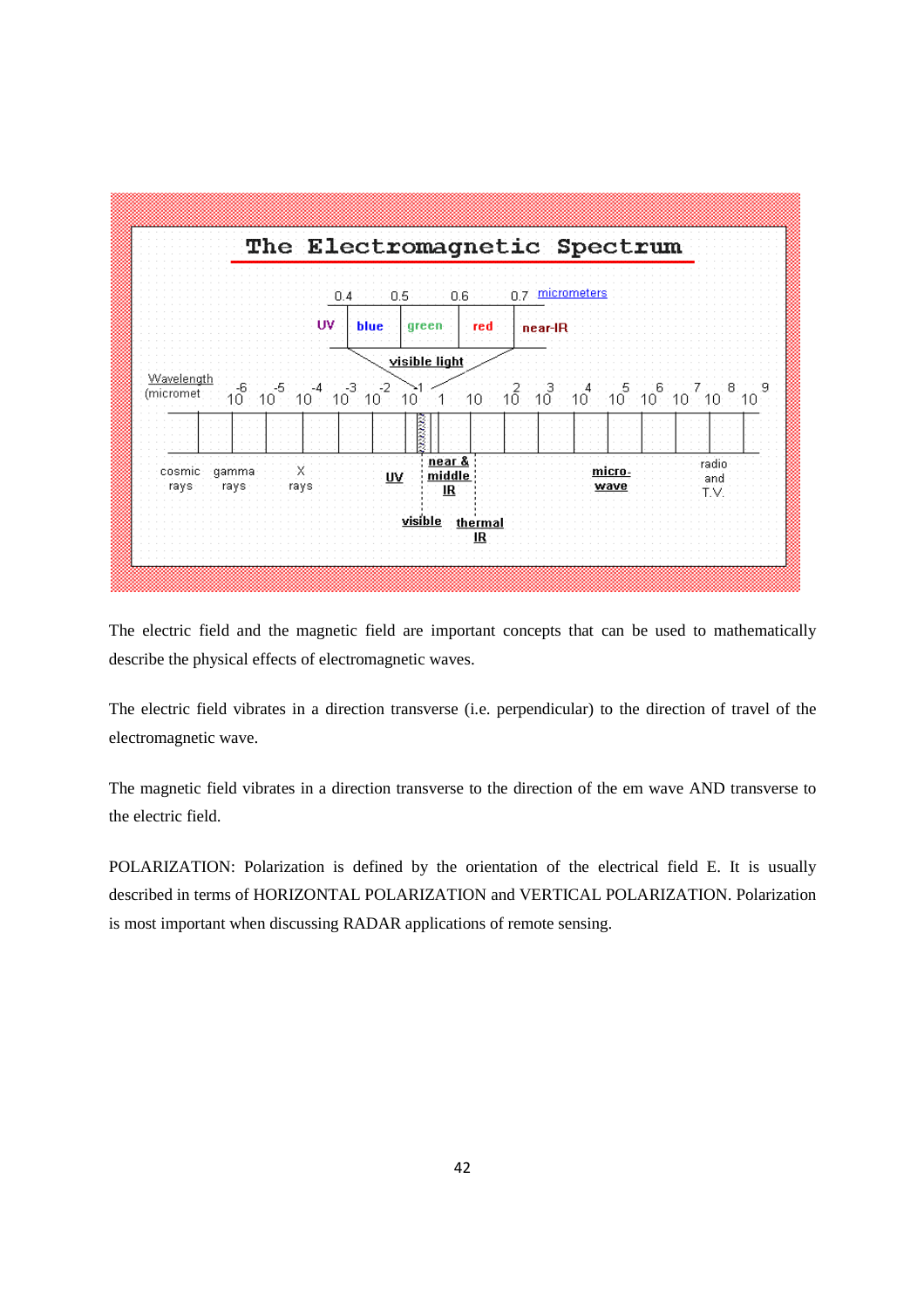The electric field and the magnetic field are important concepts that can be used to mathematically describe the physical effects of electromagnetic waves.

The electric field vibrates in a direction transverse (i.e. perpendicular) to the direction of travel of the electromagnetic wave.

The magnetic field vibrates in a direction transverse to the direction of the em wave AND transverse to the electric field.

POLARIZATION: Polarization is defined by the orientation of the electrical field E. It is usually described in terms of HORIZONTAL POLARIZATION and VERTICAL POLARIZATION. Polarization is most important when discussing RADAR applications of remote sensing.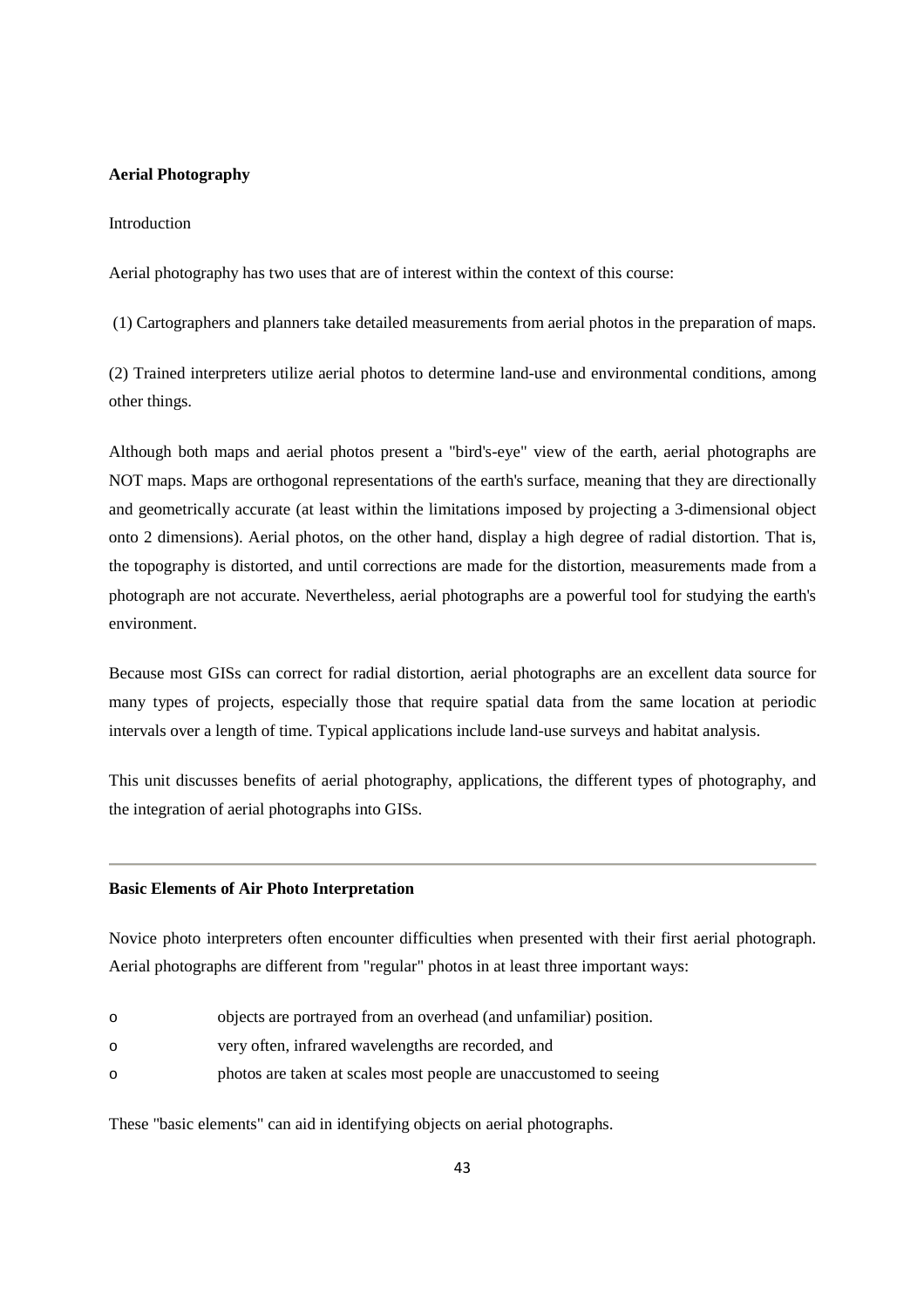## Aerial Photography

Introduction

Aerial photography has two uses that are of interest within the context of this course:

(1) Cartographers and planners take detailed measurements from aerial photos in the preparation of maps.

(2) Trained interpreters utilize aerial photos to determine land-use and environmental conditions, among other things.

Although both maps and aerial photos present a "bird's-eye" view of the earth, aerial photographs are NOT maps. Maps are orthogonal representations of the earth's surface, meaning that they are directionally and geometrically accurate (at least within the limitations imposed by projecting a 3-dimensional object onto 2 dimensions). Aerial photos, on the other hand, display a high degree of radial distortion. That is, the topography is distorted, and until corrections are made for the distortion, measurements made from a photograph are not accurate. Nevertheless, aerial photographs are a powerful tool for studying the earth's environment.

Because most GISs can correct for radial distortion, aerial photographs are an excellent data source for many types of projects, especially those that require spatial data from the same location at periodic intervals over a length of time. Typical applications include land-use surveys and habitat analysis.

This unit discusses benefits of aerial photography, applications, the different types of photography, and the integration of aerial photographs into GISs.

---

## Basic Elements of Air Photo Interpretation

Novice photo interpreters often encounter difficulties when presented with their first aerial photograph. Aerial photographs are different from "regular" photos in at least three important ways:

- objects are portrayed from an overhead (and unfamiliar) position.
- very often, infrared wavelengths are recorded, and
- photos are taken at scales most people are unaccustomed to seeing

These "basic elements" can aid in identifying objects on aerial photographs.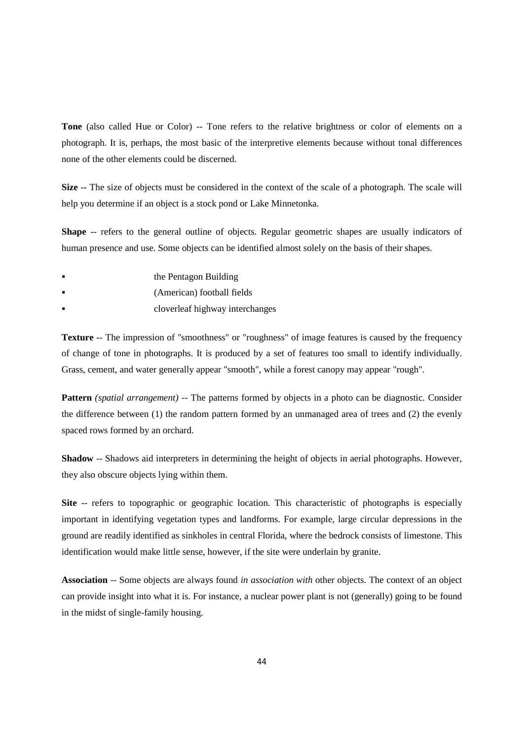**Tone** (also called Hue or Color) -- Tone refers to the relative brightness or color of elements on a photograph. It is, perhaps, the most basic of the interpretive elements because without tonal differences none of the other elements could be discerned.

**Size** -- The size of objects must be considered in the context of the scale of a photograph. The scale will help you determine if an object is a stock pond or Lake Minnetonka.

**Shape** -- refers to the general outline of objects. Regular geometric shapes are usually indicators of human presence and use. Some objects can be identified almost solely on the basis of their shapes.

- the Pentagon Building
- (American) football fields
- cloverleaf highway interchanges

**Texture** -- The impression of "smoothness" or "roughness" of image features is caused by the frequency of change of tone in photographs. It is produced by a set of features too small to identify individually. Grass, cement, and water generally appear "smooth", while a forest canopy may appear "rough".

**Pattern** *(spatial arrangement)* -- The patterns formed by objects in a photo can be diagnostic. Consider the difference between (1) the random pattern formed by an unmanaged area of trees and (2) the evenly spaced rows formed by an orchard.

**Shadow** -- Shadows aid interpreters in determining the height of objects in aerial photographs. However, they also obscure objects lying within them.

**Site** -- refers to topographic or geographic location. This characteristic of photographs is especially important in identifying vegetation types and landforms. For example, large circular depressions in the ground are readily identified as sinkholes in central Florida, where the bedrock consists of limestone. This identification would make little sense, however, if the site were underlain by granite.

**Association** -- Some objects are always found *in association with* other objects. The context of an object can provide insight into what it is. For instance, a nuclear power plant is not (generally) going to be found in the midst of single-family housing.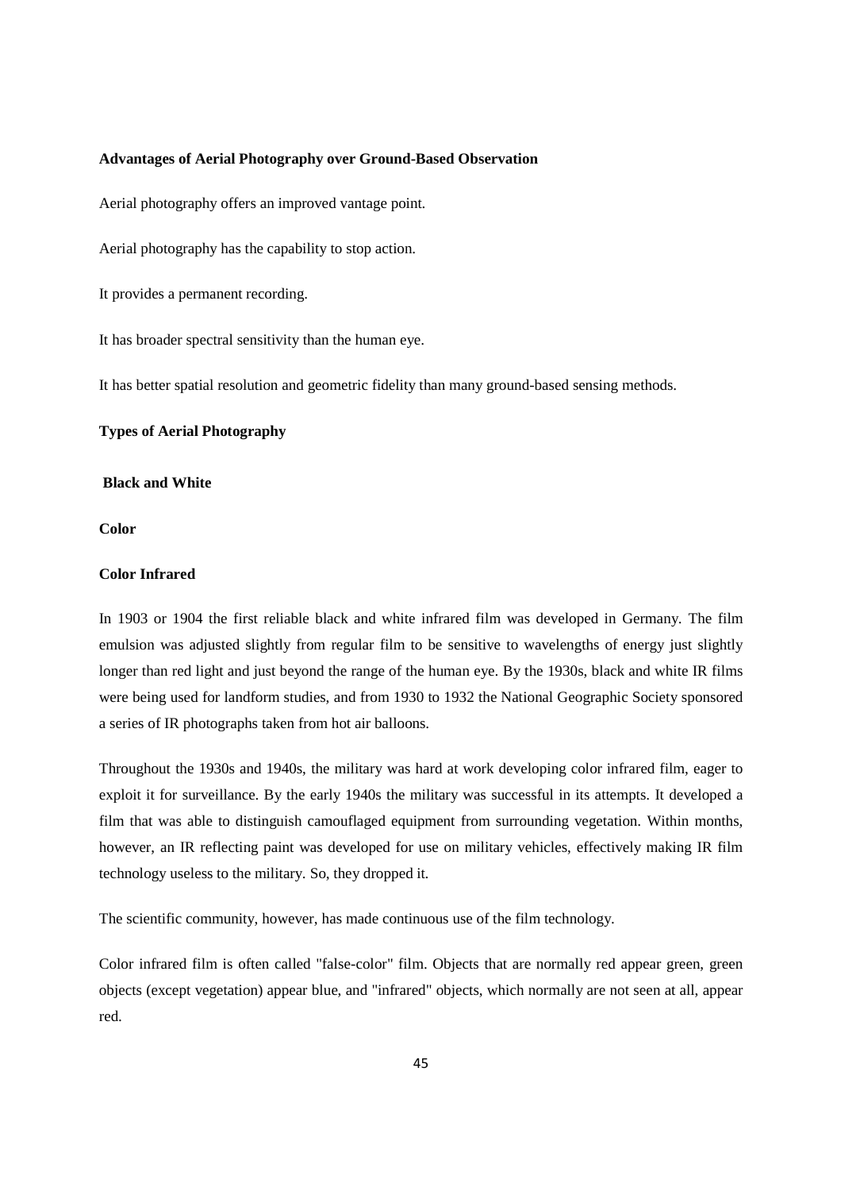**Advantages of Aerial Photography over Ground-Based Observation**

Aerial photography offers an improved vantage point.

Aerial photography has the capability to stop action.

It provides a permanent recording.

It has broader spectral sensitivity than the human eye.

It has better spatial resolution and geometric fidelity than many ground-based sensing methods.

**Types of Aerial Photography**

**Black and White**

**Color**

**Color Infrared**

In 1903 or 1904 the first reliable black and white infrared film was developed in Germany. The film emulsion was adjusted slightly from regular film to be sensitive to wavelengths of energy just slightly longer than red light and just beyond the range of the human eye. By the 1930s, black and white IR films were being used for landform studies, and from 1930 to 1932 the National Geographic Society sponsored a series of IR photographs taken from hot air balloons.

Throughout the 1930s and 1940s, the military was hard at work developing color infrared film, eager to exploit it for surveillance. By the early 1940s the military was successful in its attempts. It developed a film that was able to distinguish camouflaged equipment from surrounding vegetation. Within months, however, an IR reflecting paint was developed for use on military vehicles, effectively making IR film technology useless to the military. So, they dropped it.

The scientific community, however, has made continuous use of the film technology.

Color infrared film is often called "false-color" film. Objects that are normally red appear green, green objects (except vegetation) appear blue, and "infrared" objects, which normally are not seen at all, appear red.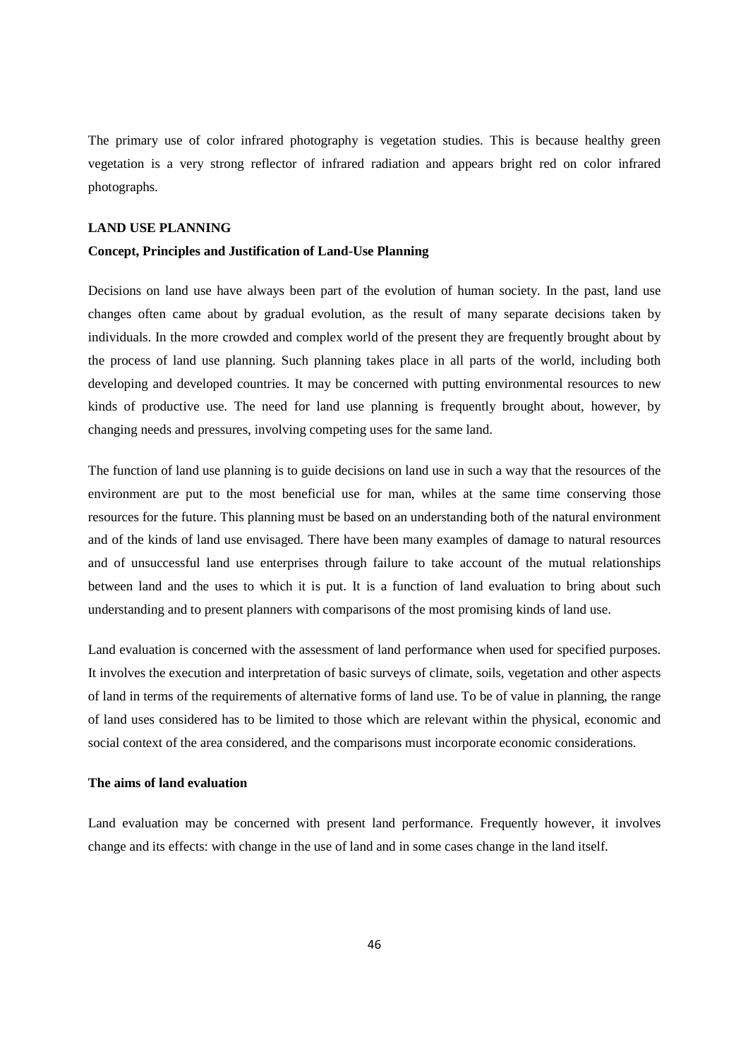The primary use of color infrared photography is vegetation studies. This is because healthy green vegetation is a very strong reflector of infrared radiation and appears bright red on color infrared photographs.

## LAND USE PLANNING

### Concept, Principles and Justification of Land-Use Planning

Decisions on land use have always been part of the evolution of human society. In the past, land use changes often came about by gradual evolution, as the result of many separate decisions taken by individuals. In the more crowded and complex world of the present they are frequently brought about by the process of land use planning. Such planning takes place in all parts of the world, including both developing and developed countries. It may be concerned with putting environmental resources to new kinds of productive use. The need for land use planning is frequently brought about, however, by changing needs and pressures, involving competing uses for the same land.

The function of land use planning is to guide decisions on land use in such a way that the resources of the environment are put to the most beneficial use for man, whiles at the same time conserving those resources for the future. This planning must be based on an understanding both of the natural environment and of the kinds of land use envisaged. There have been many examples of damage to natural resources and of unsuccessful land use enterprises through failure to take account of the mutual relationships between land and the uses to which it is put. It is a function of land evaluation to bring about such understanding and to present planners with comparisons of the most promising kinds of land use.

Land evaluation is concerned with the assessment of land performance when used for specified purposes. It involves the execution and interpretation of basic surveys of climate, soils, vegetation and other aspects of land in terms of the requirements of alternative forms of land use. To be of value in planning, the range of land uses considered has to be limited to those which are relevant within the physical, economic and social context of the area considered, and the comparisons must incorporate economic considerations.

### The aims of land evaluation

Land evaluation may be concerned with present land performance. Frequently however, it involves change and its effects: with change in the use of land and in some cases change in the land itself.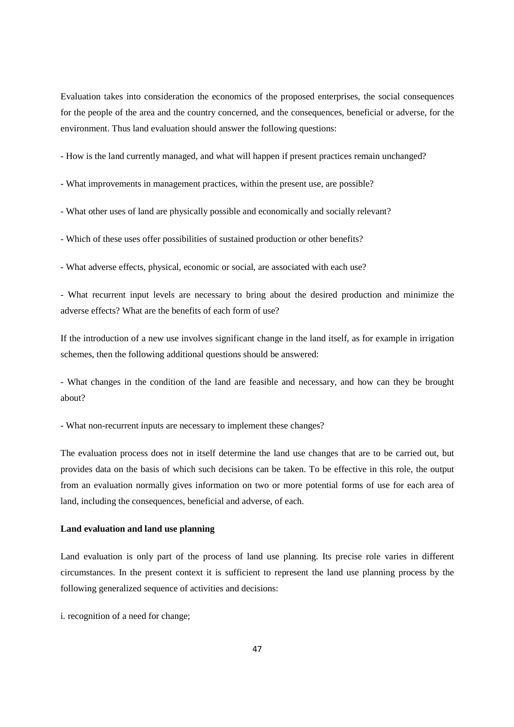Evaluation takes into consideration the economics of the proposed enterprises, the social consequences for the people of the area and the country concerned, and the consequences, beneficial or adverse, for the environment. Thus land evaluation should answer the following questions:

- How is the land currently managed, and what will happen if present practices remain unchanged?

- What improvements in management practices, within the present use, are possible?

- What other uses of land are physically possible and economically and socially relevant?

- Which of these uses offer possibilities of sustained production or other benefits?

- What adverse effects, physical, economic or social, are associated with each use?

- What recurrent input levels are necessary to bring about the desired production and minimize the adverse effects? What are the benefits of each form of use?

If the introduction of a new use involves significant change in the land itself, as for example in irrigation schemes, then the following additional questions should be answered:

- What changes in the condition of the land are feasible and necessary, and how can they be brought about?

- What non-recurrent inputs are necessary to implement these changes?

The evaluation process does not in itself determine the land use changes that are to be carried out, but provides data on the basis of which such decisions can be taken. To be effective in this role, the output from an evaluation normally gives information on two or more potential forms of use for each area of land, including the consequences, beneficial and adverse, of each.

**Land evaluation and land use planning**

Land evaluation is only part of the process of land use planning. Its precise role varies in different circumstances. In the present context it is sufficient to represent the land use planning process by the following generalized sequence of activities and decisions:

i. recognition of a need for change;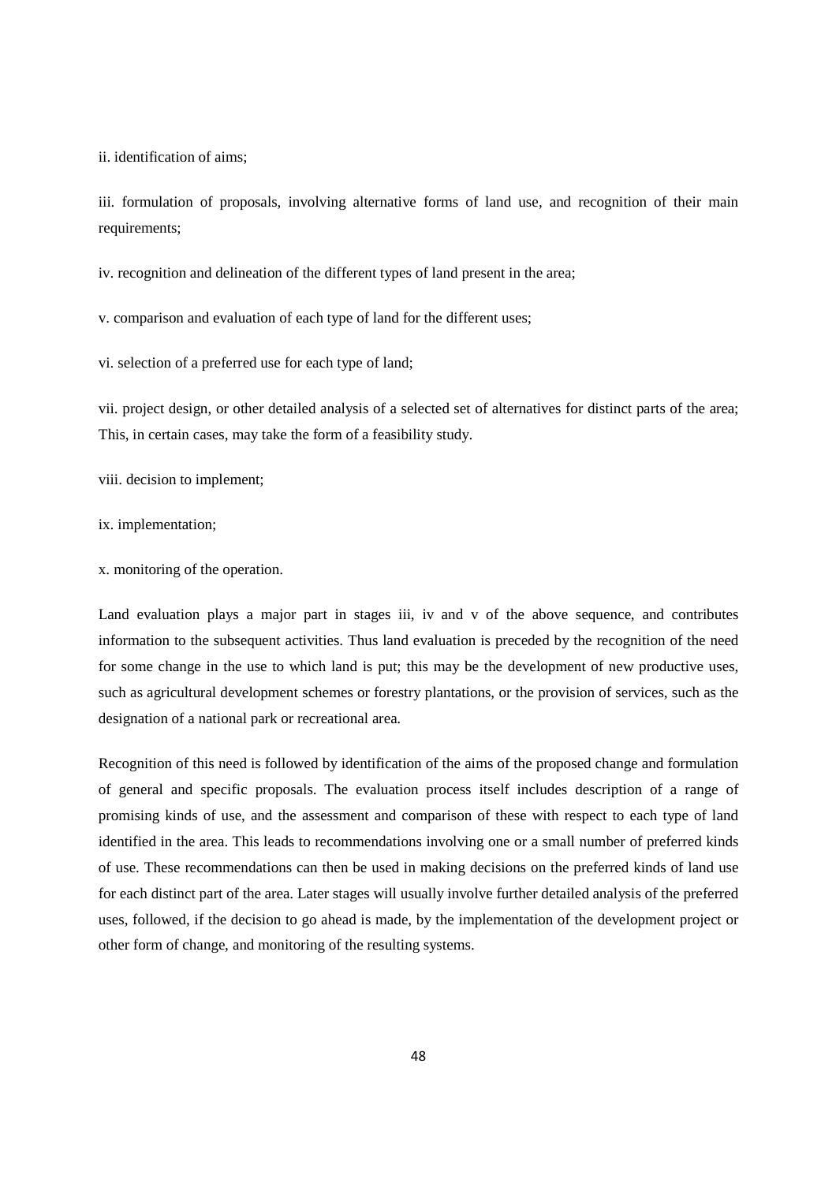ii. identification of aims;

iii. formulation of proposals, involving alternative forms of land use, and recognition of their main requirements;

iv. recognition and delineation of the different types of land present in the area;

v. comparison and evaluation of each type of land for the different uses;

vi. selection of a preferred use for each type of land;

vii. project design, or other detailed analysis of a selected set of alternatives for distinct parts of the area; This, in certain cases, may take the form of a feasibility study.

viii. decision to implement;

ix. implementation;

x. monitoring of the operation.

Land evaluation plays a major part in stages iii, iv and v of the above sequence, and contributes information to the subsequent activities. Thus land evaluation is preceded by the recognition of the need for some change in the use to which land is put; this may be the development of new productive uses, such as agricultural development schemes or forestry plantations, or the provision of services, such as the designation of a national park or recreational area.

Recognition of this need is followed by identification of the aims of the proposed change and formulation of general and specific proposals. The evaluation process itself includes description of a range of promising kinds of use, and the assessment and comparison of these with respect to each type of land identified in the area. This leads to recommendations involving one or a small number of preferred kinds of use. These recommendations can then be used in making decisions on the preferred kinds of land use for each distinct part of the area. Later stages will usually involve further detailed analysis of the preferred uses, followed, if the decision to go ahead is made, by the implementation of the development project or other form of change, and monitoring of the resulting systems.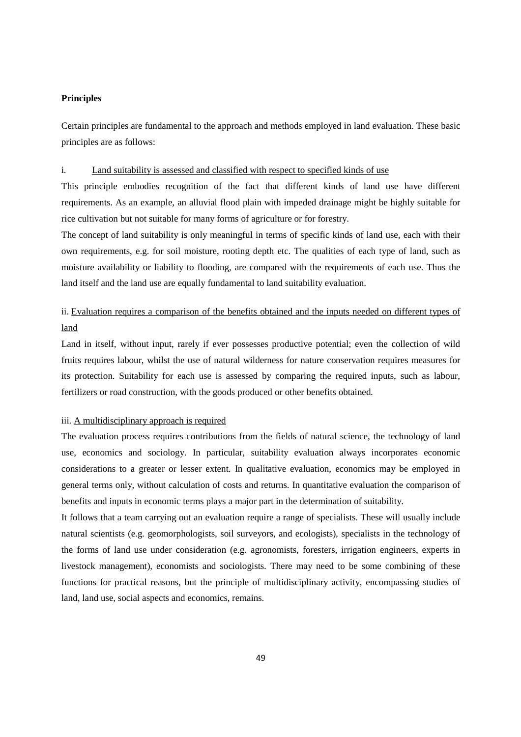**Principles**

Certain principles are fundamental to the approach and methods employed in land evaluation. These basic principles are as follows:

i. <u>Land suitability is assessed and classified with respect to specified kinds of use</u>

This principle embodies recognition of the fact that different kinds of land use have different requirements. As an example, an alluvial flood plain with impeded drainage might be highly suitable for rice cultivation but not suitable for many forms of agriculture or for forestry.

The concept of land suitability is only meaningful in terms of specific kinds of land use, each with their own requirements, e.g. for soil moisture, rooting depth etc. The qualities of each type of land, such as moisture availability or liability to flooding, are compared with the requirements of each use. Thus the land itself and the land use are equally fundamental to land suitability evaluation.

ii. <u>Evaluation requires a comparison of the benefits obtained and the inputs needed on different types of land</u>

Land in itself, without input, rarely if ever possesses productive potential; even the collection of wild fruits requires labour, whilst the use of natural wilderness for nature conservation requires measures for its protection. Suitability for each use is assessed by comparing the required inputs, such as labour, fertilizers or road construction, with the goods produced or other benefits obtained.

iii. <u>A multidisciplinary approach is required</u>

The evaluation process requires contributions from the fields of natural science, the technology of land use, economics and sociology. In particular, suitability evaluation always incorporates economic considerations to a greater or lesser extent. In qualitative evaluation, economics may be employed in general terms only, without calculation of costs and returns. In quantitative evaluation the comparison of benefits and inputs in economic terms plays a major part in the determination of suitability.

It follows that a team carrying out an evaluation require a range of specialists. These will usually include natural scientists (e.g. geomorphologists, soil surveyors, and ecologists), specialists in the technology of the forms of land use under consideration (e.g. agronomists, foresters, irrigation engineers, experts in livestock management), economists and sociologists. There may need to be some combining of these functions for practical reasons, but the principle of multidisciplinary activity, encompassing studies of land, land use, social aspects and economics, remains.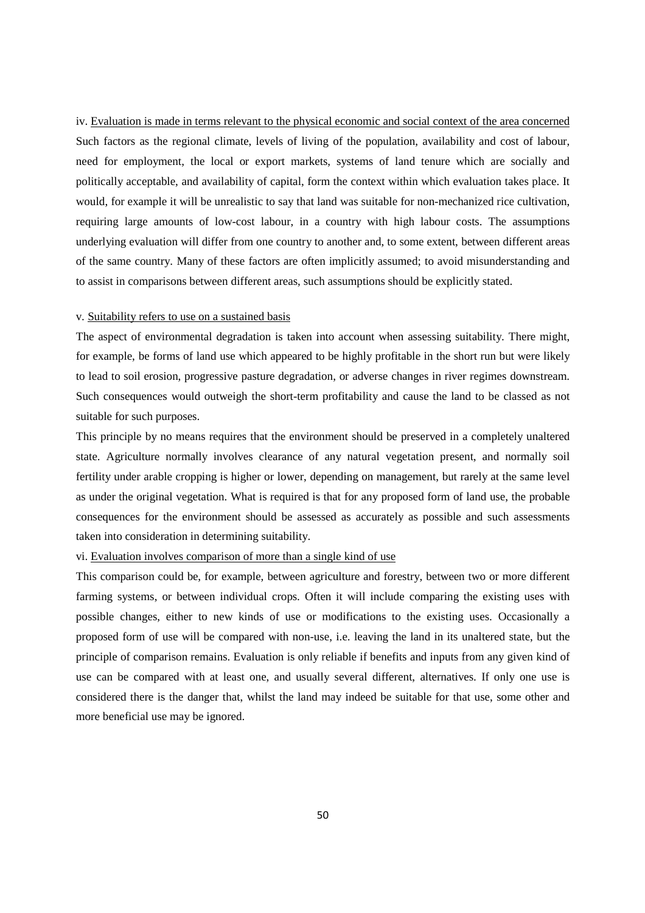iv. <u>Evaluation is made in terms relevant to the physical economic and social context of the area concerned</u>

Such factors as the regional climate, levels of living of the population, availability and cost of labour, need for employment, the local or export markets, systems of land tenure which are socially and politically acceptable, and availability of capital, form the context within which evaluation takes place. It would, for example it will be unrealistic to say that land was suitable for non-mechanized rice cultivation, requiring large amounts of low-cost labour, in a country with high labour costs. The assumptions underlying evaluation will differ from one country to another and, to some extent, between different areas of the same country. Many of these factors are often implicitly assumed; to avoid misunderstanding and to assist in comparisons between different areas, such assumptions should be explicitly stated.

v. <u>Suitability refers to use on a sustained basis</u>

The aspect of environmental degradation is taken into account when assessing suitability. There might, for example, be forms of land use which appeared to be highly profitable in the short run but were likely to lead to soil erosion, progressive pasture degradation, or adverse changes in river regimes downstream. Such consequences would outweigh the short-term profitability and cause the land to be classed as not suitable for such purposes.

This principle by no means requires that the environment should be preserved in a completely unaltered state. Agriculture normally involves clearance of any natural vegetation present, and normally soil fertility under arable cropping is higher or lower, depending on management, but rarely at the same level as under the original vegetation. What is required is that for any proposed form of land use, the probable consequences for the environment should be assessed as accurately as possible and such assessments taken into consideration in determining suitability.

vi. <u>Evaluation involves comparison of more than a single kind of use</u>

This comparison could be, for example, between agriculture and forestry, between two or more different farming systems, or between individual crops. Often it will include comparing the existing uses with possible changes, either to new kinds of use or modifications to the existing uses. Occasionally a proposed form of use will be compared with non-use, i.e. leaving the land in its unaltered state, but the principle of comparison remains. Evaluation is only reliable if benefits and inputs from any given kind of use can be compared with at least one, and usually several different, alternatives. If only one use is considered there is the danger that, whilst the land may indeed be suitable for that use, some other and more beneficial use may be ignored.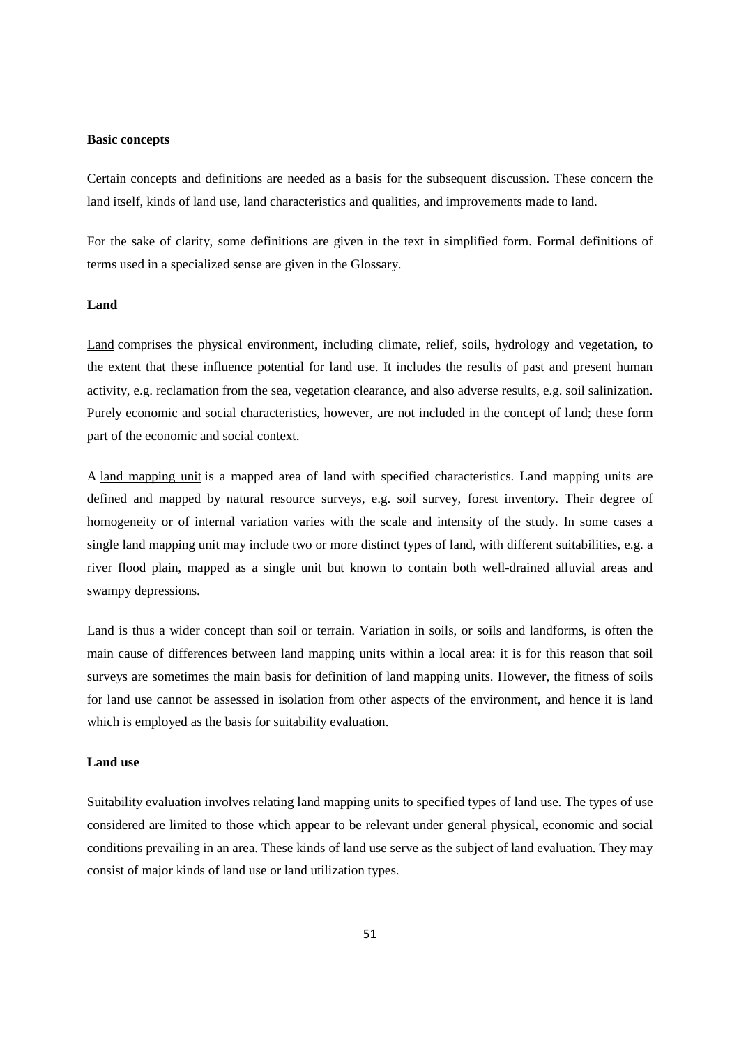## Basic concepts

Certain concepts and definitions are needed as a basis for the subsequent discussion. These concern the land itself, kinds of land use, land characteristics and qualities, and improvements made to land.

For the sake of clarity, some definitions are given in the text in simplified form. Formal definitions of terms used in a specialized sense are given in the Glossary.

### Land

Land comprises the physical environment, including climate, relief, soils, hydrology and vegetation, to the extent that these influence potential for land use. It includes the results of past and present human activity, e.g. reclamation from the sea, vegetation clearance, and also adverse results, e.g. soil salinization. Purely economic and social characteristics, however, are not included in the concept of land; these form part of the economic and social context.

A land mapping unit is a mapped area of land with specified characteristics. Land mapping units are defined and mapped by natural resource surveys, e.g. soil survey, forest inventory. Their degree of homogeneity or of internal variation varies with the scale and intensity of the study. In some cases a single land mapping unit may include two or more distinct types of land, with different suitabilities, e.g. a river flood plain, mapped as a single unit but known to contain both well-drained alluvial areas and swampy depressions.

Land is thus a wider concept than soil or terrain. Variation in soils, or soils and landforms, is often the main cause of differences between land mapping units within a local area: it is for this reason that soil surveys are sometimes the main basis for definition of land mapping units. However, the fitness of soils for land use cannot be assessed in isolation from other aspects of the environment, and hence it is land which is employed as the basis for suitability evaluation.

### Land use

Suitability evaluation involves relating land mapping units to specified types of land use. The types of use considered are limited to those which appear to be relevant under general physical, economic and social conditions prevailing in an area. These kinds of land use serve as the subject of land evaluation. They may consist of major kinds of land use or land utilization types.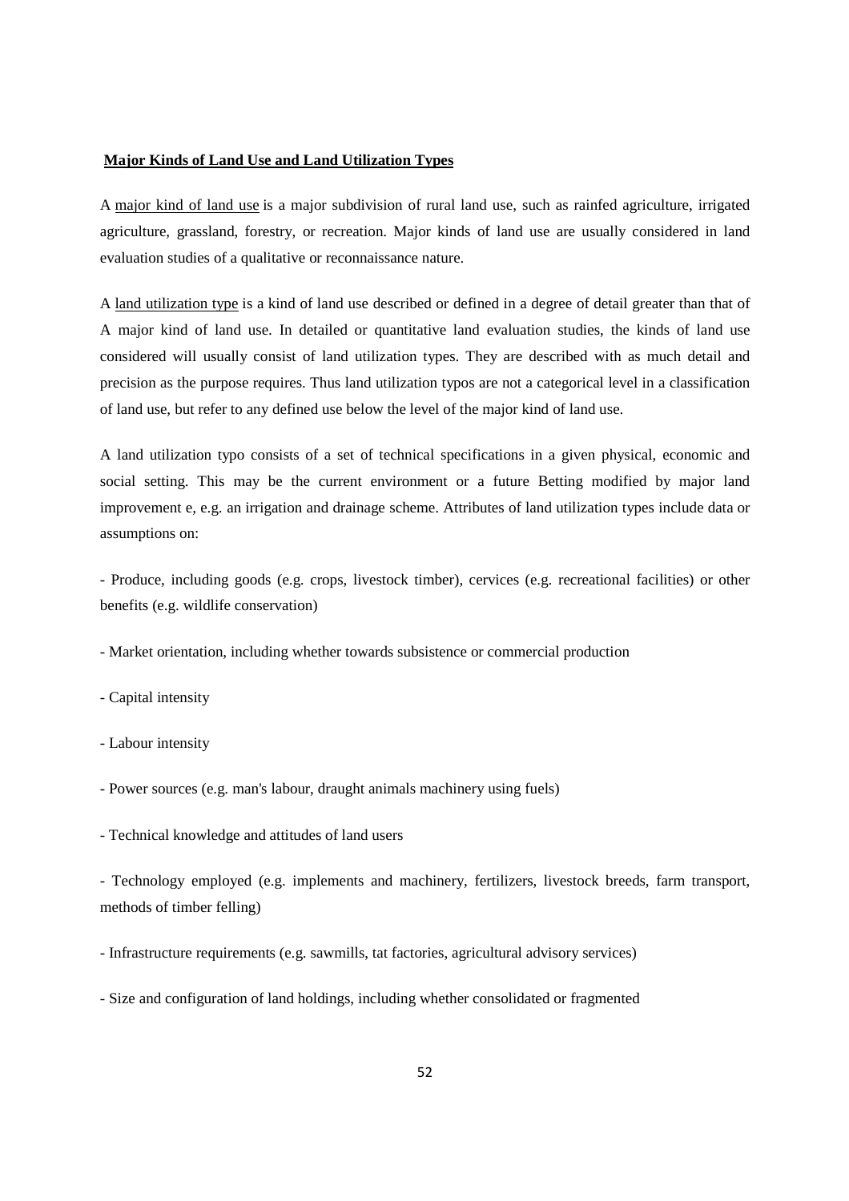**Major Kinds of Land Use and Land Utilization Types**

A major kind of land use is a major subdivision of rural land use, such as rainfed agriculture, irrigated agriculture, grassland, forestry, or recreation. Major kinds of land use are usually considered in land evaluation studies of a qualitative or reconnaissance nature.

A land utilization type is a kind of land use described or defined in a degree of detail greater than that of A major kind of land use. In detailed or quantitative land evaluation studies, the kinds of land use considered will usually consist of land utilization types. They are described with as much detail and precision as the purpose requires. Thus land utilization typos are not a categorical level in a classification of land use, but refer to any defined use below the level of the major kind of land use.

A land utilization typo consists of a set of technical specifications in a given physical, economic and social setting. This may be the current environment or a future Betting modified by major land improvement e, e.g. an irrigation and drainage scheme. Attributes of land utilization types include data or assumptions on:

- Produce, including goods (e.g. crops, livestock timber), cervices (e.g. recreational facilities) or other benefits (e.g. wildlife conservation)
- Market orientation, including whether towards subsistence or commercial production
- Capital intensity
- Labour intensity
- Power sources (e.g. man's labour, draught animals machinery using fuels)
- Technical knowledge and attitudes of land users
- Technology employed (e.g. implements and machinery, fertilizers, livestock breeds, farm transport, methods of timber felling)
- Infrastructure requirements (e.g. sawmills, tat factories, agricultural advisory services)
- Size and configuration of land holdings, including whether consolidated or fragmented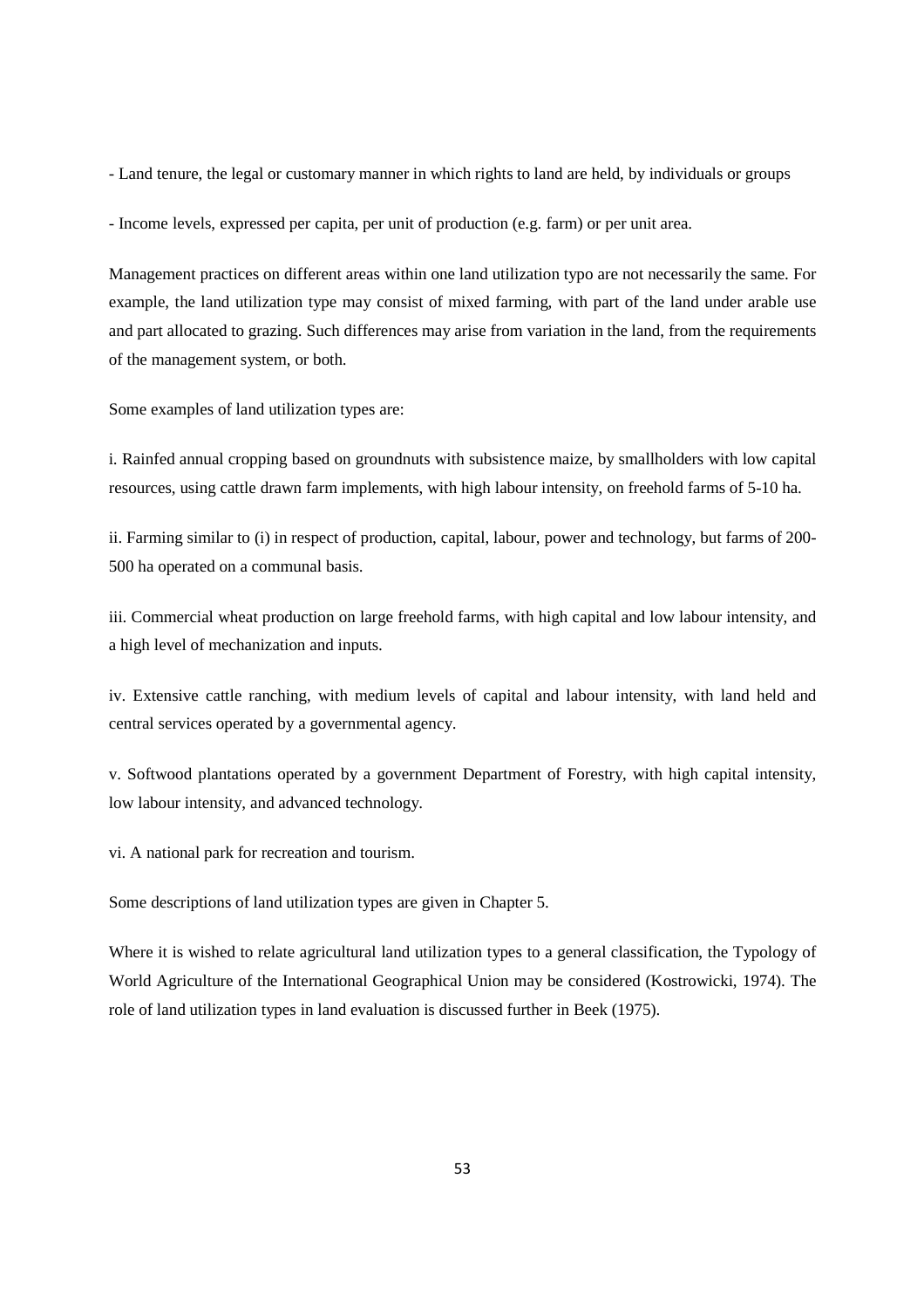- Land tenure, the legal or customary manner in which rights to land are held, by individuals or groups

- Income levels, expressed per capita, per unit of production (e.g. farm) or per unit area.

Management practices on different areas within one land utilization typo are not necessarily the same. For example, the land utilization type may consist of mixed farming, with part of the land under arable use and part allocated to grazing. Such differences may arise from variation in the land, from the requirements of the management system, or both.

Some examples of land utilization types are:

i. Rainfed annual cropping based on groundnuts with subsistence maize, by smallholders with low capital resources, using cattle drawn farm implements, with high labour intensity, on freehold farms of 5-10 ha.

ii. Farming similar to (i) in respect of production, capital, labour, power and technology, but farms of 200-500 ha operated on a communal basis.

iii. Commercial wheat production on large freehold farms, with high capital and low labour intensity, and a high level of mechanization and inputs.

iv. Extensive cattle ranching, with medium levels of capital and labour intensity, with land held and central services operated by a governmental agency.

v. Softwood plantations operated by a government Department of Forestry, with high capital intensity, low labour intensity, and advanced technology.

vi. A national park for recreation and tourism.

Some descriptions of land utilization types are given in Chapter 5.

Where it is wished to relate agricultural land utilization types to a general classification, the Typology of World Agriculture of the International Geographical Union may be considered (Kostrowicki, 1974). The role of land utilization types in land evaluation is discussed further in Beek (1975).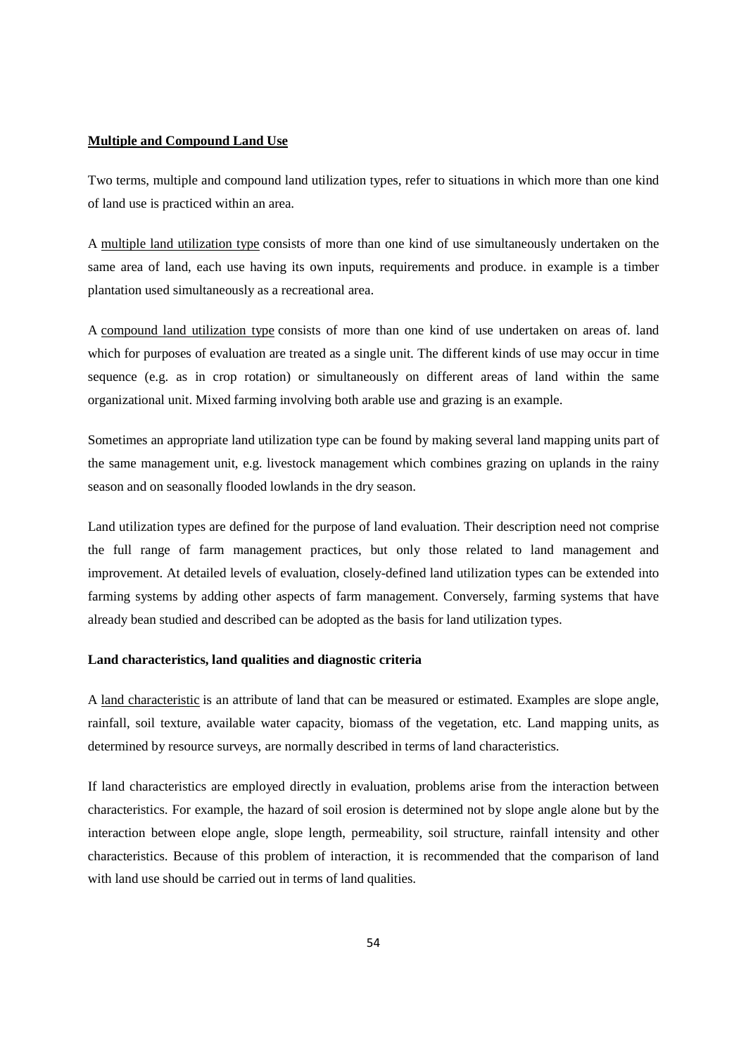**<u>Multiple and Compound Land Use</u>**

Two terms, multiple and compound land utilization types, refer to situations in which more than one kind of land use is practiced within an area.

A <u>multiple land utilization type</u> consists of more than one kind of use simultaneously undertaken on the same area of land, each use having its own inputs, requirements and produce. in example is a timber plantation used simultaneously as a recreational area.

A <u>compound land utilization type</u> consists of more than one kind of use undertaken on areas of. land which for purposes of evaluation are treated as a single unit. The different kinds of use may occur in time sequence (e.g. as in crop rotation) or simultaneously on different areas of land within the same organizational unit. Mixed farming involving both arable use and grazing is an example.

Sometimes an appropriate land utilization type can be found by making several land mapping units part of the same management unit, e.g. livestock management which combines grazing on uplands in the rainy season and on seasonally flooded lowlands in the dry season.

Land utilization types are defined for the purpose of land evaluation. Their description need not comprise the full range of farm management practices, but only those related to land management and improvement. At detailed levels of evaluation, closely-defined land utilization types can be extended into farming systems by adding other aspects of farm management. Conversely, farming systems that have already bean studied and described can be adopted as the basis for land utilization types.

**Land characteristics, land qualities and diagnostic criteria**

A <u>land characteristic</u> is an attribute of land that can be measured or estimated. Examples are slope angle, rainfall, soil texture, available water capacity, biomass of the vegetation, etc. Land mapping units, as determined by resource surveys, are normally described in terms of land characteristics.

If land characteristics are employed directly in evaluation, problems arise from the interaction between characteristics. For example, the hazard of soil erosion is determined not by slope angle alone but by the interaction between elope angle, slope length, permeability, soil structure, rainfall intensity and other characteristics. Because of this problem of interaction, it is recommended that the comparison of land with land use should be carried out in terms of land qualities.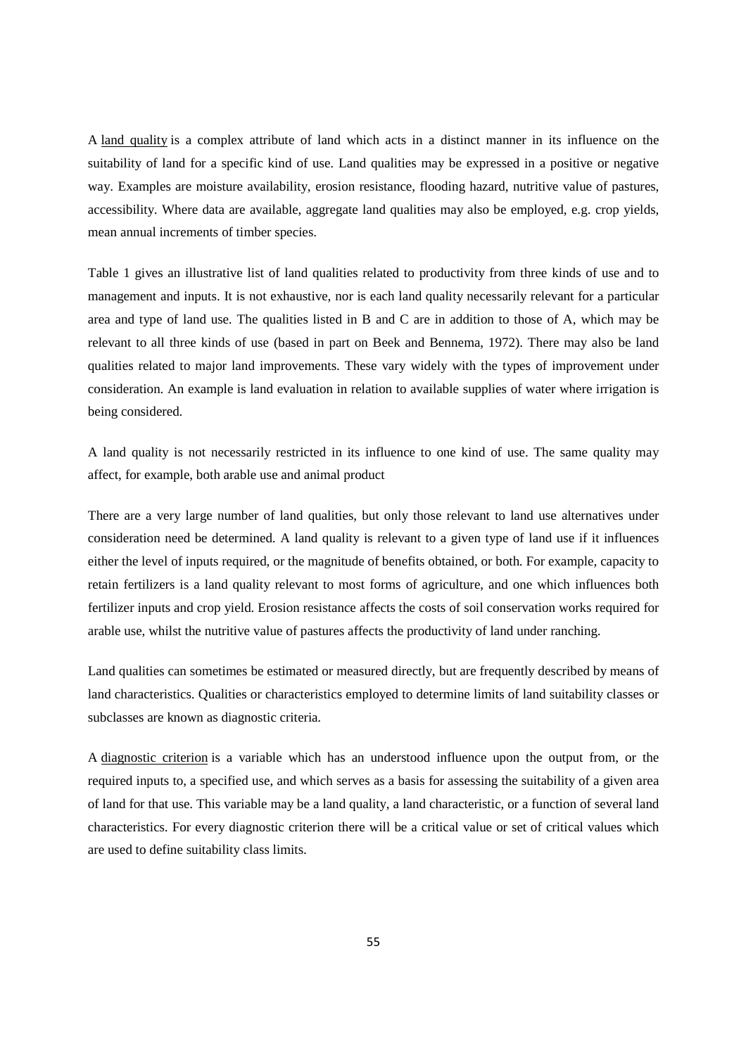A land quality is a complex attribute of land which acts in a distinct manner in its influence on the suitability of land for a specific kind of use. Land qualities may be expressed in a positive or negative way. Examples are moisture availability, erosion resistance, flooding hazard, nutritive value of pastures, accessibility. Where data are available, aggregate land qualities may also be employed, e.g. crop yields, mean annual increments of timber species.

Table 1 gives an illustrative list of land qualities related to productivity from three kinds of use and to management and inputs. It is not exhaustive, nor is each land quality necessarily relevant for a particular area and type of land use. The qualities listed in B and C are in addition to those of A, which may be relevant to all three kinds of use (based in part on Beek and Bennema, 1972). There may also be land qualities related to major land improvements. These vary widely with the types of improvement under consideration. An example is land evaluation in relation to available supplies of water where irrigation is being considered.

A land quality is not necessarily restricted in its influence to one kind of use. The same quality may affect, for example, both arable use and animal product

There are a very large number of land qualities, but only those relevant to land use alternatives under consideration need be determined. A land quality is relevant to a given type of land use if it influences either the level of inputs required, or the magnitude of benefits obtained, or both. For example, capacity to retain fertilizers is a land quality relevant to most forms of agriculture, and one which influences both fertilizer inputs and crop yield. Erosion resistance affects the costs of soil conservation works required for arable use, whilst the nutritive value of pastures affects the productivity of land under ranching.

Land qualities can sometimes be estimated or measured directly, but are frequently described by means of land characteristics. Qualities or characteristics employed to determine limits of land suitability classes or subclasses are known as diagnostic criteria.

A diagnostic criterion is a variable which has an understood influence upon the output from, or the required inputs to, a specified use, and which serves as a basis for assessing the suitability of a given area of land for that use. This variable may be a land quality, a land characteristic, or a function of several land characteristics. For every diagnostic criterion there will be a critical value or set of critical values which are used to define suitability class limits.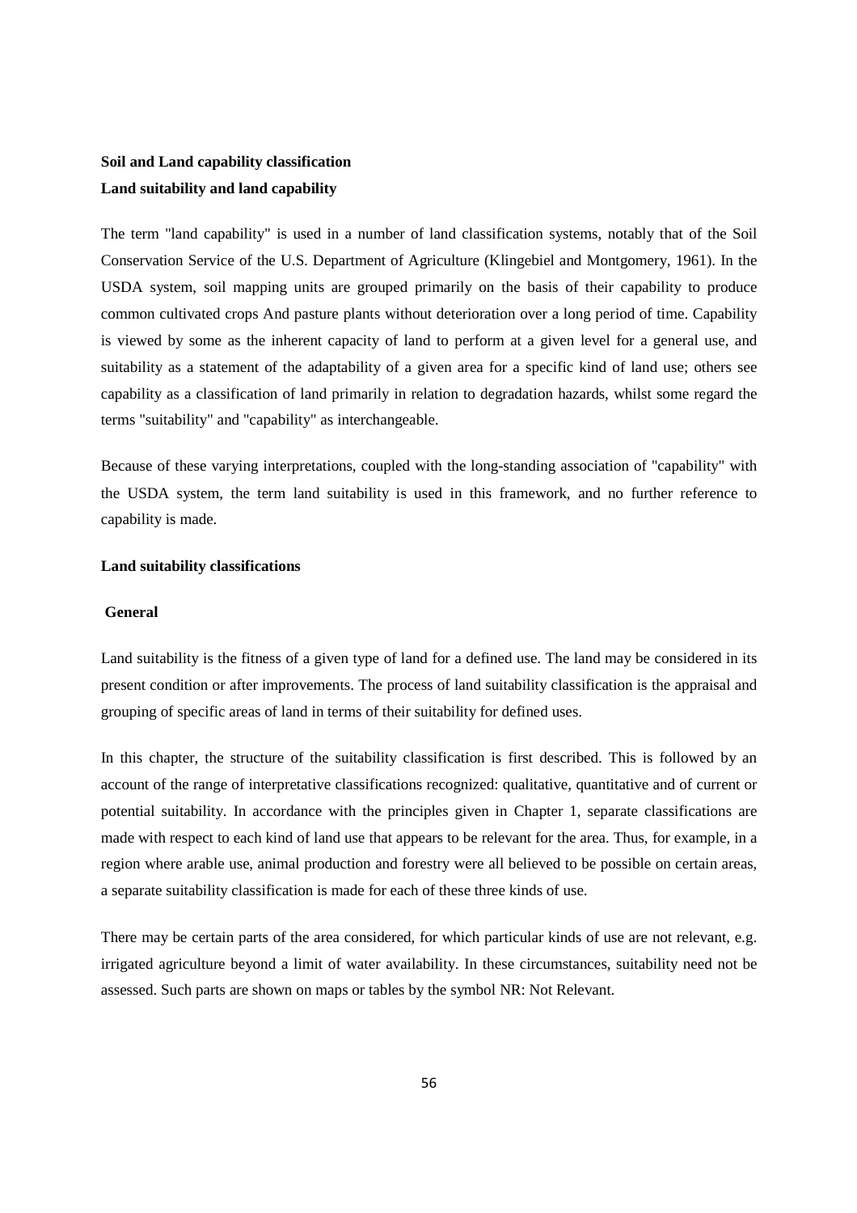**Soil and Land capability classification**

**Land suitability and land capability**

The term "land capability" is used in a number of land classification systems, notably that of the Soil Conservation Service of the U.S. Department of Agriculture (Klingebiel and Montgomery, 1961). In the USDA system, soil mapping units are grouped primarily on the basis of their capability to produce common cultivated crops And pasture plants without deterioration over a long period of time. Capability is viewed by some as the inherent capacity of land to perform at a given level for a general use, and suitability as a statement of the adaptability of a given area for a specific kind of land use; others see capability as a classification of land primarily in relation to degradation hazards, whilst some regard the terms "suitability" and "capability" as interchangeable.

Because of these varying interpretations, coupled with the long-standing association of "capability" with the USDA system, the term land suitability is used in this framework, and no further reference to capability is made.

**Land suitability classifications**

**General**

Land suitability is the fitness of a given type of land for a defined use. The land may be considered in its present condition or after improvements. The process of land suitability classification is the appraisal and grouping of specific areas of land in terms of their suitability for defined uses.

In this chapter, the structure of the suitability classification is first described. This is followed by an account of the range of interpretative classifications recognized: qualitative, quantitative and of current or potential suitability. In accordance with the principles given in Chapter 1, separate classifications are made with respect to each kind of land use that appears to be relevant for the area. Thus, for example, in a region where arable use, animal production and forestry were all believed to be possible on certain areas, a separate suitability classification is made for each of these three kinds of use.

There may be certain parts of the area considered, for which particular kinds of use are not relevant, e.g. irrigated agriculture beyond a limit of water availability. In these circumstances, suitability need not be assessed. Such parts are shown on maps or tables by the symbol NR: Not Relevant.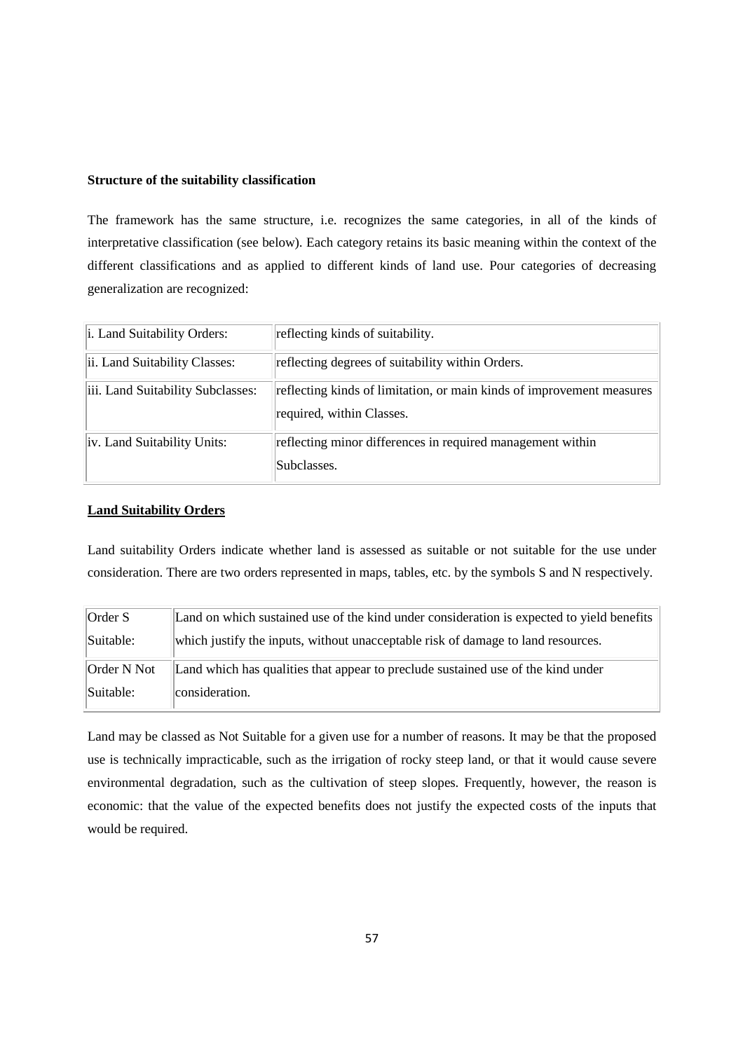**Structure of the suitability classification**

The framework has the same structure, i.e. recognizes the same categories, in all of the kinds of interpretative classification (see below). Each category retains its basic meaning within the context of the different classifications and as applied to different kinds of land use. Pour categories of decreasing generalization are recognized:

| | |
|---|---|
| i. Land Suitability Orders: | reflecting kinds of suitability. |
| ii. Land Suitability Classes: | reflecting degrees of suitability within Orders. |
| iii. Land Suitability Subclasses: | reflecting kinds of limitation, or main kinds of improvement measures required, within Classes. |
| iv. Land Suitability Units: | reflecting minor differences in required management within Subclasses. |

**Land Suitability Orders**

Land suitability Orders indicate whether land is assessed as suitable or not suitable for the use under consideration. There are two orders represented in maps, tables, etc. by the symbols S and N respectively.

| | |
|---|---|
| Order S Suitable: | Land on which sustained use of the kind under consideration is expected to yield benefits which justify the inputs, without unacceptable risk of damage to land resources. |
| Order N Not Suitable: | Land which has qualities that appear to preclude sustained use of the kind under consideration. |

Land may be classed as Not Suitable for a given use for a number of reasons. It may be that the proposed use is technically impracticable, such as the irrigation of rocky steep land, or that it would cause severe environmental degradation, such as the cultivation of steep slopes. Frequently, however, the reason is economic: that the value of the expected benefits does not justify the expected costs of the inputs that would be required.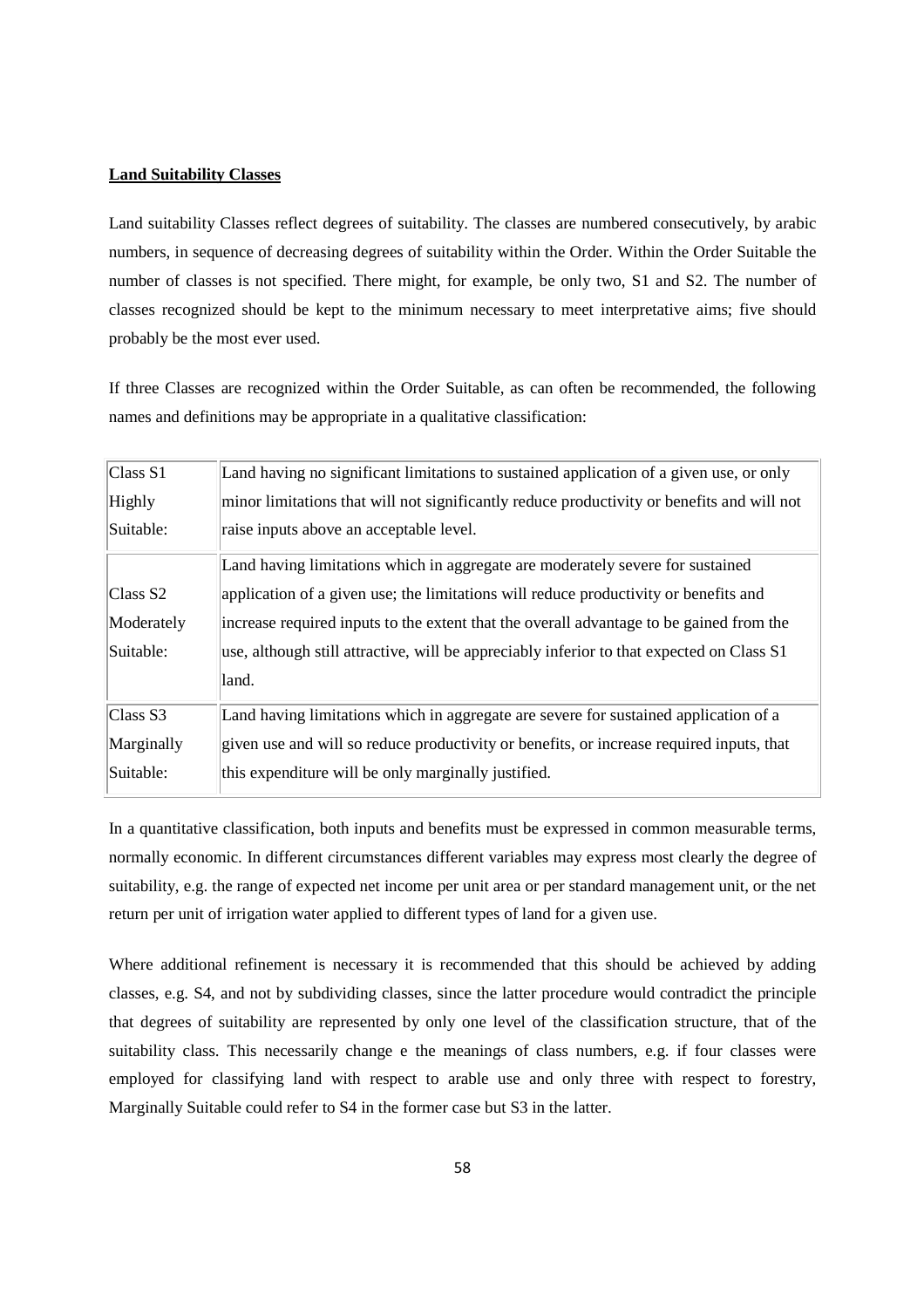**Land Suitability Classes**

Land suitability Classes reflect degrees of suitability. The classes are numbered consecutively, by arabic numbers, in sequence of decreasing degrees of suitability within the Order. Within the Order Suitable the number of classes is not specified. There might, for example, be only two, S1 and S2. The number of classes recognized should be kept to the minimum necessary to meet interpretative aims; five should probably be the most ever used.

If three Classes are recognized within the Order Suitable, as can often be recommended, the following names and definitions may be appropriate in a qualitative classification:

| | |
|---|---|
| Class S1 Highly Suitable: | Land having no significant limitations to sustained application of a given use, or only minor limitations that will not significantly reduce productivity or benefits and will not raise inputs above an acceptable level. |
| Class S2 Moderately Suitable: | Land having limitations which in aggregate are moderately severe for sustained application of a given use; the limitations will reduce productivity or benefits and increase required inputs to the extent that the overall advantage to be gained from the use, although still attractive, will be appreciably inferior to that expected on Class S1 land. |
| Class S3 Marginally Suitable: | Land having limitations which in aggregate are severe for sustained application of a given use and will so reduce productivity or benefits, or increase required inputs, that this expenditure will be only marginally justified. |

In a quantitative classification, both inputs and benefits must be expressed in common measurable terms, normally economic. In different circumstances different variables may express most clearly the degree of suitability, e.g. the range of expected net income per unit area or per standard management unit, or the net return per unit of irrigation water applied to different types of land for a given use.

Where additional refinement is necessary it is recommended that this should be achieved by adding classes, e.g. S4, and not by subdividing classes, since the latter procedure would contradict the principle that degrees of suitability are represented by only one level of the classification structure, that of the suitability class. This necessarily change e the meanings of class numbers, e.g. if four classes were employed for classifying land with respect to arable use and only three with respect to forestry, Marginally Suitable could refer to S4 in the former case but S3 in the latter.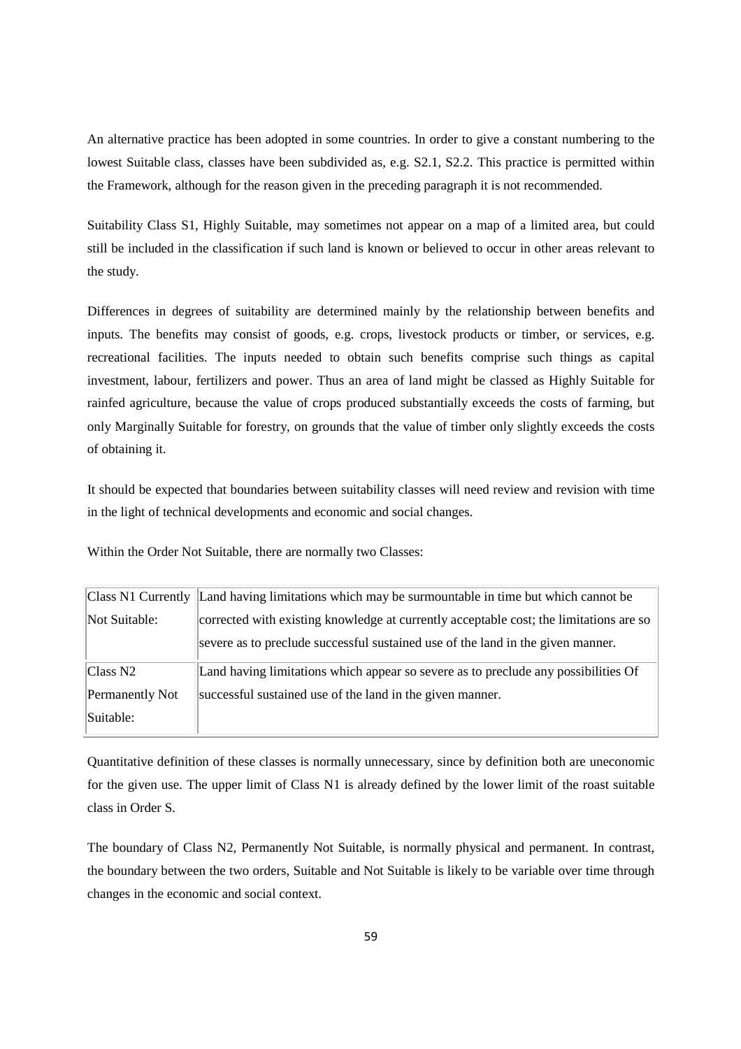An alternative practice has been adopted in some countries. In order to give a constant numbering to the lowest Suitable class, classes have been subdivided as, e.g. S2.1, S2.2. This practice is permitted within the Framework, although for the reason given in the preceding paragraph it is not recommended.

Suitability Class S1, Highly Suitable, may sometimes not appear on a map of a limited area, but could still be included in the classification if such land is known or believed to occur in other areas relevant to the study.

Differences in degrees of suitability are determined mainly by the relationship between benefits and inputs. The benefits may consist of goods, e.g. crops, livestock products or timber, or services, e.g. recreational facilities. The inputs needed to obtain such benefits comprise such things as capital investment, labour, fertilizers and power. Thus an area of land might be classed as Highly Suitable for rainfed agriculture, because the value of crops produced substantially exceeds the costs of farming, but only Marginally Suitable for forestry, on grounds that the value of timber only slightly exceeds the costs of obtaining it.

It should be expected that boundaries between suitability classes will need review and revision with time in the light of technical developments and economic and social changes.

Within the Order Not Suitable, there are normally two Classes:

| | |
|---|---|
| Class N1 Currently Not Suitable: | Land having limitations which may be surmountable in time but which cannot be corrected with existing knowledge at currently acceptable cost; the limitations are so severe as to preclude successful sustained use of the land in the given manner. |
| Class N2 Permanently Not Suitable: | Land having limitations which appear so severe as to preclude any possibilities Of successful sustained use of the land in the given manner. |

Quantitative definition of these classes is normally unnecessary, since by definition both are uneconomic for the given use. The upper limit of Class N1 is already defined by the lower limit of the roast suitable class in Order S.

The boundary of Class N2, Permanently Not Suitable, is normally physical and permanent. In contrast, the boundary between the two orders, Suitable and Not Suitable is likely to be variable over time through changes in the economic and social context.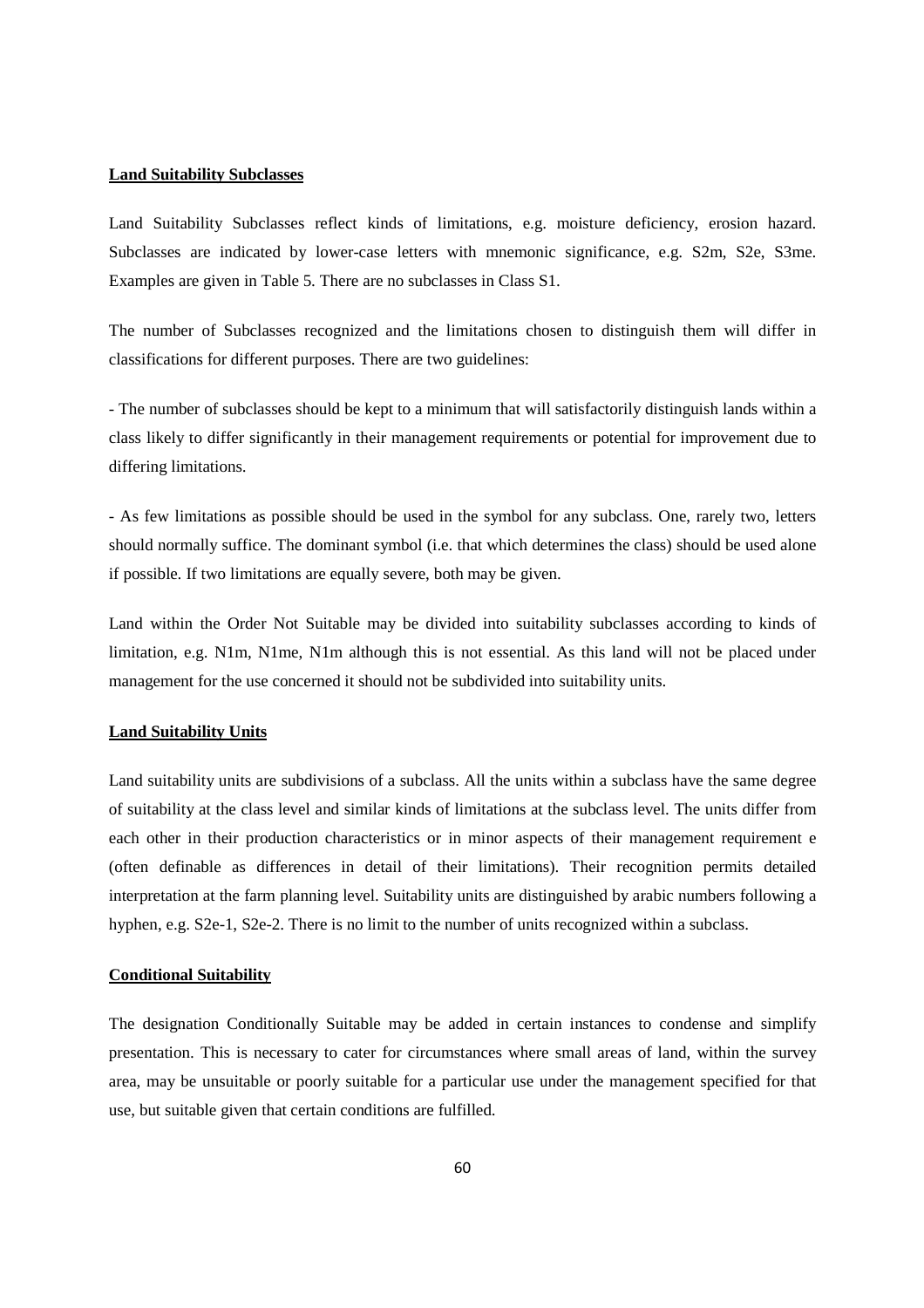**Land Suitability Subclasses**

Land Suitability Subclasses reflect kinds of limitations, e.g. moisture deficiency, erosion hazard. Subclasses are indicated by lower-case letters with mnemonic significance, e.g. S2m, S2e, S3me. Examples are given in Table 5. There are no subclasses in Class S1.

The number of Subclasses recognized and the limitations chosen to distinguish them will differ in classifications for different purposes. There are two guidelines:

- The number of subclasses should be kept to a minimum that will satisfactorily distinguish lands within a class likely to differ significantly in their management requirements or potential for improvement due to differing limitations.

- As few limitations as possible should be used in the symbol for any subclass. One, rarely two, letters should normally suffice. The dominant symbol (i.e. that which determines the class) should be used alone if possible. If two limitations are equally severe, both may be given.

Land within the Order Not Suitable may be divided into suitability subclasses according to kinds of limitation, e.g. N1m, N1me, N1m although this is not essential. As this land will not be placed under management for the use concerned it should not be subdivided into suitability units.

**Land Suitability Units**

Land suitability units are subdivisions of a subclass. All the units within a subclass have the same degree of suitability at the class level and similar kinds of limitations at the subclass level. The units differ from each other in their production characteristics or in minor aspects of their management requirement e (often definable as differences in detail of their limitations). Their recognition permits detailed interpretation at the farm planning level. Suitability units are distinguished by arabic numbers following a hyphen, e.g. S2e-1, S2e-2. There is no limit to the number of units recognized within a subclass.

**Conditional Suitability**

The designation Conditionally Suitable may be added in certain instances to condense and simplify presentation. This is necessary to cater for circumstances where small areas of land, within the survey area, may be unsuitable or poorly suitable for a particular use under the management specified for that use, but suitable given that certain conditions are fulfilled.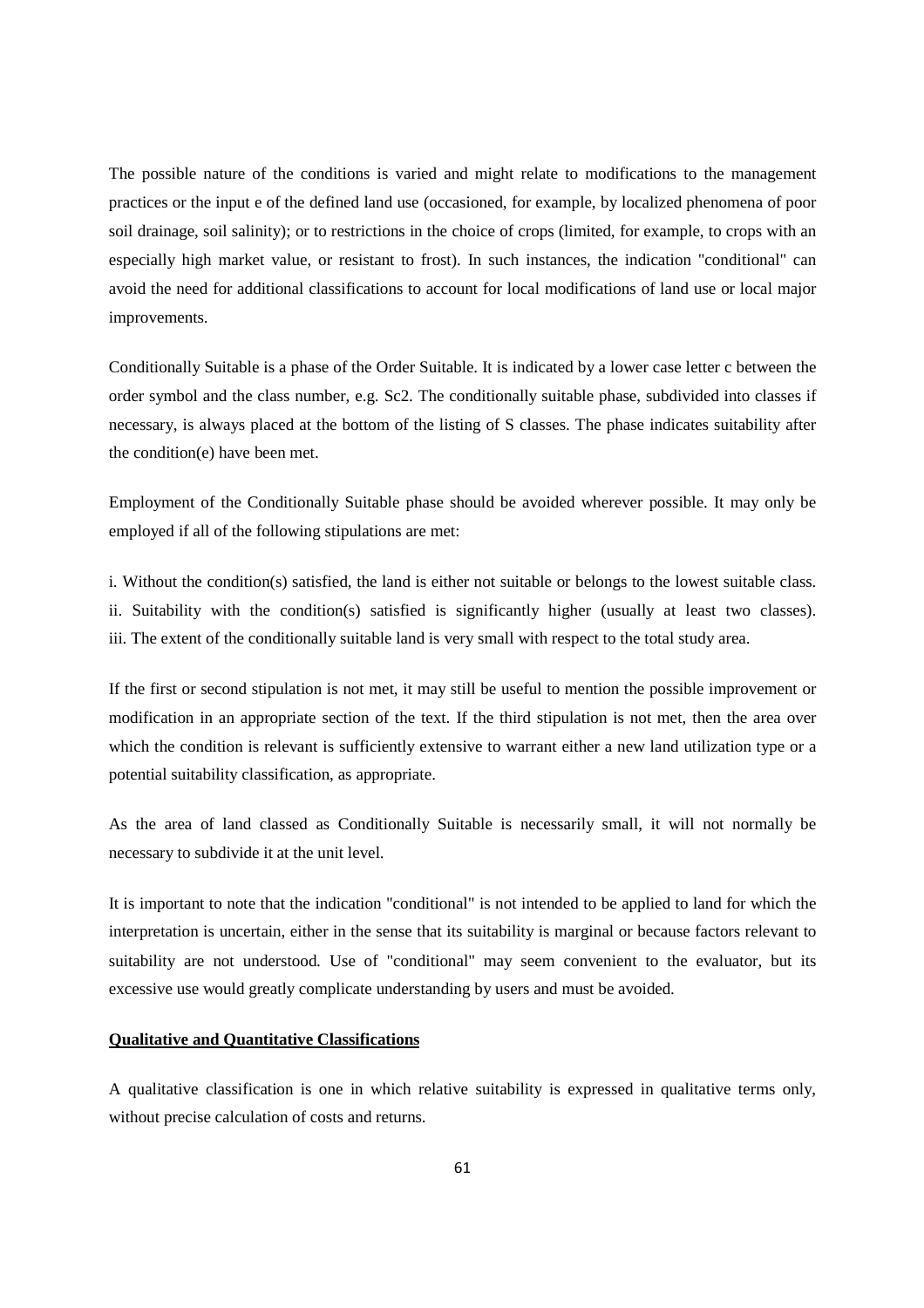The possible nature of the conditions is varied and might relate to modifications to the management practices or the input e of the defined land use (occasioned, for example, by localized phenomena of poor soil drainage, soil salinity); or to restrictions in the choice of crops (limited, for example, to crops with an especially high market value, or resistant to frost). In such instances, the indication "conditional" can avoid the need for additional classifications to account for local modifications of land use or local major improvements.

Conditionally Suitable is a phase of the Order Suitable. It is indicated by a lower case letter c between the order symbol and the class number, e.g. Sc2. The conditionally suitable phase, subdivided into classes if necessary, is always placed at the bottom of the listing of S classes. The phase indicates suitability after the condition(e) have been met.

Employment of the Conditionally Suitable phase should be avoided wherever possible. It may only be employed if all of the following stipulations are met:

i. Without the condition(s) satisfied, the land is either not suitable or belongs to the lowest suitable class.
ii. Suitability with the condition(s) satisfied is significantly higher (usually at least two classes).
iii. The extent of the conditionally suitable land is very small with respect to the total study area.

If the first or second stipulation is not met, it may still be useful to mention the possible improvement or modification in an appropriate section of the text. If the third stipulation is not met, then the area over which the condition is relevant is sufficiently extensive to warrant either a new land utilization type or a potential suitability classification, as appropriate.

As the area of land classed as Conditionally Suitable is necessarily small, it will not normally be necessary to subdivide it at the unit level.

It is important to note that the indication "conditional" is not intended to be applied to land for which the interpretation is uncertain, either in the sense that its suitability is marginal or because factors relevant to suitability are not understood. Use of "conditional" may seem convenient to the evaluator, but its excessive use would greatly complicate understanding by users and must be avoided.

**Qualitative and Quantitative Classifications**

A qualitative classification is one in which relative suitability is expressed in qualitative terms only, without precise calculation of costs and returns.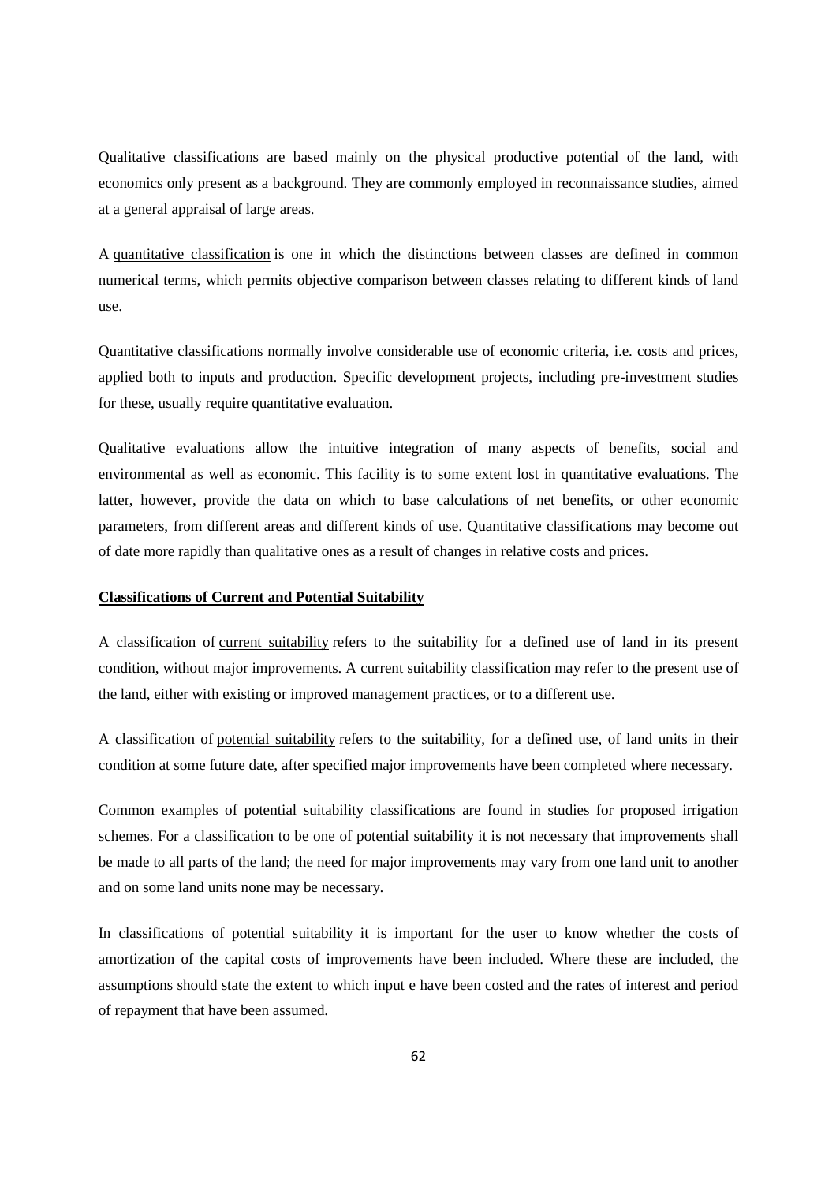Qualitative classifications are based mainly on the physical productive potential of the land, with economics only present as a background. They are commonly employed in reconnaissance studies, aimed at a general appraisal of large areas.

A quantitative classification is one in which the distinctions between classes are defined in common numerical terms, which permits objective comparison between classes relating to different kinds of land use.

Quantitative classifications normally involve considerable use of economic criteria, i.e. costs and prices, applied both to inputs and production. Specific development projects, including pre-investment studies for these, usually require quantitative evaluation.

Qualitative evaluations allow the intuitive integration of many aspects of benefits, social and environmental as well as economic. This facility is to some extent lost in quantitative evaluations. The latter, however, provide the data on which to base calculations of net benefits, or other economic parameters, from different areas and different kinds of use. Quantitative classifications may become out of date more rapidly than qualitative ones as a result of changes in relative costs and prices.

**Classifications of Current and Potential Suitability**

A classification of current suitability refers to the suitability for a defined use of land in its present condition, without major improvements. A current suitability classification may refer to the present use of the land, either with existing or improved management practices, or to a different use.

A classification of potential suitability refers to the suitability, for a defined use, of land units in their condition at some future date, after specified major improvements have been completed where necessary.

Common examples of potential suitability classifications are found in studies for proposed irrigation schemes. For a classification to be one of potential suitability it is not necessary that improvements shall be made to all parts of the land; the need for major improvements may vary from one land unit to another and on some land units none may be necessary.

In classifications of potential suitability it is important for the user to know whether the costs of amortization of the capital costs of improvements have been included. Where these are included, the assumptions should state the extent to which input e have been costed and the rates of interest and period of repayment that have been assumed.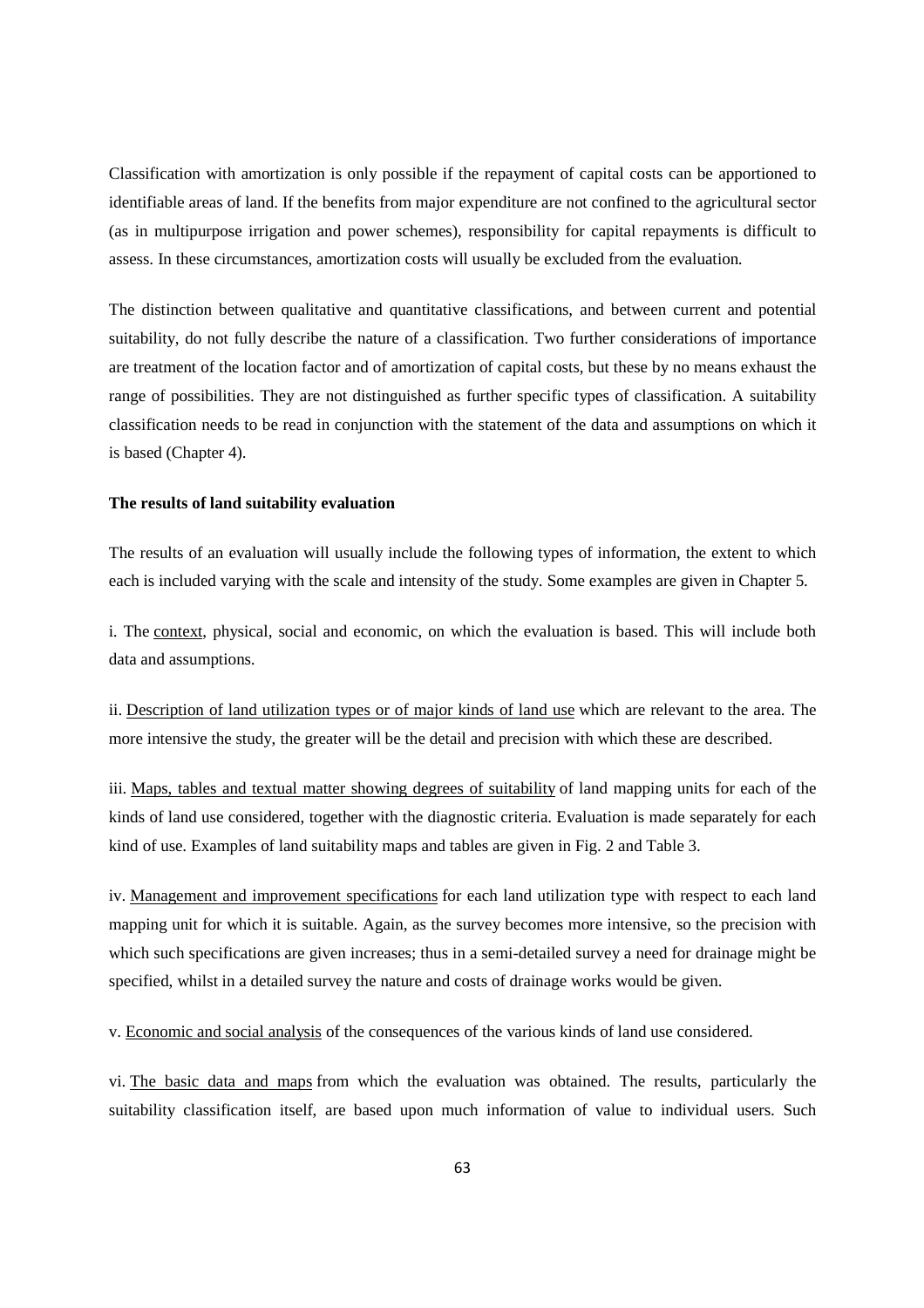Classification with amortization is only possible if the repayment of capital costs can be apportioned to identifiable areas of land. If the benefits from major expenditure are not confined to the agricultural sector (as in multipurpose irrigation and power schemes), responsibility for capital repayments is difficult to assess. In these circumstances, amortization costs will usually be excluded from the evaluation.

The distinction between qualitative and quantitative classifications, and between current and potential suitability, do not fully describe the nature of a classification. Two further considerations of importance are treatment of the location factor and of amortization of capital costs, but these by no means exhaust the range of possibilities. They are not distinguished as further specific types of classification. A suitability classification needs to be read in conjunction with the statement of the data and assumptions on which it is based (Chapter 4).

**The results of land suitability evaluation**

The results of an evaluation will usually include the following types of information, the extent to which each is included varying with the scale and intensity of the study. Some examples are given in Chapter 5.

i. The context, physical, social and economic, on which the evaluation is based. This will include both data and assumptions.

ii. Description of land utilization types or of major kinds of land use which are relevant to the area. The more intensive the study, the greater will be the detail and precision with which these are described.

iii. Maps, tables and textual matter showing degrees of suitability of land mapping units for each of the kinds of land use considered, together with the diagnostic criteria. Evaluation is made separately for each kind of use. Examples of land suitability maps and tables are given in Fig. 2 and Table 3.

iv. Management and improvement specifications for each land utilization type with respect to each land mapping unit for which it is suitable. Again, as the survey becomes more intensive, so the precision with which such specifications are given increases; thus in a semi-detailed survey a need for drainage might be specified, whilst in a detailed survey the nature and costs of drainage works would be given.

v. Economic and social analysis of the consequences of the various kinds of land use considered.

vi. The basic data and maps from which the evaluation was obtained. The results, particularly the suitability classification itself, are based upon much information of value to individual users. Such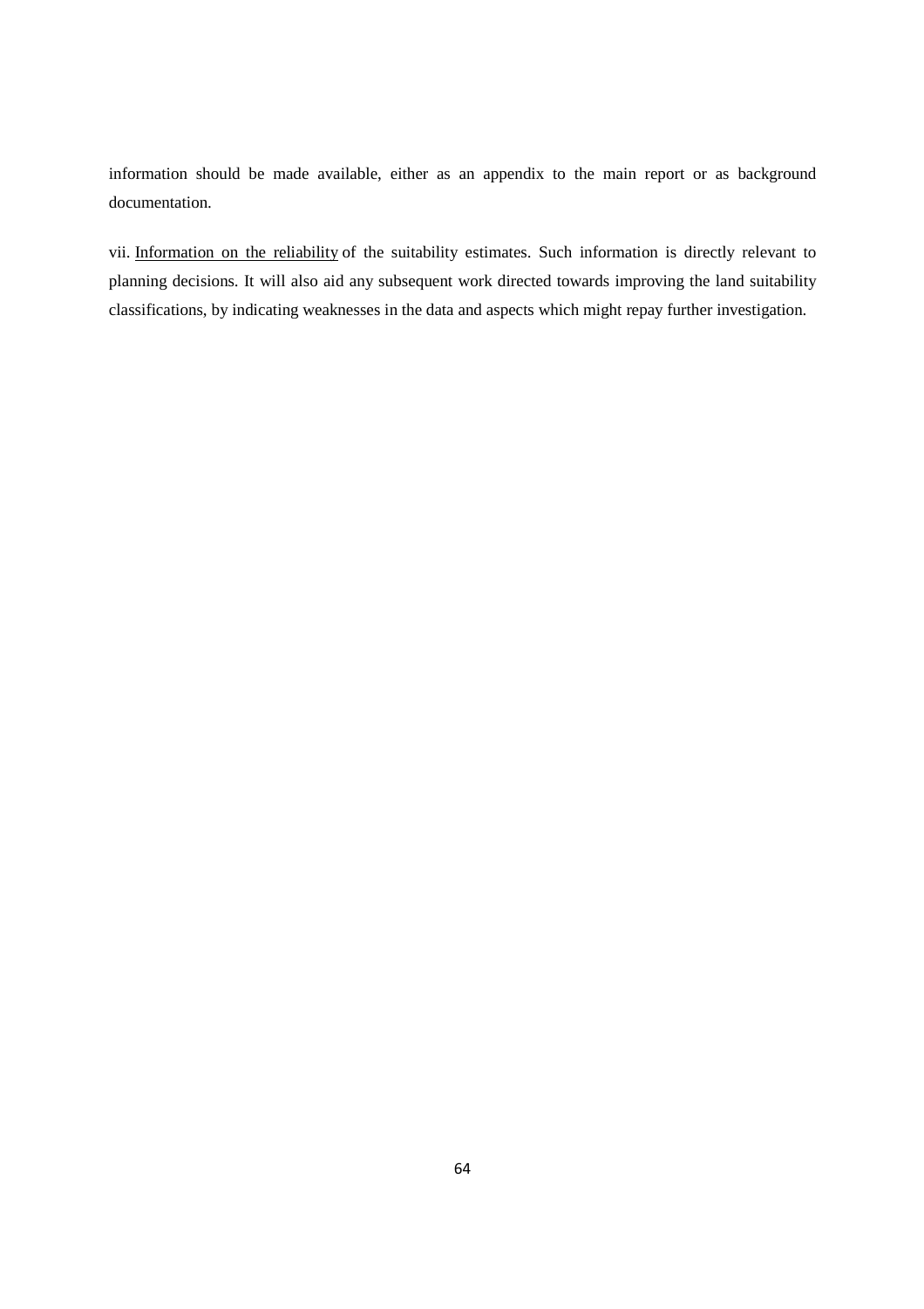information should be made available, either as an appendix to the main report or as background documentation.

vii. <u>Information on the reliability</u> of the suitability estimates. Such information is directly relevant to planning decisions. It will also aid any subsequent work directed towards improving the land suitability classifications, by indicating weaknesses in the data and aspects which might repay further investigation.